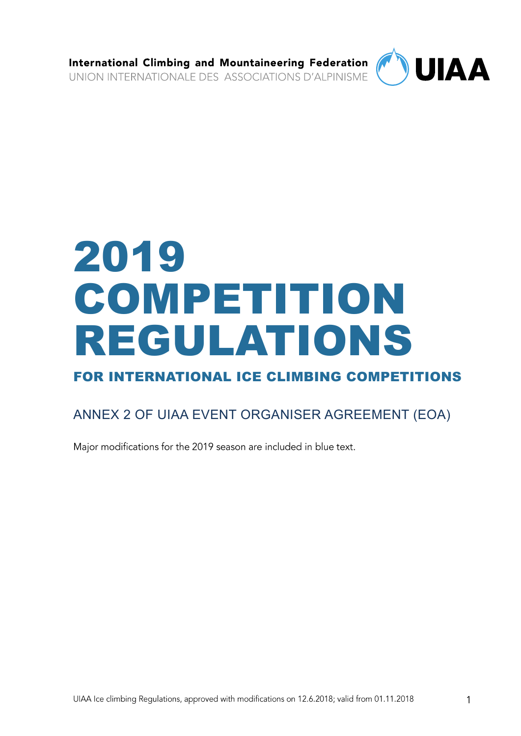International Climbing and Mountaineering Federation
UNION INTERNATIONALE DES ASSOCIATIONS D'ALPINISME

UIAA

# 2019 COMPETITION REGULATIONS

## FOR INTERNATIONAL ICE CLIMBING COMPETITIONS

### ANNEX 2 OF UIAA EVENT ORGANISER AGREEMENT (EOA)

Major modifications for the 2019 season are included in blue text.

UIAA Ice climbing Regulations, approved with modifications on 12.6.2018; valid from 01.11.2018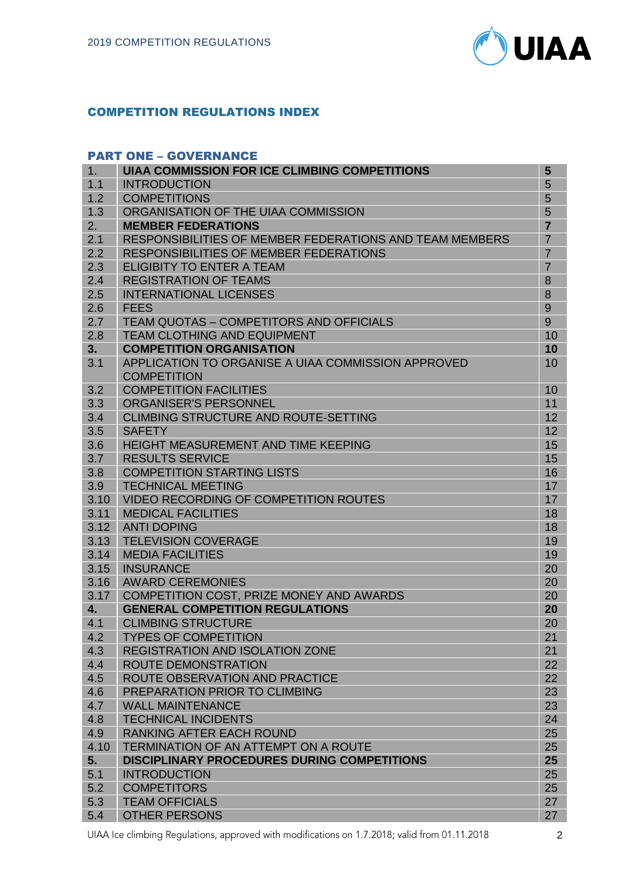## COMPETITION REGULATIONS INDEX

### PART ONE – GOVERNANCE

| | | |
|---|---|---|
| **1.** | **UIAA COMMISSION FOR ICE CLIMBING COMPETITIONS** | **5** |
| 1.1 | INTRODUCTION | 5 |
| 1.2 | COMPETITIONS | 5 |
| 1.3 | ORGANISATION OF THE UIAA COMMISSION | 5 |
| **2.** | **MEMBER FEDERATIONS** | **7** |
| 2.1 | RESPONSIBILITIES OF MEMBER FEDERATIONS AND TEAM MEMBERS | 7 |
| 2.2 | RESPONSIBILITIES OF MEMBER FEDERATIONS | 7 |
| 2.3 | ELIGIBITY TO ENTER A TEAM | 7 |
| 2.4 | REGISTRATION OF TEAMS | 8 |
| 2.5 | INTERNATIONAL LICENSES | 8 |
| 2.6 | FEES | 9 |
| 2.7 | TEAM QUOTAS – COMPETITORS AND OFFICIALS | 9 |
| 2.8 | TEAM CLOTHING AND EQUIPMENT | 10 |
| **3.** | **COMPETITION ORGANISATION** | **10** |
| 3.1 | APPLICATION TO ORGANISE A UIAA COMMISSION APPROVED COMPETITION | 10 |
| 3.2 | COMPETITION FACILITIES | 10 |
| 3.3 | ORGANISER'S PERSONNEL | 11 |
| 3.4 | CLIMBING STRUCTURE AND ROUTE-SETTING | 12 |
| 3.5 | SAFETY | 12 |
| 3.6 | HEIGHT MEASUREMENT AND TIME KEEPING | 15 |
| 3.7 | RESULTS SERVICE | 15 |
| 3.8 | COMPETITION STARTING LISTS | 16 |
| 3.9 | TECHNICAL MEETING | 17 |
| 3.10 | VIDEO RECORDING OF COMPETITION ROUTES | 17 |
| 3.11 | MEDICAL FACILITIES | 18 |
| 3.12 | ANTI DOPING | 18 |
| 3.13 | TELEVISION COVERAGE | 19 |
| 3.14 | MEDIA FACILITIES | 19 |
| 3.15 | INSURANCE | 20 |
| 3.16 | AWARD CEREMONIES | 20 |
| 3.17 | COMPETITION COST, PRIZE MONEY AND AWARDS | 20 |
| **4.** | **GENERAL COMPETITION REGULATIONS** | **20** |
| 4.1 | CLIMBING STRUCTURE | 20 |
| 4.2 | TYPES OF COMPETITION | 21 |
| 4.3 | REGISTRATION AND ISOLATION ZONE | 21 |
| 4.4 | ROUTE DEMONSTRATION | 22 |
| 4.5 | ROUTE OBSERVATION AND PRACTICE | 22 |
| 4.6 | PREPARATION PRIOR TO CLIMBING | 23 |
| 4.7 | WALL MAINTENANCE | 23 |
| 4.8 | TECHNICAL INCIDENTS | 24 |
| 4.9 | RANKING AFTER EACH ROUND | 25 |
| 4.10 | TERMINATION OF AN ATTEMPT ON A ROUTE | 25 |
| **5.** | **DISCIPLINARY PROCEDURES DURING COMPETITIONS** | **25** |
| 5.1 | INTRODUCTION | 25 |
| 5.2 | COMPETITORS | 25 |
| 5.3 | TEAM OFFICIALS | 27 |
| 5.4 | OTHER PERSONS | 27 |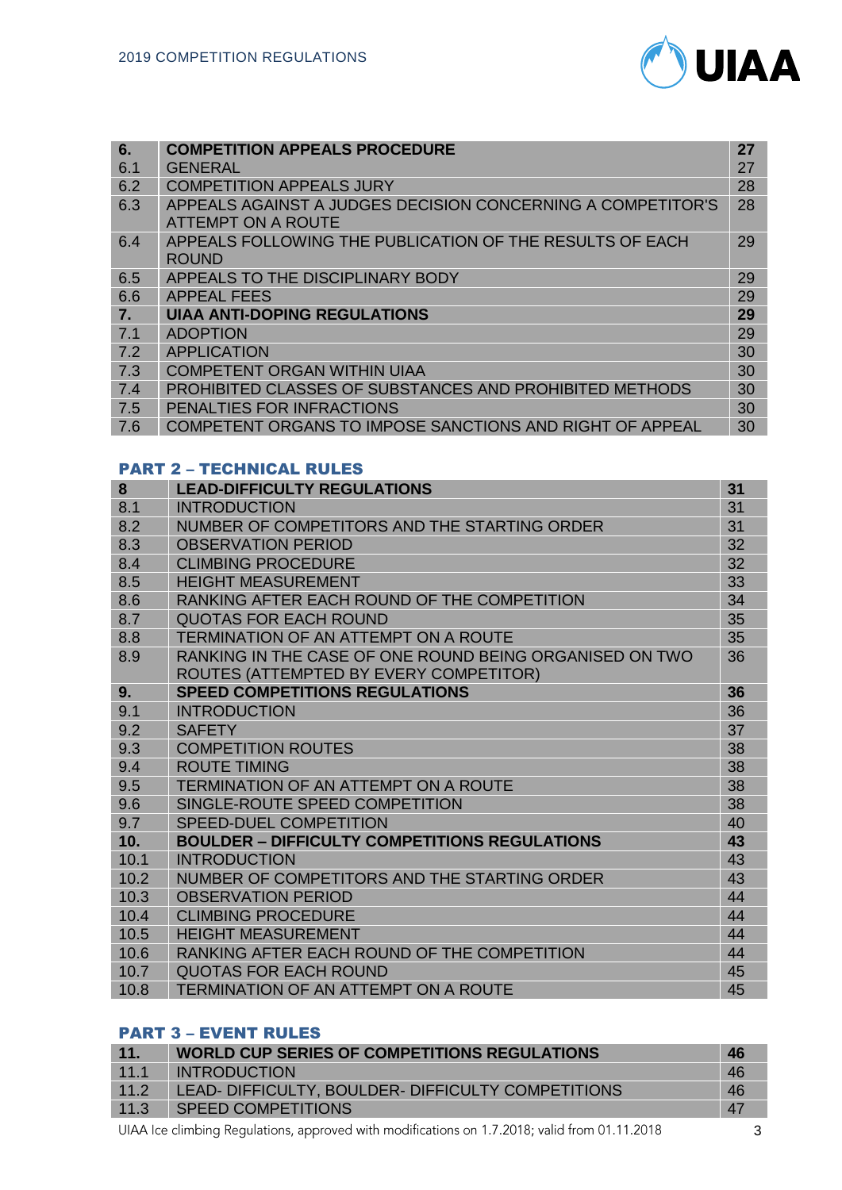| 6. | **COMPETITION APPEALS PROCEDURE** | **27** |
|---|---|---|
| 6.1 | GENERAL | 27 |
| 6.2 | COMPETITION APPEALS JURY | 28 |
| 6.3 | APPEALS AGAINST A JUDGES DECISION CONCERNING A COMPETITOR'S ATTEMPT ON A ROUTE | 28 |
| 6.4 | APPEALS FOLLOWING THE PUBLICATION OF THE RESULTS OF EACH ROUND | 29 |
| 6.5 | APPEALS TO THE DISCIPLINARY BODY | 29 |
| 6.6 | APPEAL FEES | 29 |
| **7.** | **UIAA ANTI-DOPING REGULATIONS** | **29** |
| 7.1 | ADOPTION | 29 |
| 7.2 | APPLICATION | 30 |
| 7.3 | COMPETENT ORGAN WITHIN UIAA | 30 |
| 7.4 | PROHIBITED CLASSES OF SUBSTANCES AND PROHIBITED METHODS | 30 |
| 7.5 | PENALTIES FOR INFRACTIONS | 30 |
| 7.6 | COMPETENT ORGANS TO IMPOSE SANCTIONS AND RIGHT OF APPEAL | 30 |

## PART 2 – TECHNICAL RULES

| 8 | **LEAD-DIFFICULTY REGULATIONS** | **31** |
|---|---|---|
| 8.1 | INTRODUCTION | 31 |
| 8.2 | NUMBER OF COMPETITORS AND THE STARTING ORDER | 31 |
| 8.3 | OBSERVATION PERIOD | 32 |
| 8.4 | CLIMBING PROCEDURE | 32 |
| 8.5 | HEIGHT MEASUREMENT | 33 |
| 8.6 | RANKING AFTER EACH ROUND OF THE COMPETITION | 34 |
| 8.7 | QUOTAS FOR EACH ROUND | 35 |
| 8.8 | TERMINATION OF AN ATTEMPT ON A ROUTE | 35 |
| 8.9 | RANKING IN THE CASE OF ONE ROUND BEING ORGANISED ON TWO ROUTES (ATTEMPTED BY EVERY COMPETITOR) | 36 |
| **9.** | **SPEED COMPETITIONS REGULATIONS** | **36** |
| 9.1 | INTRODUCTION | 36 |
| 9.2 | SAFETY | 37 |
| 9.3 | COMPETITION ROUTES | 38 |
| 9.4 | ROUTE TIMING | 38 |
| 9.5 | TERMINATION OF AN ATTEMPT ON A ROUTE | 38 |
| 9.6 | SINGLE-ROUTE SPEED COMPETITION | 38 |
| 9.7 | SPEED-DUEL COMPETITION | 40 |
| **10.** | **BOULDER – DIFFICULTY COMPETITIONS REGULATIONS** | **43** |
| 10.1 | INTRODUCTION | 43 |
| 10.2 | NUMBER OF COMPETITORS AND THE STARTING ORDER | 43 |
| 10.3 | OBSERVATION PERIOD | 44 |
| 10.4 | CLIMBING PROCEDURE | 44 |
| 10.5 | HEIGHT MEASUREMENT | 44 |
| 10.6 | RANKING AFTER EACH ROUND OF THE COMPETITION | 44 |
| 10.7 | QUOTAS FOR EACH ROUND | 45 |
| 10.8 | TERMINATION OF AN ATTEMPT ON A ROUTE | 45 |

## PART 3 – EVENT RULES

| 11. | **WORLD CUP SERIES OF COMPETITIONS REGULATIONS** | **46** |
|---|---|---|
| 11.1 | INTRODUCTION | 46 |
| 11.2 | LEAD- DIFFICULTY, BOULDER- DIFFICULTY COMPETITIONS | 46 |
| 11.3 | SPEED COMPETITIONS | 47 |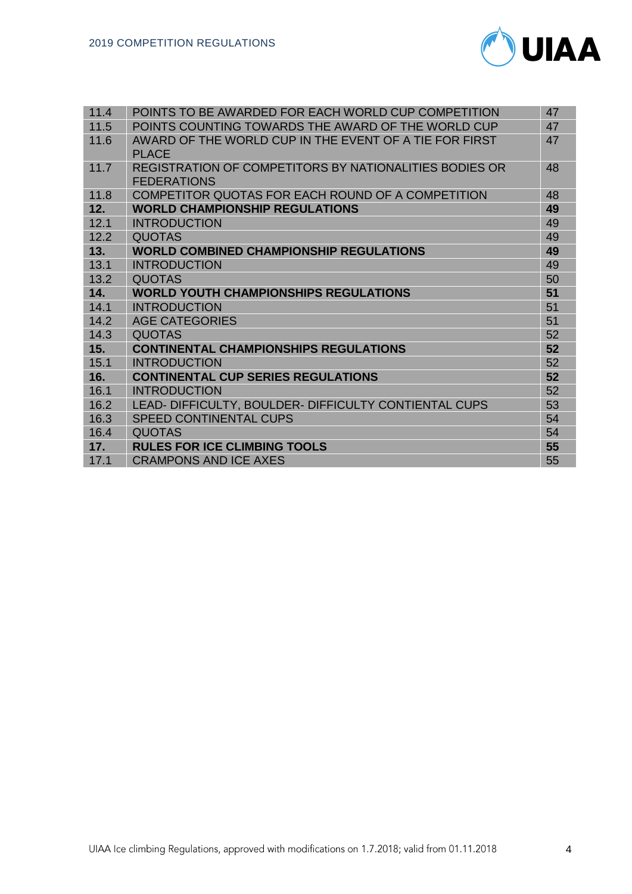| | | |
|---|---|---|
| 11.4 | POINTS TO BE AWARDED FOR EACH WORLD CUP COMPETITION | 47 |
| 11.5 | POINTS COUNTING TOWARDS THE AWARD OF THE WORLD CUP | 47 |
| 11.6 | AWARD OF THE WORLD CUP IN THE EVENT OF A TIE FOR FIRST PLACE | 47 |
| 11.7 | REGISTRATION OF COMPETITORS BY NATIONALITIES BODIES OR FEDERATIONS | 48 |
| 11.8 | COMPETITOR QUOTAS FOR EACH ROUND OF A COMPETITION | 48 |
| **12.** | **WORLD CHAMPIONSHIP REGULATIONS** | **49** |
| 12.1 | INTRODUCTION | 49 |
| 12.2 | QUOTAS | 49 |
| **13.** | **WORLD COMBINED CHAMPIONSHIP REGULATIONS** | **49** |
| 13.1 | INTRODUCTION | 49 |
| 13.2 | QUOTAS | 50 |
| **14.** | **WORLD YOUTH CHAMPIONSHIPS REGULATIONS** | **51** |
| 14.1 | INTRODUCTION | 51 |
| 14.2 | AGE CATEGORIES | 51 |
| 14.3 | QUOTAS | 52 |
| **15.** | **CONTINENTAL CHAMPIONSHIPS REGULATIONS** | **52** |
| 15.1 | INTRODUCTION | 52 |
| **16.** | **CONTINENTAL CUP SERIES REGULATIONS** | **52** |
| 16.1 | INTRODUCTION | 52 |
| 16.2 | LEAD- DIFFICULTY, BOULDER- DIFFICULTY CONTIENTAL CUPS | 53 |
| 16.3 | SPEED CONTINENTAL CUPS | 54 |
| 16.4 | QUOTAS | 54 |
| **17.** | **RULES FOR ICE CLIMBING TOOLS** | **55** |
| 17.1 | CRAMPONS AND ICE AXES | 55 |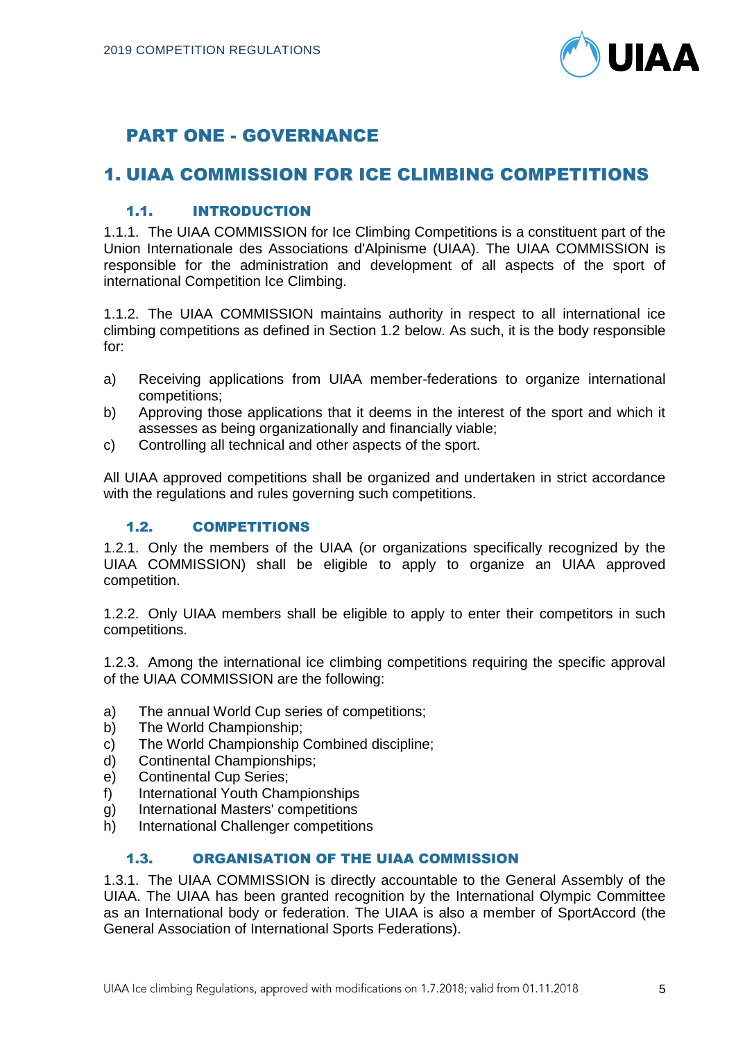# PART ONE - GOVERNANCE

## 1. UIAA COMMISSION FOR ICE CLIMBING COMPETITIONS

### 1.1. INTRODUCTION

1.1.1. The UIAA COMMISSION for Ice Climbing Competitions is a constituent part of the Union Internationale des Associations d'Alpinisme (UIAA). The UIAA COMMISSION is responsible for the administration and development of all aspects of the sport of international Competition Ice Climbing.

1.1.2. The UIAA COMMISSION maintains authority in respect to all international ice climbing competitions as defined in Section 1.2 below. As such, it is the body responsible for:

a) Receiving applications from UIAA member-federations to organize international competitions;
b) Approving those applications that it deems in the interest of the sport and which it assesses as being organizationally and financially viable;
c) Controlling all technical and other aspects of the sport.

All UIAA approved competitions shall be organized and undertaken in strict accordance with the regulations and rules governing such competitions.

### 1.2. COMPETITIONS

1.2.1. Only the members of the UIAA (or organizations specifically recognized by the UIAA COMMISSION) shall be eligible to apply to organize an UIAA approved competition.

1.2.2. Only UIAA members shall be eligible to apply to enter their competitors in such competitions.

1.2.3. Among the international ice climbing competitions requiring the specific approval of the UIAA COMMISSION are the following:

a) The annual World Cup series of competitions;
b) The World Championship;
c) The World Championship Combined discipline;
d) Continental Championships;
e) Continental Cup Series;
f) International Youth Championships
g) International Masters' competitions
h) International Challenger competitions

### 1.3. ORGANISATION OF THE UIAA COMMISSION

1.3.1. The UIAA COMMISSION is directly accountable to the General Assembly of the UIAA. The UIAA has been granted recognition by the International Olympic Committee as an International body or federation. The UIAA is also a member of SportAccord (the General Association of International Sports Federations).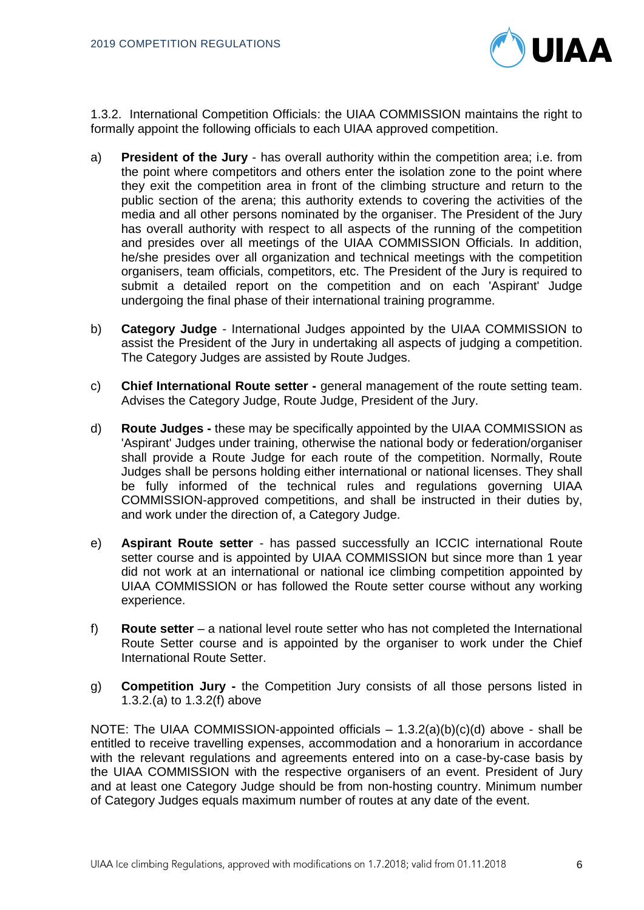1.3.2. International Competition Officials: the UIAA COMMISSION maintains the right to formally appoint the following officials to each UIAA approved competition.

a) **President of the Jury** - has overall authority within the competition area; i.e. from the point where competitors and others enter the isolation zone to the point where they exit the competition area in front of the climbing structure and return to the public section of the arena; this authority extends to covering the activities of the media and all other persons nominated by the organiser. The President of the Jury has overall authority with respect to all aspects of the running of the competition and presides over all meetings of the UIAA COMMISSION Officials. In addition, he/she presides over all organization and technical meetings with the competition organisers, team officials, competitors, etc. The President of the Jury is required to submit a detailed report on the competition and on each 'Aspirant' Judge undergoing the final phase of their international training programme.

b) **Category Judge** - International Judges appointed by the UIAA COMMISSION to assist the President of the Jury in undertaking all aspects of judging a competition. The Category Judges are assisted by Route Judges.

c) **Chief International Route setter -** general management of the route setting team. Advises the Category Judge, Route Judge, President of the Jury.

d) **Route Judges -** these may be specifically appointed by the UIAA COMMISSION as 'Aspirant' Judges under training, otherwise the national body or federation/organiser shall provide a Route Judge for each route of the competition. Normally, Route Judges shall be persons holding either international or national licenses. They shall be fully informed of the technical rules and regulations governing UIAA COMMISSION-approved competitions, and shall be instructed in their duties by, and work under the direction of, a Category Judge.

e) **Aspirant Route setter** - has passed successfully an ICCIC international Route setter course and is appointed by UIAA COMMISSION but since more than 1 year did not work at an international or national ice climbing competition appointed by UIAA COMMISSION or has followed the Route setter course without any working experience.

f) **Route setter** – a national level route setter who has not completed the International Route Setter course and is appointed by the organiser to work under the Chief International Route Setter.

g) **Competition Jury -** the Competition Jury consists of all those persons listed in 1.3.2.(a) to 1.3.2(f) above

NOTE: The UIAA COMMISSION-appointed officials – 1.3.2(a)(b)(c)(d) above - shall be entitled to receive travelling expenses, accommodation and a honorarium in accordance with the relevant regulations and agreements entered into on a case-by-case basis by the UIAA COMMISSION with the respective organisers of an event. President of Jury and at least one Category Judge should be from non-hosting country. Minimum number of Category Judges equals maximum number of routes at any date of the event.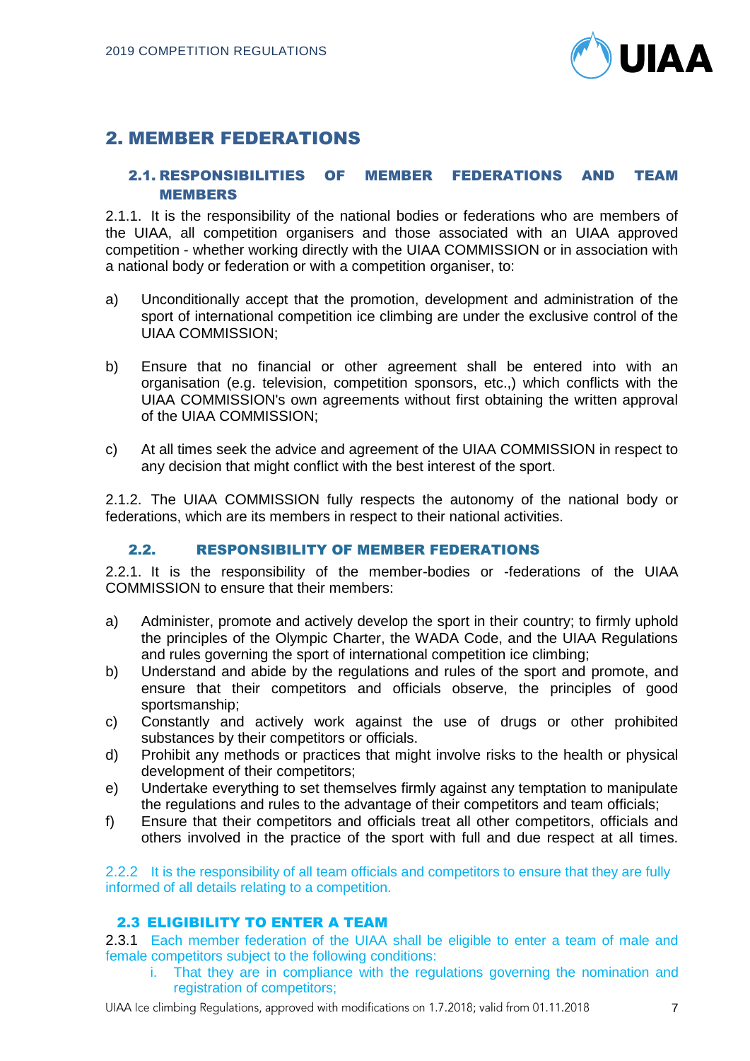# 2. MEMBER FEDERATIONS

## 2.1. RESPONSIBILITIES OF MEMBER FEDERATIONS AND TEAM MEMBERS

2.1.1. It is the responsibility of the national bodies or federations who are members of the UIAA, all competition organisers and those associated with an UIAA approved competition - whether working directly with the UIAA COMMISSION or in association with a national body or federation or with a competition organiser, to:

a) Unconditionally accept that the promotion, development and administration of the sport of international competition ice climbing are under the exclusive control of the UIAA COMMISSION;

b) Ensure that no financial or other agreement shall be entered into with an organisation (e.g. television, competition sponsors, etc.,) which conflicts with the UIAA COMMISSION's own agreements without first obtaining the written approval of the UIAA COMMISSION;

c) At all times seek the advice and agreement of the UIAA COMMISSION in respect to any decision that might conflict with the best interest of the sport.

2.1.2. The UIAA COMMISSION fully respects the autonomy of the national body or federations, which are its members in respect to their national activities.

## 2.2. RESPONSIBILITY OF MEMBER FEDERATIONS

2.2.1. It is the responsibility of the member-bodies or -federations of the UIAA COMMISSION to ensure that their members:

a) Administer, promote and actively develop the sport in their country; to firmly uphold the principles of the Olympic Charter, the WADA Code, and the UIAA Regulations and rules governing the sport of international competition ice climbing;
b) Understand and abide by the regulations and rules of the sport and promote, and ensure that their competitors and officials observe, the principles of good sportsmanship;
c) Constantly and actively work against the use of drugs or other prohibited substances by their competitors or officials.
d) Prohibit any methods or practices that might involve risks to the health or physical development of their competitors;
e) Undertake everything to set themselves firmly against any temptation to manipulate the regulations and rules to the advantage of their competitors and team officials;
f) Ensure that their competitors and officials treat all other competitors, officials and others involved in the practice of the sport with full and due respect at all times.

2.2.2 It is the responsibility of all team officials and competitors to ensure that they are fully informed of all details relating to a competition.

## 2.3 ELIGIBILITY TO ENTER A TEAM

2.3.1 Each member federation of the UIAA shall be eligible to enter a team of male and female competitors subject to the following conditions:

i. That they are in compliance with the regulations governing the nomination and registration of competitors;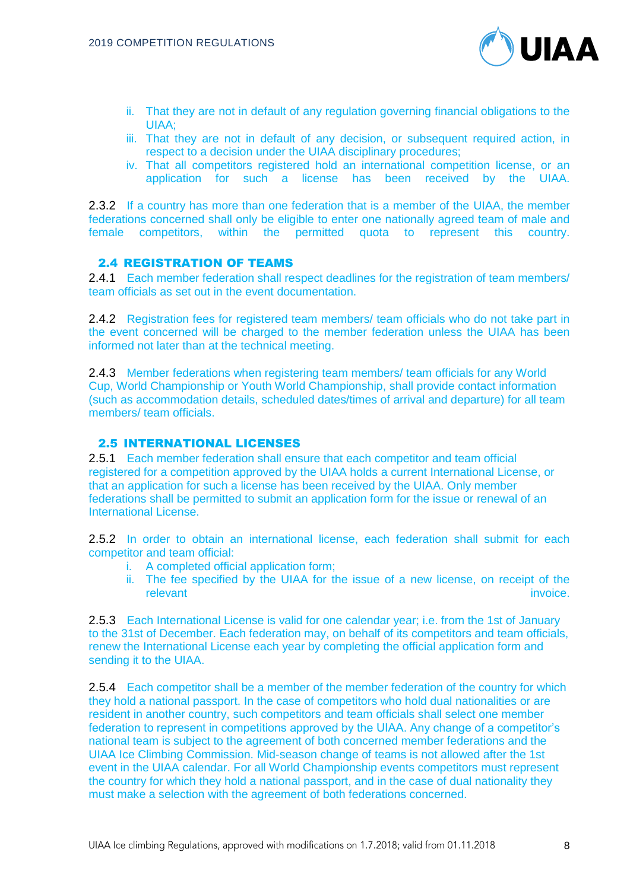ii. That they are not in default of any regulation governing financial obligations to the UIAA;
iii. That they are not in default of any decision, or subsequent required action, in respect to a decision under the UIAA disciplinary procedures;
iv. That all competitors registered hold an international competition license, or an application for such a license has been received by the UIAA.

2.3.2 If a country has more than one federation that is a member of the UIAA, the member federations concerned shall only be eligible to enter one nationally agreed team of male and female competitors, within the permitted quota to represent this country.

## 2.4 REGISTRATION OF TEAMS

2.4.1 Each member federation shall respect deadlines for the registration of team members/ team officials as set out in the event documentation.

2.4.2 Registration fees for registered team members/ team officials who do not take part in the event concerned will be charged to the member federation unless the UIAA has been informed not later than at the technical meeting.

2.4.3 Member federations when registering team members/ team officials for any World Cup, World Championship or Youth World Championship, shall provide contact information (such as accommodation details, scheduled dates/times of arrival and departure) for all team members/ team officials.

## 2.5 INTERNATIONAL LICENSES

2.5.1 Each member federation shall ensure that each competitor and team official registered for a competition approved by the UIAA holds a current International License, or that an application for such a license has been received by the UIAA. Only member federations shall be permitted to submit an application form for the issue or renewal of an International License.

2.5.2 In order to obtain an international license, each federation shall submit for each competitor and team official:

i. A completed official application form;
ii. The fee specified by the UIAA for the issue of a new license, on receipt of the relevant invoice.

2.5.3 Each International License is valid for one calendar year; i.e. from the 1st of January to the 31st of December. Each federation may, on behalf of its competitors and team officials, renew the International License each year by completing the official application form and sending it to the UIAA.

2.5.4 Each competitor shall be a member of the member federation of the country for which they hold a national passport. In the case of competitors who hold dual nationalities or are resident in another country, such competitors and team officials shall select one member federation to represent in competitions approved by the UIAA. Any change of a competitor's national team is subject to the agreement of both concerned member federations and the UIAA Ice Climbing Commission. Mid-season change of teams is not allowed after the 1st event in the UIAA calendar. For all World Championship events competitors must represent the country for which they hold a national passport, and in the case of dual nationality they must make a selection with the agreement of both federations concerned.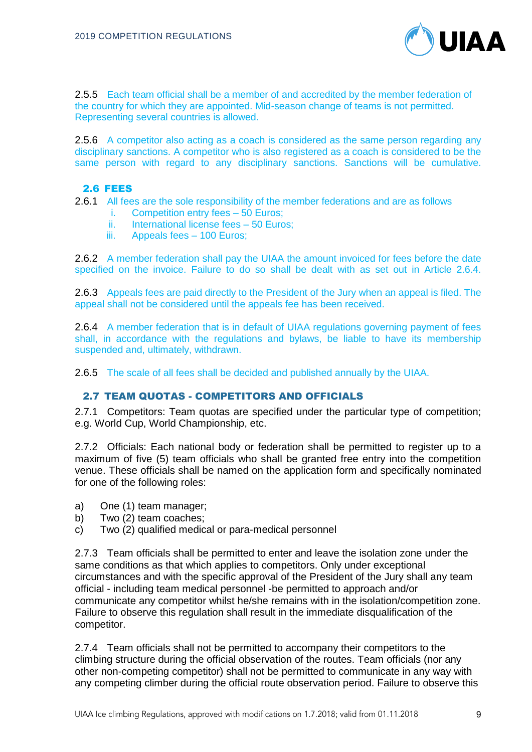2.5.5 Each team official shall be a member of and accredited by the member federation of the country for which they are appointed. Mid-season change of teams is not permitted. Representing several countries is allowed.

2.5.6 A competitor also acting as a coach is considered as the same person regarding any disciplinary sanctions. A competitor who is also registered as a coach is considered to be the same person with regard to any disciplinary sanctions. Sanctions will be cumulative.

## 2.6 FEES

2.6.1 All fees are the sole responsibility of the member federations and are as follows

i. Competition entry fees – 50 Euros;
ii. International license fees – 50 Euros;
iii. Appeals fees – 100 Euros;

2.6.2 A member federation shall pay the UIAA the amount invoiced for fees before the date specified on the invoice. Failure to do so shall be dealt with as set out in Article 2.6.4.

2.6.3 Appeals fees are paid directly to the President of the Jury when an appeal is filed. The appeal shall not be considered until the appeals fee has been received.

2.6.4 A member federation that is in default of UIAA regulations governing payment of fees shall, in accordance with the regulations and bylaws, be liable to have its membership suspended and, ultimately, withdrawn.

2.6.5 The scale of all fees shall be decided and published annually by the UIAA.

## 2.7 TEAM QUOTAS - COMPETITORS AND OFFICIALS

2.7.1 Competitors: Team quotas are specified under the particular type of competition; e.g. World Cup, World Championship, etc.

2.7.2 Officials: Each national body or federation shall be permitted to register up to a maximum of five (5) team officials who shall be granted free entry into the competition venue. These officials shall be named on the application form and specifically nominated for one of the following roles:

a) One (1) team manager;
b) Two (2) team coaches;
c) Two (2) qualified medical or para-medical personnel

2.7.3 Team officials shall be permitted to enter and leave the isolation zone under the same conditions as that which applies to competitors. Only under exceptional circumstances and with the specific approval of the President of the Jury shall any team official - including team medical personnel -be permitted to approach and/or communicate any competitor whilst he/she remains with in the isolation/competition zone. Failure to observe this regulation shall result in the immediate disqualification of the competitor.

2.7.4 Team officials shall not be permitted to accompany their competitors to the climbing structure during the official observation of the routes. Team officials (nor any other non-competing competitor) shall not be permitted to communicate in any way with any competing climber during the official route observation period. Failure to observe this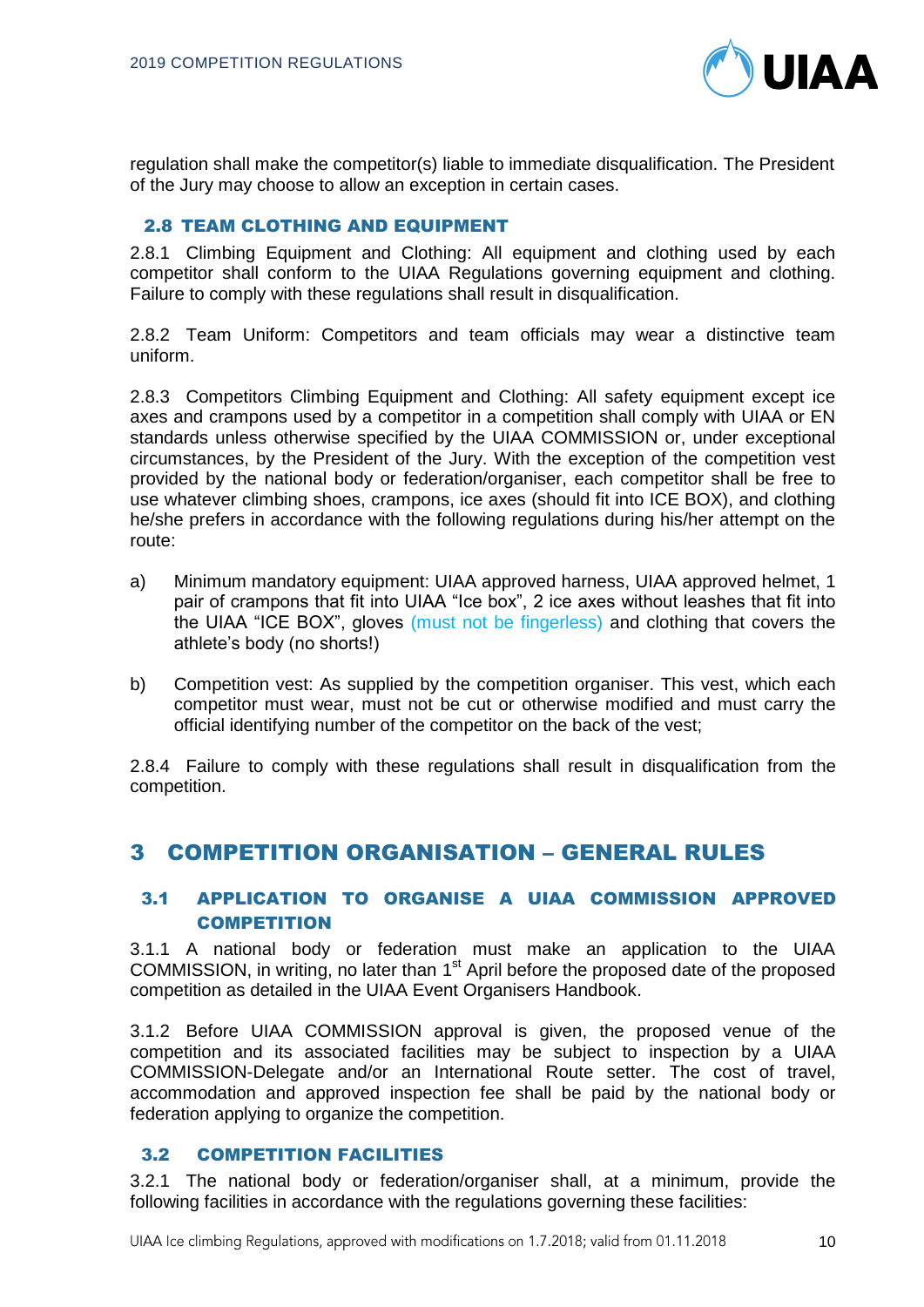regulation shall make the competitor(s) liable to immediate disqualification. The President of the Jury may choose to allow an exception in certain cases.

### 2.8 TEAM CLOTHING AND EQUIPMENT

2.8.1 Climbing Equipment and Clothing: All equipment and clothing used by each competitor shall conform to the UIAA Regulations governing equipment and clothing. Failure to comply with these regulations shall result in disqualification.

2.8.2 Team Uniform: Competitors and team officials may wear a distinctive team uniform.

2.8.3 Competitors Climbing Equipment and Clothing: All safety equipment except ice axes and crampons used by a competitor in a competition shall comply with UIAA or EN standards unless otherwise specified by the UIAA COMMISSION or, under exceptional circumstances, by the President of the Jury. With the exception of the competition vest provided by the national body or federation/organiser, each competitor shall be free to use whatever climbing shoes, crampons, ice axes (should fit into ICE BOX), and clothing he/she prefers in accordance with the following regulations during his/her attempt on the route:

a) Minimum mandatory equipment: UIAA approved harness, UIAA approved helmet, 1 pair of crampons that fit into UIAA "Ice box", 2 ice axes without leashes that fit into the UIAA "ICE BOX", gloves (must not be fingerless) and clothing that covers the athlete's body (no shorts!)

b) Competition vest: As supplied by the competition organiser. This vest, which each competitor must wear, must not be cut or otherwise modified and must carry the official identifying number of the competitor on the back of the vest;

2.8.4 Failure to comply with these regulations shall result in disqualification from the competition.

## 3 COMPETITION ORGANISATION – GENERAL RULES

### 3.1 APPLICATION TO ORGANISE A UIAA COMMISSION APPROVED COMPETITION

3.1.1 A national body or federation must make an application to the UIAA COMMISSION, in writing, no later than 1st April before the proposed date of the proposed competition as detailed in the UIAA Event Organisers Handbook.

3.1.2 Before UIAA COMMISSION approval is given, the proposed venue of the competition and its associated facilities may be subject to inspection by a UIAA COMMISSION-Delegate and/or an International Route setter. The cost of travel, accommodation and approved inspection fee shall be paid by the national body or federation applying to organize the competition.

### 3.2 COMPETITION FACILITIES

3.2.1 The national body or federation/organiser shall, at a minimum, provide the following facilities in accordance with the regulations governing these facilities: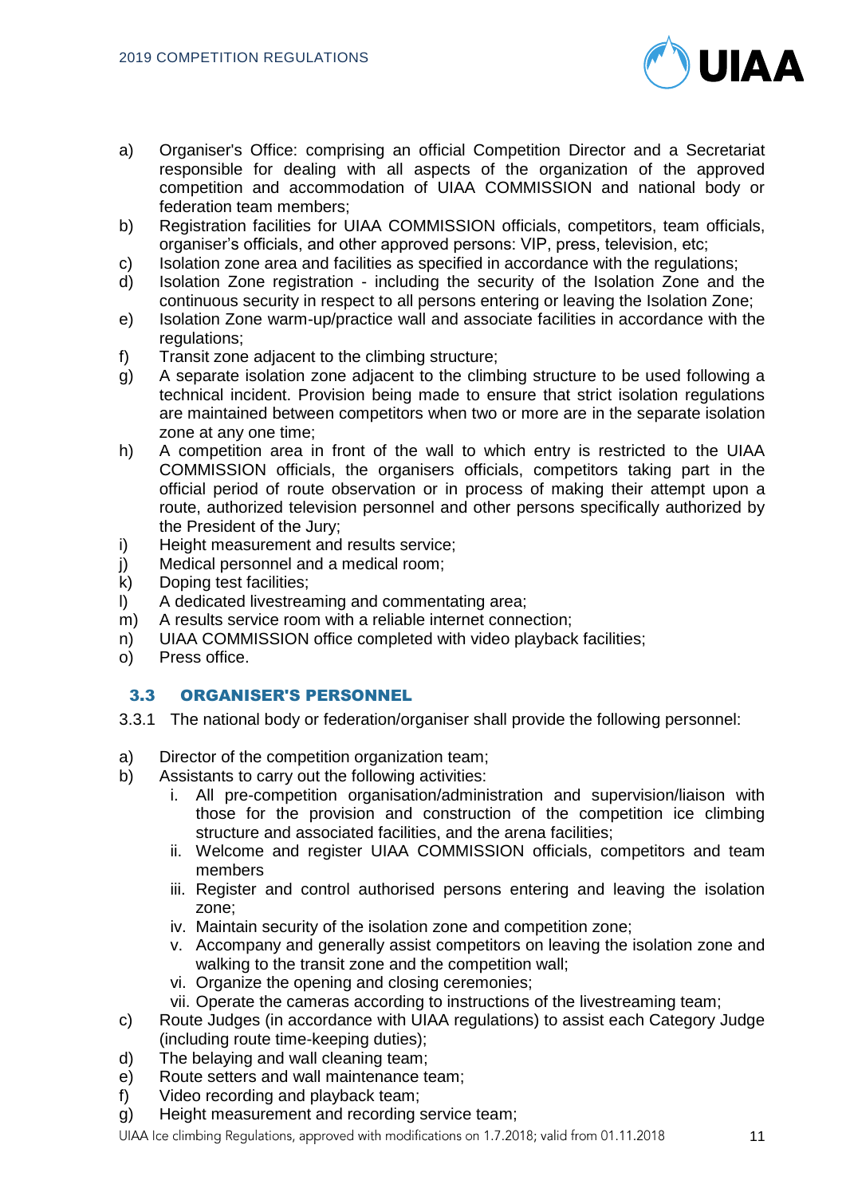a) Organiser's Office: comprising an official Competition Director and a Secretariat responsible for dealing with all aspects of the organization of the approved competition and accommodation of UIAA COMMISSION and national body or federation team members;
b) Registration facilities for UIAA COMMISSION officials, competitors, team officials, organiser's officials, and other approved persons: VIP, press, television, etc;
c) Isolation zone area and facilities as specified in accordance with the regulations;
d) Isolation Zone registration - including the security of the Isolation Zone and the continuous security in respect to all persons entering or leaving the Isolation Zone;
e) Isolation Zone warm-up/practice wall and associate facilities in accordance with the regulations;
f) Transit zone adjacent to the climbing structure;
g) A separate isolation zone adjacent to the climbing structure to be used following a technical incident. Provision being made to ensure that strict isolation regulations are maintained between competitors when two or more are in the separate isolation zone at any one time;
h) A competition area in front of the wall to which entry is restricted to the UIAA COMMISSION officials, the organisers officials, competitors taking part in the official period of route observation or in process of making their attempt upon a route, authorized television personnel and other persons specifically authorized by the President of the Jury;
i) Height measurement and results service;
j) Medical personnel and a medical room;
k) Doping test facilities;
l) A dedicated livestreaming and commentating area;
m) A results service room with a reliable internet connection;
n) UIAA COMMISSION office completed with video playback facilities;
o) Press office.

## 3.3 ORGANISER'S PERSONNEL

3.3.1 The national body or federation/organiser shall provide the following personnel:

a) Director of the competition organization team;
b) Assistants to carry out the following activities:
   i. All pre-competition organisation/administration and supervision/liaison with those for the provision and construction of the competition ice climbing structure and associated facilities, and the arena facilities;
   ii. Welcome and register UIAA COMMISSION officials, competitors and team members
   iii. Register and control authorised persons entering and leaving the isolation zone;
   iv. Maintain security of the isolation zone and competition zone;
   v. Accompany and generally assist competitors on leaving the isolation zone and walking to the transit zone and the competition wall;
   vi. Organize the opening and closing ceremonies;
   vii. Operate the cameras according to instructions of the livestreaming team;
c) Route Judges (in accordance with UIAA regulations) to assist each Category Judge (including route time-keeping duties);
d) The belaying and wall cleaning team;
e) Route setters and wall maintenance team;
f) Video recording and playback team;
g) Height measurement and recording service team;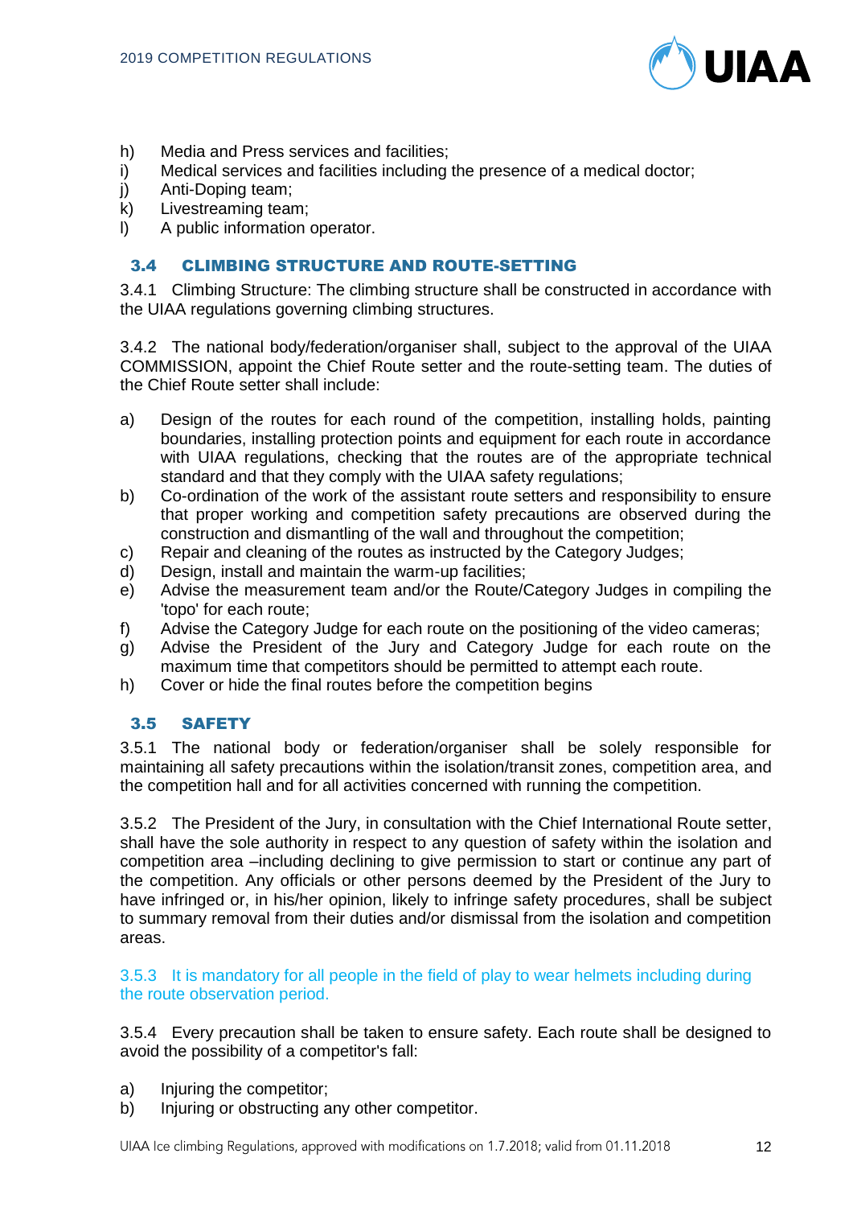h) Media and Press services and facilities;
i) Medical services and facilities including the presence of a medical doctor;
j) Anti-Doping team;
k) Livestreaming team;
l) A public information operator.

### 3.4 CLIMBING STRUCTURE AND ROUTE-SETTING

3.4.1 Climbing Structure: The climbing structure shall be constructed in accordance with the UIAA regulations governing climbing structures.

3.4.2 The national body/federation/organiser shall, subject to the approval of the UIAA COMMISSION, appoint the Chief Route setter and the route-setting team. The duties of the Chief Route setter shall include:

a) Design of the routes for each round of the competition, installing holds, painting boundaries, installing protection points and equipment for each route in accordance with UIAA regulations, checking that the routes are of the appropriate technical standard and that they comply with the UIAA safety regulations;
b) Co-ordination of the work of the assistant route setters and responsibility to ensure that proper working and competition safety precautions are observed during the construction and dismantling of the wall and throughout the competition;
c) Repair and cleaning of the routes as instructed by the Category Judges;
d) Design, install and maintain the warm-up facilities;
e) Advise the measurement team and/or the Route/Category Judges in compiling the 'topo' for each route;
f) Advise the Category Judge for each route on the positioning of the video cameras;
g) Advise the President of the Jury and Category Judge for each route on the maximum time that competitors should be permitted to attempt each route.
h) Cover or hide the final routes before the competition begins

### 3.5 SAFETY

3.5.1 The national body or federation/organiser shall be solely responsible for maintaining all safety precautions within the isolation/transit zones, competition area, and the competition hall and for all activities concerned with running the competition.

3.5.2 The President of the Jury, in consultation with the Chief International Route setter, shall have the sole authority in respect to any question of safety within the isolation and competition area –including declining to give permission to start or continue any part of the competition. Any officials or other persons deemed by the President of the Jury to have infringed or, in his/her opinion, likely to infringe safety procedures, shall be subject to summary removal from their duties and/or dismissal from the isolation and competition areas.

3.5.3 It is mandatory for all people in the field of play to wear helmets including during the route observation period.

3.5.4 Every precaution shall be taken to ensure safety. Each route shall be designed to avoid the possibility of a competitor's fall:

a) Injuring the competitor;
b) Injuring or obstructing any other competitor.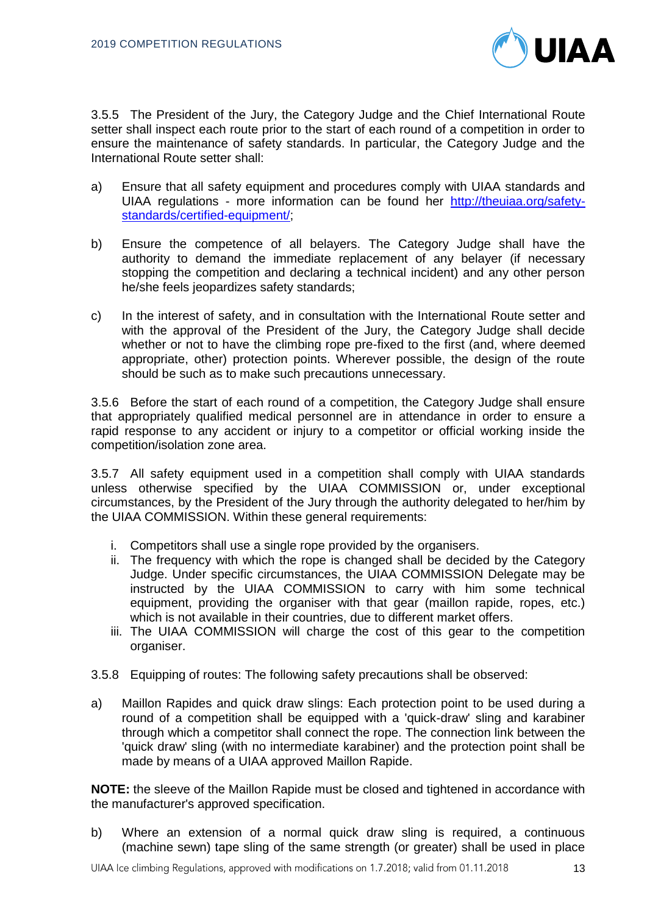3.5.5 The President of the Jury, the Category Judge and the Chief International Route setter shall inspect each route prior to the start of each round of a competition in order to ensure the maintenance of safety standards. In particular, the Category Judge and the International Route setter shall:

a) Ensure that all safety equipment and procedures comply with UIAA standards and UIAA regulations - more information can be found her http://theuiaa.org/safety-standards/certified-equipment/;

b) Ensure the competence of all belayers. The Category Judge shall have the authority to demand the immediate replacement of any belayer (if necessary stopping the competition and declaring a technical incident) and any other person he/she feels jeopardizes safety standards;

c) In the interest of safety, and in consultation with the International Route setter and with the approval of the President of the Jury, the Category Judge shall decide whether or not to have the climbing rope pre-fixed to the first (and, where deemed appropriate, other) protection points. Wherever possible, the design of the route should be such as to make such precautions unnecessary.

3.5.6 Before the start of each round of a competition, the Category Judge shall ensure that appropriately qualified medical personnel are in attendance in order to ensure a rapid response to any accident or injury to a competitor or official working inside the competition/isolation zone area.

3.5.7 All safety equipment used in a competition shall comply with UIAA standards unless otherwise specified by the UIAA COMMISSION or, under exceptional circumstances, by the President of the Jury through the authority delegated to her/him by the UIAA COMMISSION. Within these general requirements:

i. Competitors shall use a single rope provided by the organisers.
ii. The frequency with which the rope is changed shall be decided by the Category Judge. Under specific circumstances, the UIAA COMMISSION Delegate may be instructed by the UIAA COMMISSION to carry with him some technical equipment, providing the organiser with that gear (maillon rapide, ropes, etc.) which is not available in their countries, due to different market offers.
iii. The UIAA COMMISSION will charge the cost of this gear to the competition organiser.

3.5.8 Equipping of routes: The following safety precautions shall be observed:

a) Maillon Rapides and quick draw slings: Each protection point to be used during a round of a competition shall be equipped with a 'quick-draw' sling and karabiner through which a competitor shall connect the rope. The connection link between the 'quick draw' sling (with no intermediate karabiner) and the protection point shall be made by means of a UIAA approved Maillon Rapide.

**NOTE:** the sleeve of the Maillon Rapide must be closed and tightened in accordance with the manufacturer's approved specification.

b) Where an extension of a normal quick draw sling is required, a continuous (machine sewn) tape sling of the same strength (or greater) shall be used in place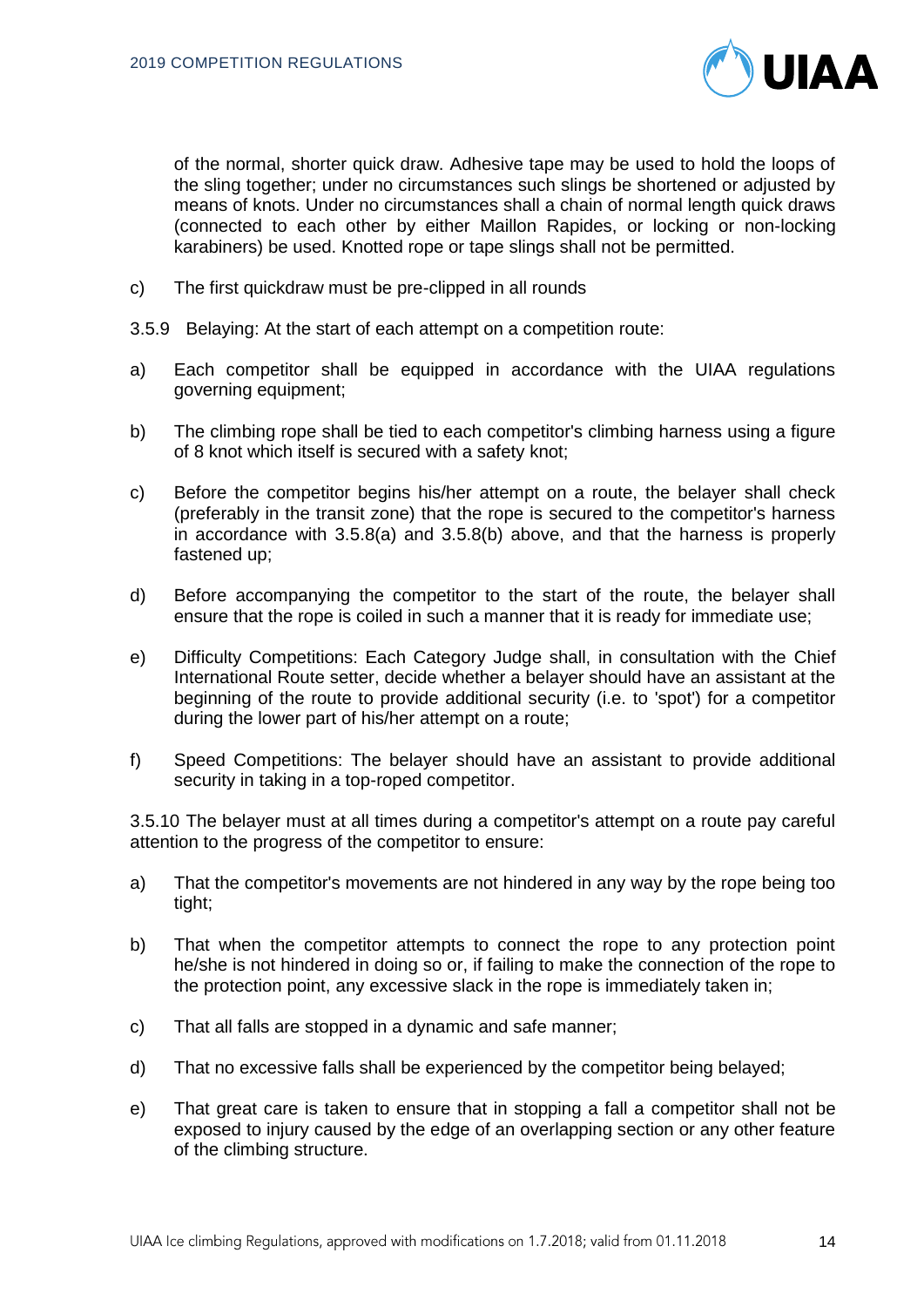of the normal, shorter quick draw. Adhesive tape may be used to hold the loops of the sling together; under no circumstances such slings be shortened or adjusted by means of knots. Under no circumstances shall a chain of normal length quick draws (connected to each other by either Maillon Rapides, or locking or non-locking karabiners) be used. Knotted rope or tape slings shall not be permitted.

c) The first quickdraw must be pre-clipped in all rounds

3.5.9 Belaying: At the start of each attempt on a competition route:

a) Each competitor shall be equipped in accordance with the UIAA regulations governing equipment;

b) The climbing rope shall be tied to each competitor's climbing harness using a figure of 8 knot which itself is secured with a safety knot;

c) Before the competitor begins his/her attempt on a route, the belayer shall check (preferably in the transit zone) that the rope is secured to the competitor's harness in accordance with 3.5.8(a) and 3.5.8(b) above, and that the harness is properly fastened up;

d) Before accompanying the competitor to the start of the route, the belayer shall ensure that the rope is coiled in such a manner that it is ready for immediate use;

e) Difficulty Competitions: Each Category Judge shall, in consultation with the Chief International Route setter, decide whether a belayer should have an assistant at the beginning of the route to provide additional security (i.e. to 'spot') for a competitor during the lower part of his/her attempt on a route;

f) Speed Competitions: The belayer should have an assistant to provide additional security in taking in a top-roped competitor.

3.5.10 The belayer must at all times during a competitor's attempt on a route pay careful attention to the progress of the competitor to ensure:

a) That the competitor's movements are not hindered in any way by the rope being too tight;

b) That when the competitor attempts to connect the rope to any protection point he/she is not hindered in doing so or, if failing to make the connection of the rope to the protection point, any excessive slack in the rope is immediately taken in;

c) That all falls are stopped in a dynamic and safe manner;

d) That no excessive falls shall be experienced by the competitor being belayed;

e) That great care is taken to ensure that in stopping a fall a competitor shall not be exposed to injury caused by the edge of an overlapping section or any other feature of the climbing structure.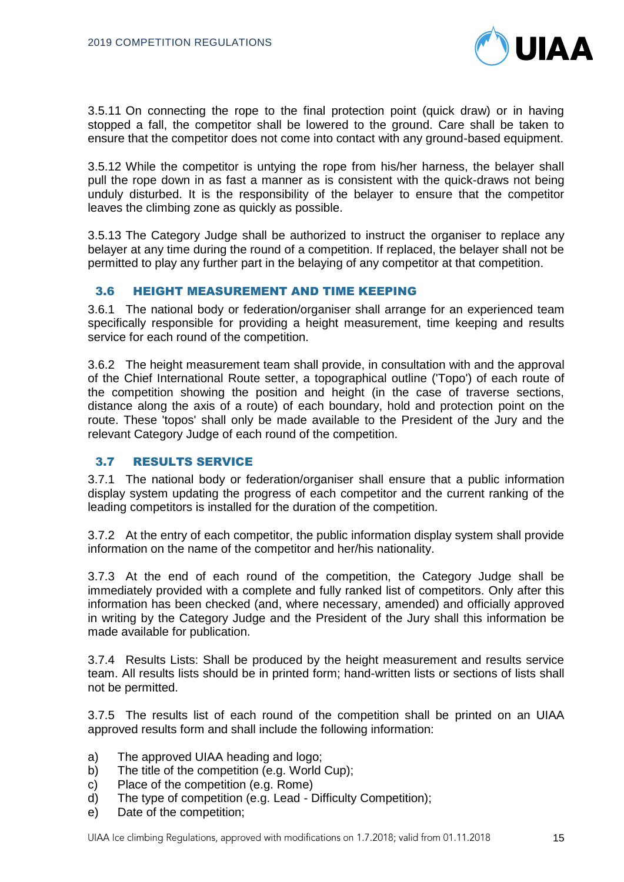3.5.11 On connecting the rope to the final protection point (quick draw) or in having stopped a fall, the competitor shall be lowered to the ground. Care shall be taken to ensure that the competitor does not come into contact with any ground-based equipment.

3.5.12 While the competitor is untying the rope from his/her harness, the belayer shall pull the rope down in as fast a manner as is consistent with the quick-draws not being unduly disturbed. It is the responsibility of the belayer to ensure that the competitor leaves the climbing zone as quickly as possible.

3.5.13 The Category Judge shall be authorized to instruct the organiser to replace any belayer at any time during the round of a competition. If replaced, the belayer shall not be permitted to play any further part in the belaying of any competitor at that competition.

## 3.6 HEIGHT MEASUREMENT AND TIME KEEPING

3.6.1 The national body or federation/organiser shall arrange for an experienced team specifically responsible for providing a height measurement, time keeping and results service for each round of the competition.

3.6.2 The height measurement team shall provide, in consultation with and the approval of the Chief International Route setter, a topographical outline ('Topo') of each route of the competition showing the position and height (in the case of traverse sections, distance along the axis of a route) of each boundary, hold and protection point on the route. These 'topos' shall only be made available to the President of the Jury and the relevant Category Judge of each round of the competition.

## 3.7 RESULTS SERVICE

3.7.1 The national body or federation/organiser shall ensure that a public information display system updating the progress of each competitor and the current ranking of the leading competitors is installed for the duration of the competition.

3.7.2 At the entry of each competitor, the public information display system shall provide information on the name of the competitor and her/his nationality.

3.7.3 At the end of each round of the competition, the Category Judge shall be immediately provided with a complete and fully ranked list of competitors. Only after this information has been checked (and, where necessary, amended) and officially approved in writing by the Category Judge and the President of the Jury shall this information be made available for publication.

3.7.4 Results Lists: Shall be produced by the height measurement and results service team. All results lists should be in printed form; hand-written lists or sections of lists shall not be permitted.

3.7.5 The results list of each round of the competition shall be printed on an UIAA approved results form and shall include the following information:

a) The approved UIAA heading and logo;
b) The title of the competition (e.g. World Cup);
c) Place of the competition (e.g. Rome)
d) The type of competition (e.g. Lead - Difficulty Competition);
e) Date of the competition;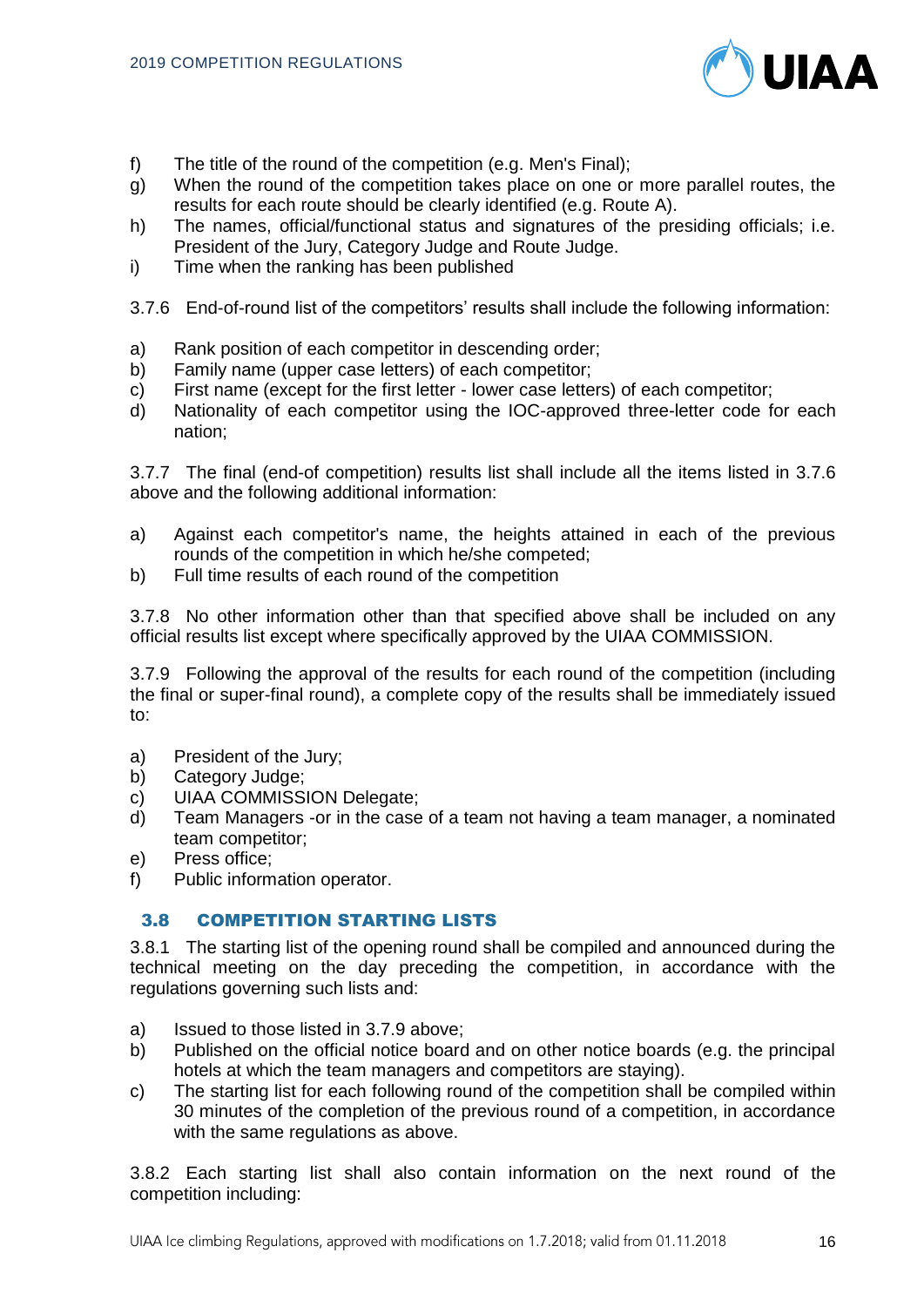f) The title of the round of the competition (e.g. Men's Final);
g) When the round of the competition takes place on one or more parallel routes, the results for each route should be clearly identified (e.g. Route A).
h) The names, official/functional status and signatures of the presiding officials; i.e. President of the Jury, Category Judge and Route Judge.
i) Time when the ranking has been published

3.7.6 End-of-round list of the competitors' results shall include the following information:

a) Rank position of each competitor in descending order;
b) Family name (upper case letters) of each competitor;
c) First name (except for the first letter - lower case letters) of each competitor;
d) Nationality of each competitor using the IOC-approved three-letter code for each nation;

3.7.7 The final (end-of competition) results list shall include all the items listed in 3.7.6 above and the following additional information:

a) Against each competitor's name, the heights attained in each of the previous rounds of the competition in which he/she competed;
b) Full time results of each round of the competition

3.7.8 No other information other than that specified above shall be included on any official results list except where specifically approved by the UIAA COMMISSION.

3.7.9 Following the approval of the results for each round of the competition (including the final or super-final round), a complete copy of the results shall be immediately issued to:

a) President of the Jury;
b) Category Judge;
c) UIAA COMMISSION Delegate;
d) Team Managers -or in the case of a team not having a team manager, a nominated team competitor;
e) Press office;
f) Public information operator.

## 3.8 COMPETITION STARTING LISTS

3.8.1 The starting list of the opening round shall be compiled and announced during the technical meeting on the day preceding the competition, in accordance with the regulations governing such lists and:

a) Issued to those listed in 3.7.9 above;
b) Published on the official notice board and on other notice boards (e.g. the principal hotels at which the team managers and competitors are staying).
c) The starting list for each following round of the competition shall be compiled within 30 minutes of the completion of the previous round of a competition, in accordance with the same regulations as above.

3.8.2 Each starting list shall also contain information on the next round of the competition including: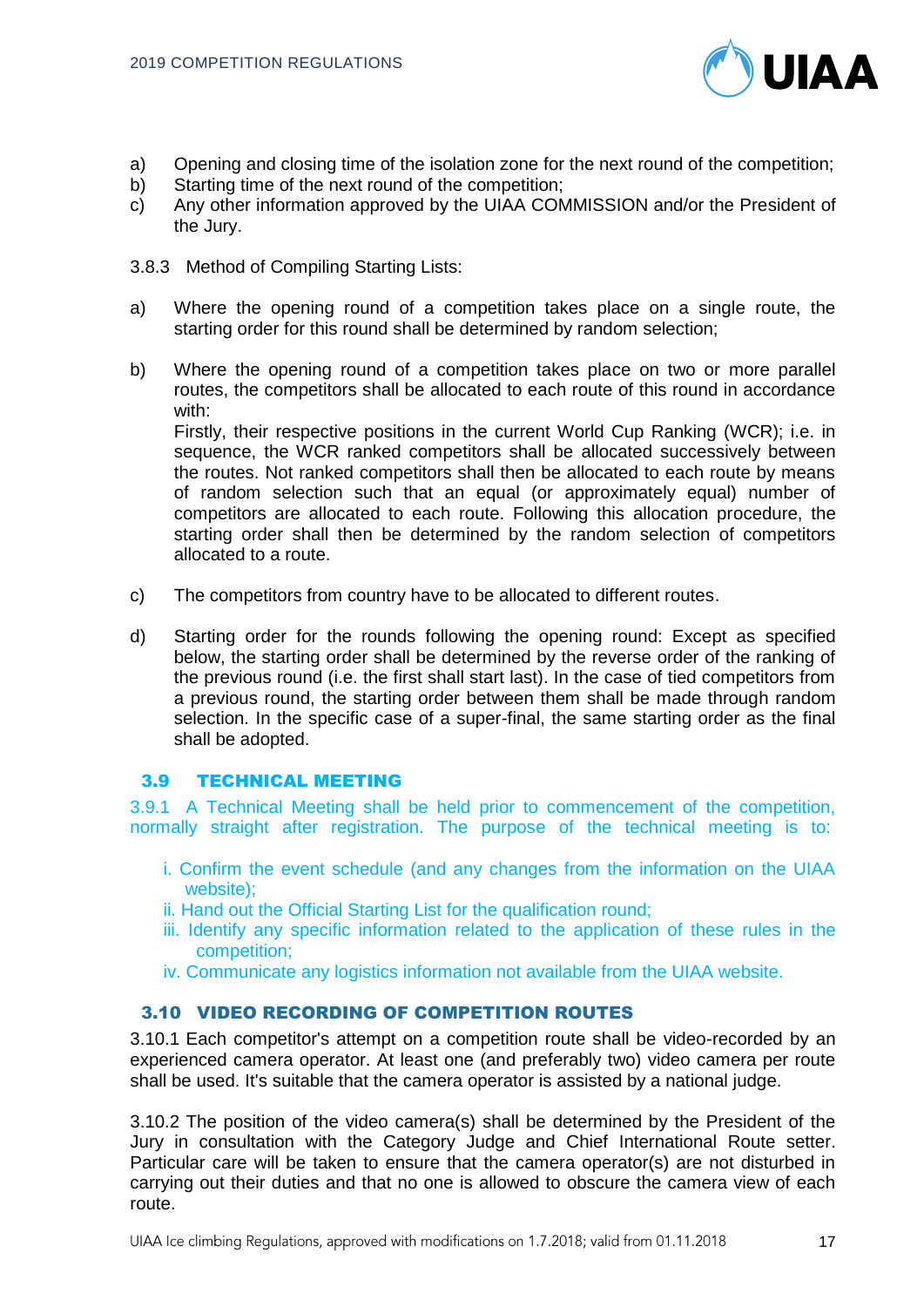a) Opening and closing time of the isolation zone for the next round of the competition;
b) Starting time of the next round of the competition;
c) Any other information approved by the UIAA COMMISSION and/or the President of the Jury.

3.8.3 Method of Compiling Starting Lists:

a) Where the opening round of a competition takes place on a single route, the starting order for this round shall be determined by random selection;

b) Where the opening round of a competition takes place on two or more parallel routes, the competitors shall be allocated to each route of this round in accordance with:
Firstly, their respective positions in the current World Cup Ranking (WCR); i.e. in sequence, the WCR ranked competitors shall be allocated successively between the routes. Not ranked competitors shall then be allocated to each route by means of random selection such that an equal (or approximately equal) number of competitors are allocated to each route. Following this allocation procedure, the starting order shall then be determined by the random selection of competitors allocated to a route.

c) The competitors from country have to be allocated to different routes.

d) Starting order for the rounds following the opening round: Except as specified below, the starting order shall be determined by the reverse order of the ranking of the previous round (i.e. the first shall start last). In the case of tied competitors from a previous round, the starting order between them shall be made through random selection. In the specific case of a super-final, the same starting order as the final shall be adopted.

## 3.9 TECHNICAL MEETING

3.9.1 A Technical Meeting shall be held prior to commencement of the competition, normally straight after registration. The purpose of the technical meeting is to:

i. Confirm the event schedule (and any changes from the information on the UIAA website);
ii. Hand out the Official Starting List for the qualification round;
iii. Identify any specific information related to the application of these rules in the competition;
iv. Communicate any logistics information not available from the UIAA website.

## 3.10 VIDEO RECORDING OF COMPETITION ROUTES

3.10.1 Each competitor's attempt on a competition route shall be video-recorded by an experienced camera operator. At least one (and preferably two) video camera per route shall be used. It's suitable that the camera operator is assisted by a national judge.

3.10.2 The position of the video camera(s) shall be determined by the President of the Jury in consultation with the Category Judge and Chief International Route setter. Particular care will be taken to ensure that the camera operator(s) are not disturbed in carrying out their duties and that no one is allowed to obscure the camera view of each route.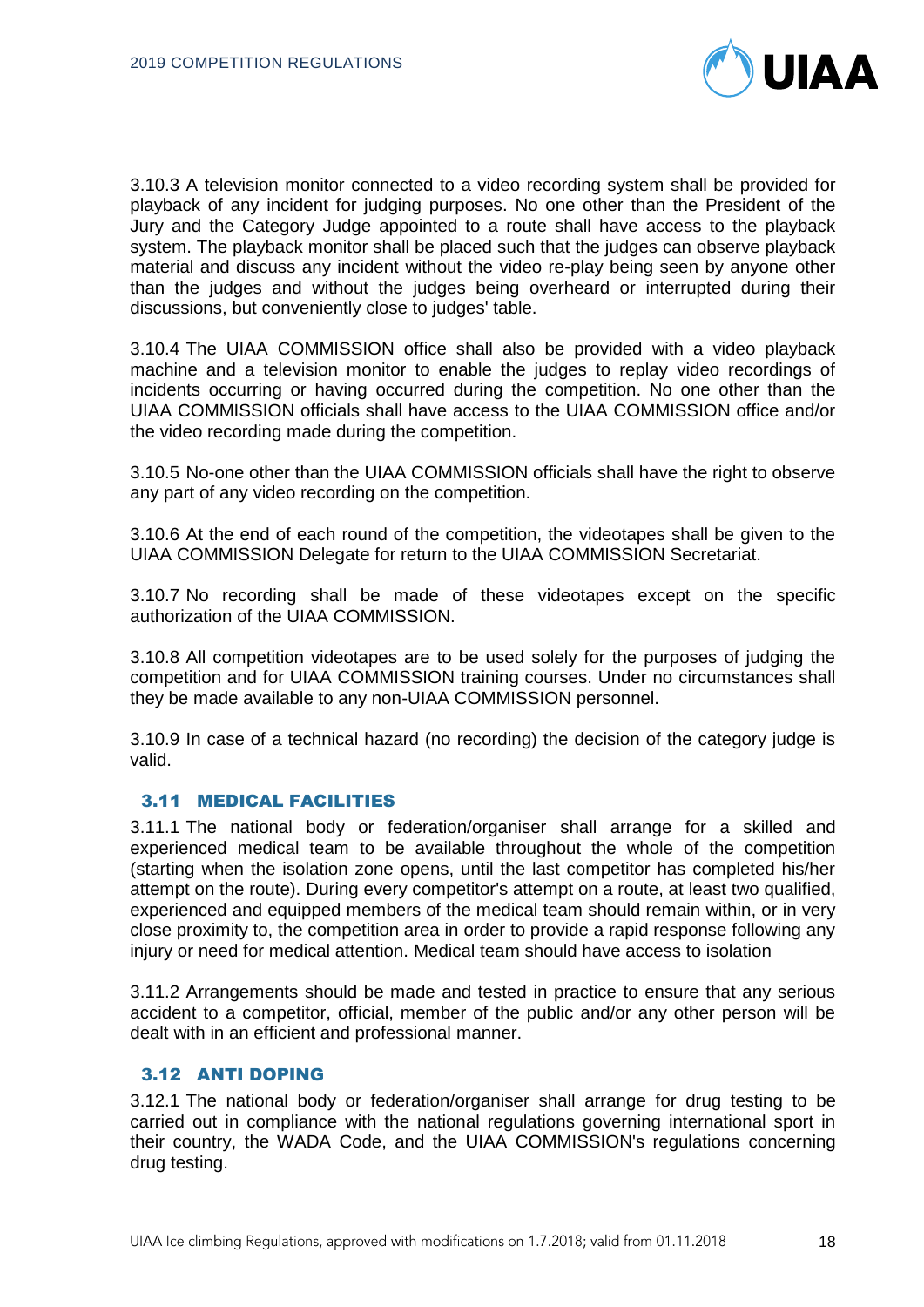3.10.3 A television monitor connected to a video recording system shall be provided for playback of any incident for judging purposes. No one other than the President of the Jury and the Category Judge appointed to a route shall have access to the playback system. The playback monitor shall be placed such that the judges can observe playback material and discuss any incident without the video re-play being seen by anyone other than the judges and without the judges being overheard or interrupted during their discussions, but conveniently close to judges' table.

3.10.4 The UIAA COMMISSION office shall also be provided with a video playback machine and a television monitor to enable the judges to replay video recordings of incidents occurring or having occurred during the competition. No one other than the UIAA COMMISSION officials shall have access to the UIAA COMMISSION office and/or the video recording made during the competition.

3.10.5 No-one other than the UIAA COMMISSION officials shall have the right to observe any part of any video recording on the competition.

3.10.6 At the end of each round of the competition, the videotapes shall be given to the UIAA COMMISSION Delegate for return to the UIAA COMMISSION Secretariat.

3.10.7 No recording shall be made of these videotapes except on the specific authorization of the UIAA COMMISSION.

3.10.8 All competition videotapes are to be used solely for the purposes of judging the competition and for UIAA COMMISSION training courses. Under no circumstances shall they be made available to any non-UIAA COMMISSION personnel.

3.10.9 In case of a technical hazard (no recording) the decision of the category judge is valid.

### 3.11 MEDICAL FACILITIES

3.11.1 The national body or federation/organiser shall arrange for a skilled and experienced medical team to be available throughout the whole of the competition (starting when the isolation zone opens, until the last competitor has completed his/her attempt on the route). During every competitor's attempt on a route, at least two qualified, experienced and equipped members of the medical team should remain within, or in very close proximity to, the competition area in order to provide a rapid response following any injury or need for medical attention. Medical team should have access to isolation

3.11.2 Arrangements should be made and tested in practice to ensure that any serious accident to a competitor, official, member of the public and/or any other person will be dealt with in an efficient and professional manner.

### 3.12 ANTI DOPING

3.12.1 The national body or federation/organiser shall arrange for drug testing to be carried out in compliance with the national regulations governing international sport in their country, the WADA Code, and the UIAA COMMISSION's regulations concerning drug testing.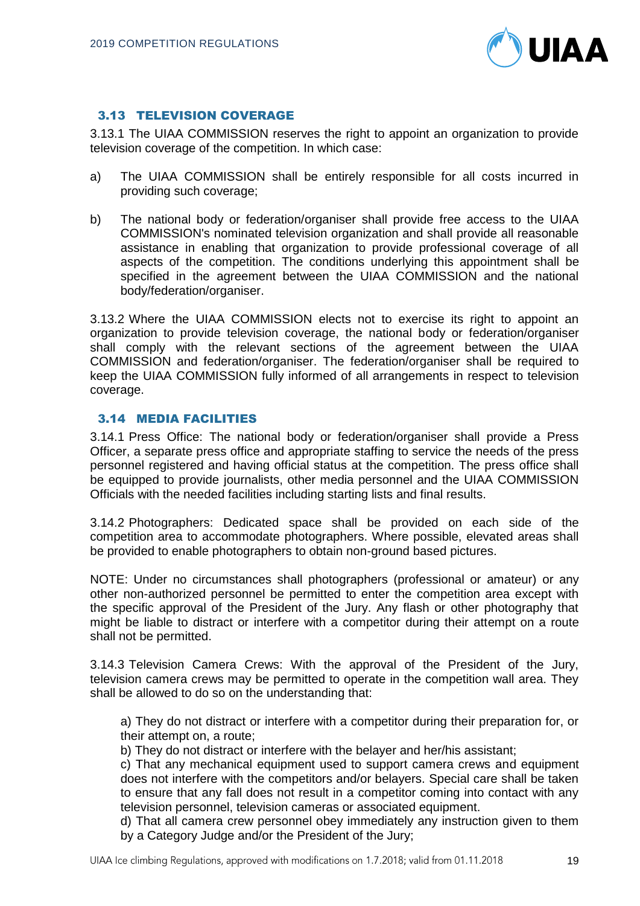### 3.13 TELEVISION COVERAGE

3.13.1 The UIAA COMMISSION reserves the right to appoint an organization to provide television coverage of the competition. In which case:

a) The UIAA COMMISSION shall be entirely responsible for all costs incurred in providing such coverage;

b) The national body or federation/organiser shall provide free access to the UIAA COMMISSION's nominated television organization and shall provide all reasonable assistance in enabling that organization to provide professional coverage of all aspects of the competition. The conditions underlying this appointment shall be specified in the agreement between the UIAA COMMISSION and the national body/federation/organiser.

3.13.2 Where the UIAA COMMISSION elects not to exercise its right to appoint an organization to provide television coverage, the national body or federation/organiser shall comply with the relevant sections of the agreement between the UIAA COMMISSION and federation/organiser. The federation/organiser shall be required to keep the UIAA COMMISSION fully informed of all arrangements in respect to television coverage.

### 3.14 MEDIA FACILITIES

3.14.1 Press Office: The national body or federation/organiser shall provide a Press Officer, a separate press office and appropriate staffing to service the needs of the press personnel registered and having official status at the competition. The press office shall be equipped to provide journalists, other media personnel and the UIAA COMMISSION Officials with the needed facilities including starting lists and final results.

3.14.2 Photographers: Dedicated space shall be provided on each side of the competition area to accommodate photographers. Where possible, elevated areas shall be provided to enable photographers to obtain non-ground based pictures.

NOTE: Under no circumstances shall photographers (professional or amateur) or any other non-authorized personnel be permitted to enter the competition area except with the specific approval of the President of the Jury. Any flash or other photography that might be liable to distract or interfere with a competitor during their attempt on a route shall not be permitted.

3.14.3 Television Camera Crews: With the approval of the President of the Jury, television camera crews may be permitted to operate in the competition wall area. They shall be allowed to do so on the understanding that:

a) They do not distract or interfere with a competitor during their preparation for, or their attempt on, a route;
b) They do not distract or interfere with the belayer and her/his assistant;
c) That any mechanical equipment used to support camera crews and equipment does not interfere with the competitors and/or belayers. Special care shall be taken to ensure that any fall does not result in a competitor coming into contact with any television personnel, television cameras or associated equipment.
d) That all camera crew personnel obey immediately any instruction given to them by a Category Judge and/or the President of the Jury;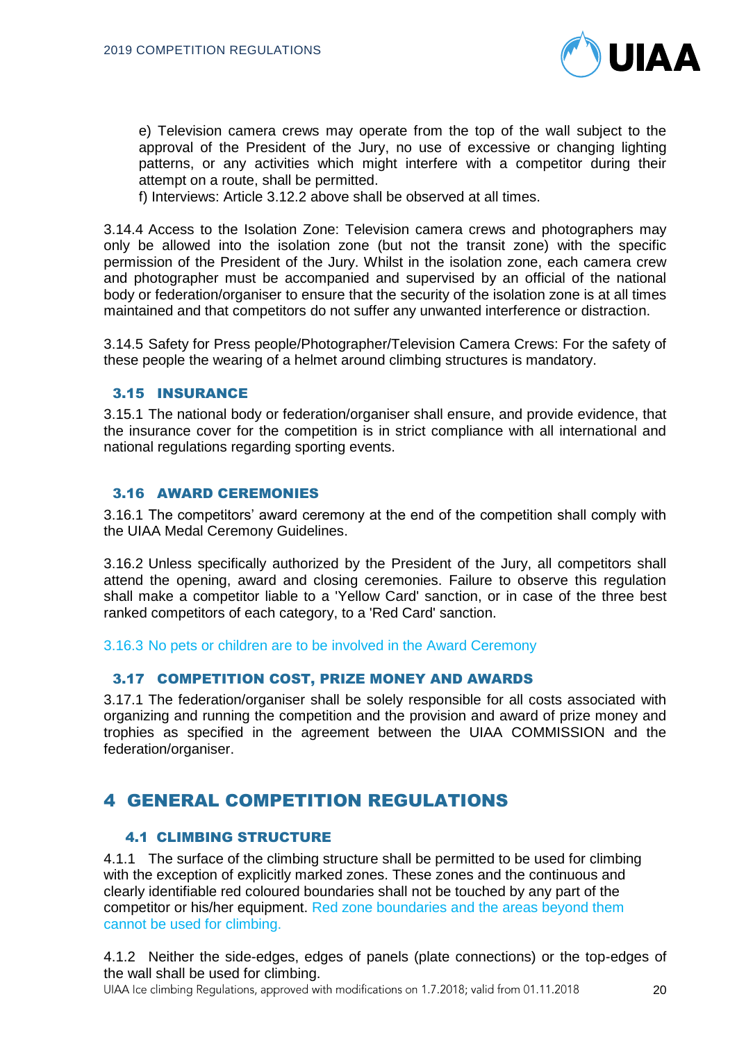e) Television camera crews may operate from the top of the wall subject to the approval of the President of the Jury, no use of excessive or changing lighting patterns, or any activities which might interfere with a competitor during their attempt on a route, shall be permitted.

f) Interviews: Article 3.12.2 above shall be observed at all times.

3.14.4 Access to the Isolation Zone: Television camera crews and photographers may only be allowed into the isolation zone (but not the transit zone) with the specific permission of the President of the Jury. Whilst in the isolation zone, each camera crew and photographer must be accompanied and supervised by an official of the national body or federation/organiser to ensure that the security of the isolation zone is at all times maintained and that competitors do not suffer any unwanted interference or distraction.

3.14.5 Safety for Press people/Photographer/Television Camera Crews: For the safety of these people the wearing of a helmet around climbing structures is mandatory.

### 3.15 INSURANCE

3.15.1 The national body or federation/organiser shall ensure, and provide evidence, that the insurance cover for the competition is in strict compliance with all international and national regulations regarding sporting events.

### 3.16 AWARD CEREMONIES

3.16.1 The competitors' award ceremony at the end of the competition shall comply with the UIAA Medal Ceremony Guidelines.

3.16.2 Unless specifically authorized by the President of the Jury, all competitors shall attend the opening, award and closing ceremonies. Failure to observe this regulation shall make a competitor liable to a 'Yellow Card' sanction, or in case of the three best ranked competitors of each category, to a 'Red Card' sanction.

3.16.3 No pets or children are to be involved in the Award Ceremony

### 3.17 COMPETITION COST, PRIZE MONEY AND AWARDS

3.17.1 The federation/organiser shall be solely responsible for all costs associated with organizing and running the competition and the provision and award of prize money and trophies as specified in the agreement between the UIAA COMMISSION and the federation/organiser.

## 4 GENERAL COMPETITION REGULATIONS

### 4.1 CLIMBING STRUCTURE

4.1.1 The surface of the climbing structure shall be permitted to be used for climbing with the exception of explicitly marked zones. These zones and the continuous and clearly identifiable red coloured boundaries shall not be touched by any part of the competitor or his/her equipment. Red zone boundaries and the areas beyond them cannot be used for climbing.

4.1.2 Neither the side-edges, edges of panels (plate connections) or the top-edges of the wall shall be used for climbing.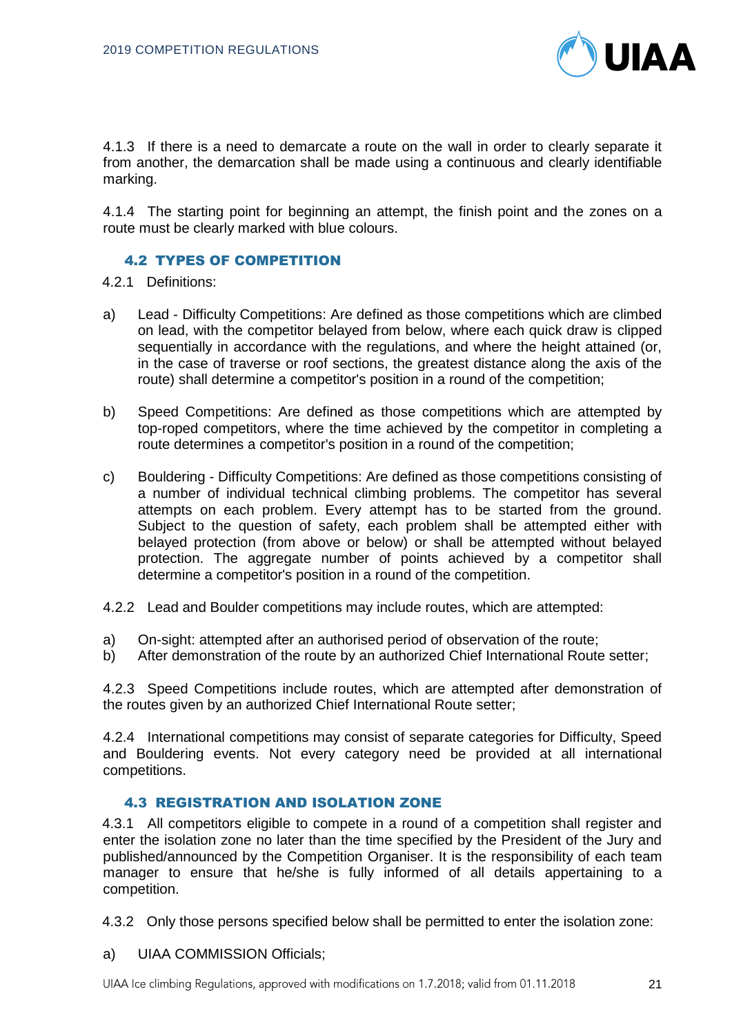4.1.3 If there is a need to demarcate a route on the wall in order to clearly separate it from another, the demarcation shall be made using a continuous and clearly identifiable marking.

4.1.4 The starting point for beginning an attempt, the finish point and the zones on a route must be clearly marked with blue colours.

### 4.2 TYPES OF COMPETITION

4.2.1 Definitions:

a) Lead - Difficulty Competitions: Are defined as those competitions which are climbed on lead, with the competitor belayed from below, where each quick draw is clipped sequentially in accordance with the regulations, and where the height attained (or, in the case of traverse or roof sections, the greatest distance along the axis of the route) shall determine a competitor's position in a round of the competition;

b) Speed Competitions: Are defined as those competitions which are attempted by top-roped competitors, where the time achieved by the competitor in completing a route determines a competitor's position in a round of the competition;

c) Bouldering - Difficulty Competitions: Are defined as those competitions consisting of a number of individual technical climbing problems. The competitor has several attempts on each problem. Every attempt has to be started from the ground. Subject to the question of safety, each problem shall be attempted either with belayed protection (from above or below) or shall be attempted without belayed protection. The aggregate number of points achieved by a competitor shall determine a competitor's position in a round of the competition.

4.2.2 Lead and Boulder competitions may include routes, which are attempted:

a) On-sight: attempted after an authorised period of observation of the route;
b) After demonstration of the route by an authorized Chief International Route setter;

4.2.3 Speed Competitions include routes, which are attempted after demonstration of the routes given by an authorized Chief International Route setter;

4.2.4 International competitions may consist of separate categories for Difficulty, Speed and Bouldering events. Not every category need be provided at all international competitions.

### 4.3 REGISTRATION AND ISOLATION ZONE

4.3.1 All competitors eligible to compete in a round of a competition shall register and enter the isolation zone no later than the time specified by the President of the Jury and published/announced by the Competition Organiser. It is the responsibility of each team manager to ensure that he/she is fully informed of all details appertaining to a competition.

4.3.2 Only those persons specified below shall be permitted to enter the isolation zone:

a) UIAA COMMISSION Officials;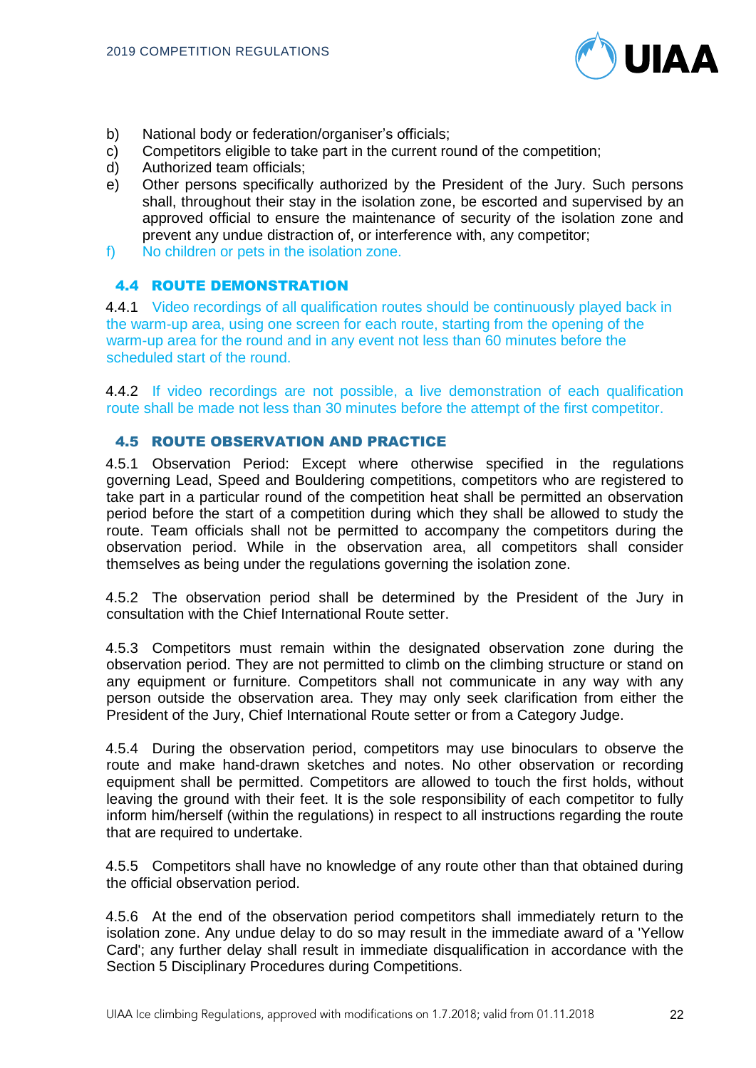b) National body or federation/organiser's officials;
c) Competitors eligible to take part in the current round of the competition;
d) Authorized team officials;
e) Other persons specifically authorized by the President of the Jury. Such persons shall, throughout their stay in the isolation zone, be escorted and supervised by an approved official to ensure the maintenance of security of the isolation zone and prevent any undue distraction of, or interference with, any competitor;
f) No children or pets in the isolation zone.

## 4.4 ROUTE DEMONSTRATION

4.4.1 Video recordings of all qualification routes should be continuously played back in the warm-up area, using one screen for each route, starting from the opening of the warm-up area for the round and in any event not less than 60 minutes before the scheduled start of the round.

4.4.2 If video recordings are not possible, a live demonstration of each qualification route shall be made not less than 30 minutes before the attempt of the first competitor.

## 4.5 ROUTE OBSERVATION AND PRACTICE

4.5.1 Observation Period: Except where otherwise specified in the regulations governing Lead, Speed and Bouldering competitions, competitors who are registered to take part in a particular round of the competition heat shall be permitted an observation period before the start of a competition during which they shall be allowed to study the route. Team officials shall not be permitted to accompany the competitors during the observation period. While in the observation area, all competitors shall consider themselves as being under the regulations governing the isolation zone.

4.5.2 The observation period shall be determined by the President of the Jury in consultation with the Chief International Route setter.

4.5.3 Competitors must remain within the designated observation zone during the observation period. They are not permitted to climb on the climbing structure or stand on any equipment or furniture. Competitors shall not communicate in any way with any person outside the observation area. They may only seek clarification from either the President of the Jury, Chief International Route setter or from a Category Judge.

4.5.4 During the observation period, competitors may use binoculars to observe the route and make hand-drawn sketches and notes. No other observation or recording equipment shall be permitted. Competitors are allowed to touch the first holds, without leaving the ground with their feet. It is the sole responsibility of each competitor to fully inform him/herself (within the regulations) in respect to all instructions regarding the route that are required to undertake.

4.5.5 Competitors shall have no knowledge of any route other than that obtained during the official observation period.

4.5.6 At the end of the observation period competitors shall immediately return to the isolation zone. Any undue delay to do so may result in the immediate award of a 'Yellow Card'; any further delay shall result in immediate disqualification in accordance with the Section 5 Disciplinary Procedures during Competitions.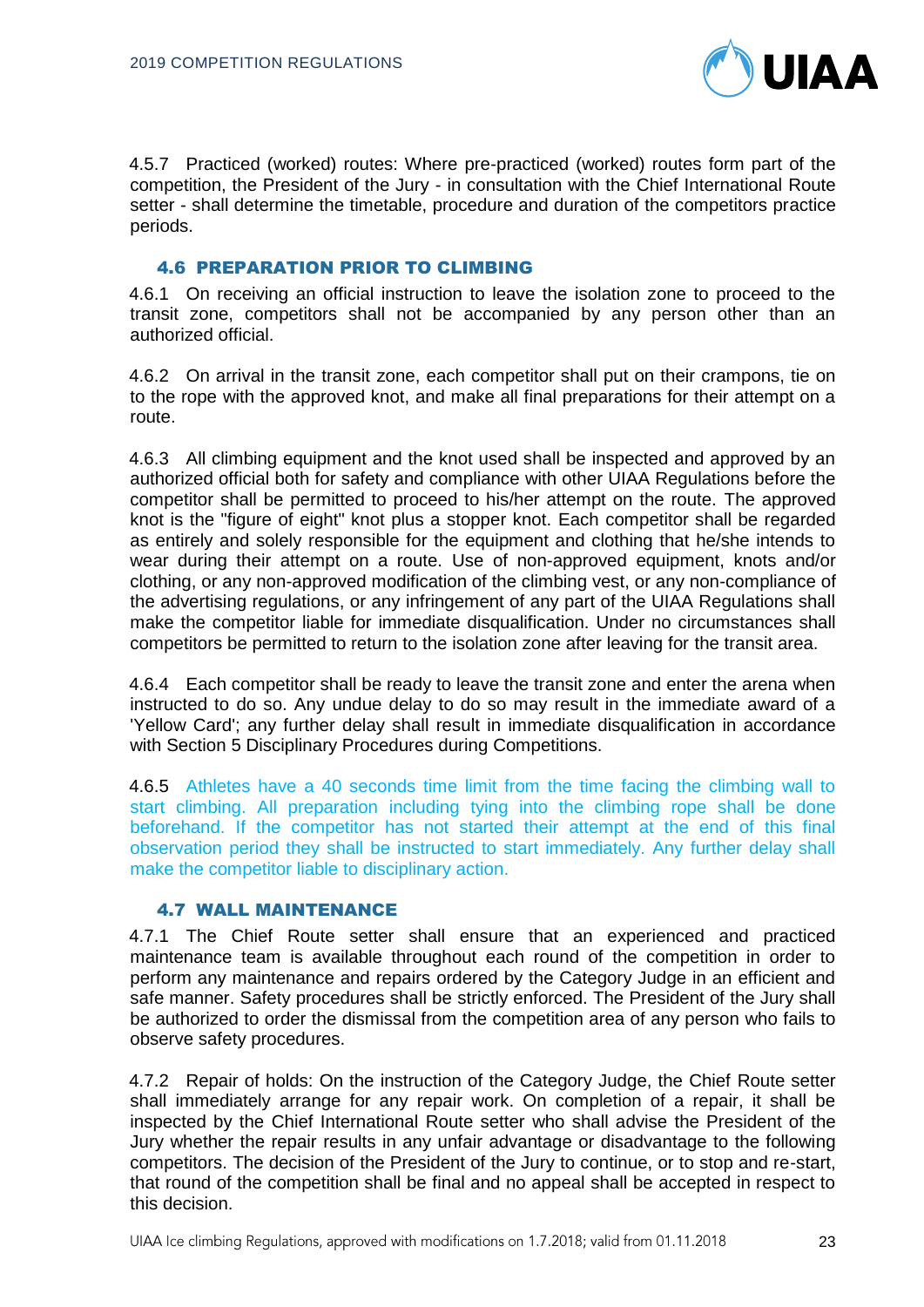4.5.7 Practiced (worked) routes: Where pre-practiced (worked) routes form part of the competition, the President of the Jury - in consultation with the Chief International Route setter - shall determine the timetable, procedure and duration of the competitors practice periods.

### 4.6 PREPARATION PRIOR TO CLIMBING

4.6.1 On receiving an official instruction to leave the isolation zone to proceed to the transit zone, competitors shall not be accompanied by any person other than an authorized official.

4.6.2 On arrival in the transit zone, each competitor shall put on their crampons, tie on to the rope with the approved knot, and make all final preparations for their attempt on a route.

4.6.3 All climbing equipment and the knot used shall be inspected and approved by an authorized official both for safety and compliance with other UIAA Regulations before the competitor shall be permitted to proceed to his/her attempt on the route. The approved knot is the "figure of eight" knot plus a stopper knot. Each competitor shall be regarded as entirely and solely responsible for the equipment and clothing that he/she intends to wear during their attempt on a route. Use of non-approved equipment, knots and/or clothing, or any non-approved modification of the climbing vest, or any non-compliance of the advertising regulations, or any infringement of any part of the UIAA Regulations shall make the competitor liable for immediate disqualification. Under no circumstances shall competitors be permitted to return to the isolation zone after leaving for the transit area.

4.6.4 Each competitor shall be ready to leave the transit zone and enter the arena when instructed to do so. Any undue delay to do so may result in the immediate award of a 'Yellow Card'; any further delay shall result in immediate disqualification in accordance with Section 5 Disciplinary Procedures during Competitions.

4.6.5 Athletes have a 40 seconds time limit from the time facing the climbing wall to start climbing. All preparation including tying into the climbing rope shall be done beforehand. If the competitor has not started their attempt at the end of this final observation period they shall be instructed to start immediately. Any further delay shall make the competitor liable to disciplinary action.

### 4.7 WALL MAINTENANCE

4.7.1 The Chief Route setter shall ensure that an experienced and practiced maintenance team is available throughout each round of the competition in order to perform any maintenance and repairs ordered by the Category Judge in an efficient and safe manner. Safety procedures shall be strictly enforced. The President of the Jury shall be authorized to order the dismissal from the competition area of any person who fails to observe safety procedures.

4.7.2 Repair of holds: On the instruction of the Category Judge, the Chief Route setter shall immediately arrange for any repair work. On completion of a repair, it shall be inspected by the Chief International Route setter who shall advise the President of the Jury whether the repair results in any unfair advantage or disadvantage to the following competitors. The decision of the President of the Jury to continue, or to stop and re-start, that round of the competition shall be final and no appeal shall be accepted in respect to this decision.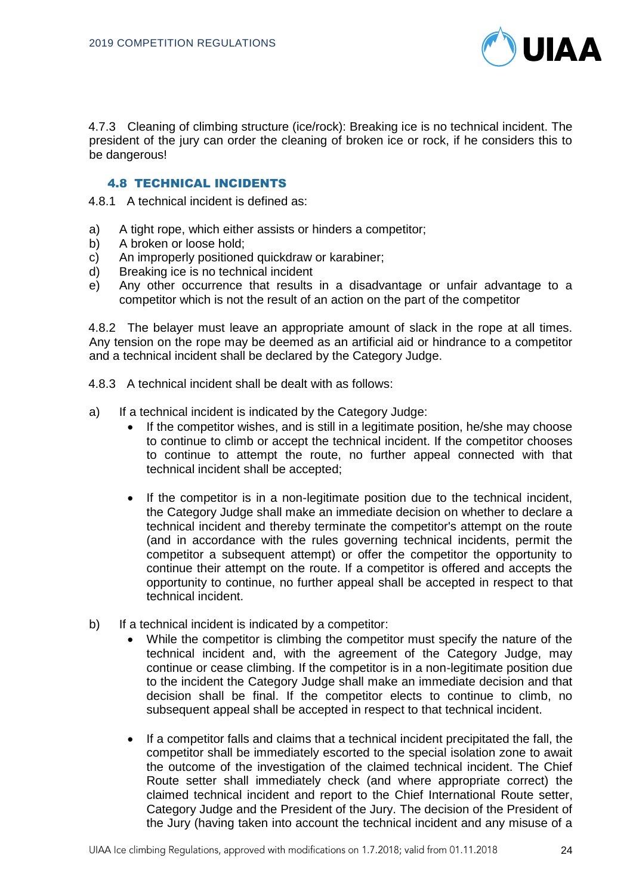4.7.3 Cleaning of climbing structure (ice/rock): Breaking ice is no technical incident. The president of the jury can order the cleaning of broken ice or rock, if he considers this to be dangerous!

### 4.8 TECHNICAL INCIDENTS

4.8.1 A technical incident is defined as:

a) A tight rope, which either assists or hinders a competitor;
b) A broken or loose hold;
c) An improperly positioned quickdraw or karabiner;
d) Breaking ice is no technical incident
e) Any other occurrence that results in a disadvantage or unfair advantage to a competitor which is not the result of an action on the part of the competitor

4.8.2 The belayer must leave an appropriate amount of slack in the rope at all times. Any tension on the rope may be deemed as an artificial aid or hindrance to a competitor and a technical incident shall be declared by the Category Judge.

4.8.3 A technical incident shall be dealt with as follows:

a) If a technical incident is indicated by the Category Judge:
   - If the competitor wishes, and is still in a legitimate position, he/she may choose to continue to climb or accept the technical incident. If the competitor chooses to continue to attempt the route, no further appeal connected with that technical incident shall be accepted;
   - If the competitor is in a non-legitimate position due to the technical incident, the Category Judge shall make an immediate decision on whether to declare a technical incident and thereby terminate the competitor's attempt on the route (and in accordance with the rules governing technical incidents, permit the competitor a subsequent attempt) or offer the competitor the opportunity to continue their attempt on the route. If a competitor is offered and accepts the opportunity to continue, no further appeal shall be accepted in respect to that technical incident.

b) If a technical incident is indicated by a competitor:
   - While the competitor is climbing the competitor must specify the nature of the technical incident and, with the agreement of the Category Judge, may continue or cease climbing. If the competitor is in a non-legitimate position due to the incident the Category Judge shall make an immediate decision and that decision shall be final. If the competitor elects to continue to climb, no subsequent appeal shall be accepted in respect to that technical incident.
   - If a competitor falls and claims that a technical incident precipitated the fall, the competitor shall be immediately escorted to the special isolation zone to await the outcome of the investigation of the claimed technical incident. The Chief Route setter shall immediately check (and where appropriate correct) the claimed technical incident and report to the Chief International Route setter, Category Judge and the President of the Jury. The decision of the President of the Jury (having taken into account the technical incident and any misuse of a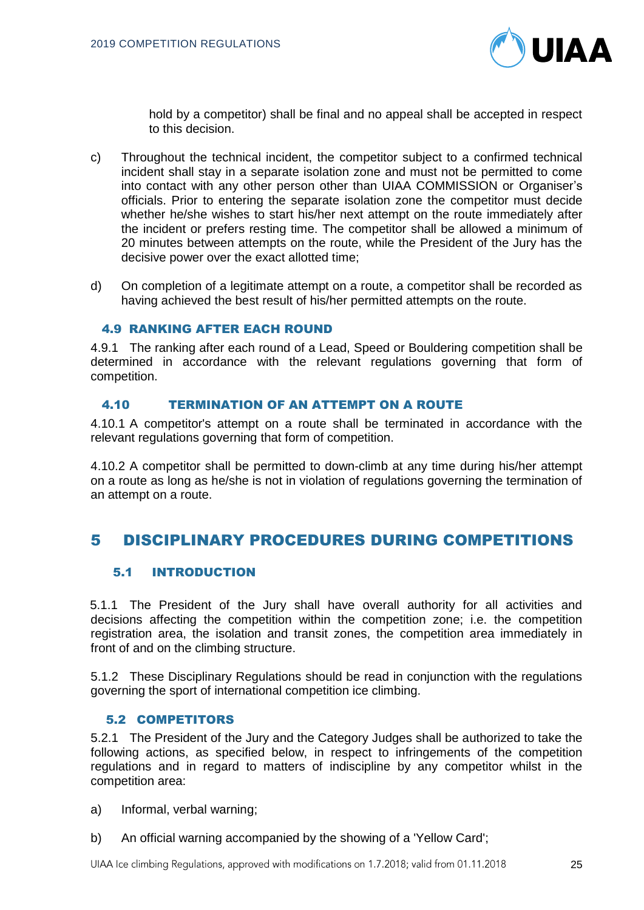hold by a competitor) shall be final and no appeal shall be accepted in respect to this decision.

c) Throughout the technical incident, the competitor subject to a confirmed technical incident shall stay in a separate isolation zone and must not be permitted to come into contact with any other person other than UIAA COMMISSION or Organiser's officials. Prior to entering the separate isolation zone the competitor must decide whether he/she wishes to start his/her next attempt on the route immediately after the incident or prefers resting time. The competitor shall be allowed a minimum of 20 minutes between attempts on the route, while the President of the Jury has the decisive power over the exact allotted time;

d) On completion of a legitimate attempt on a route, a competitor shall be recorded as having achieved the best result of his/her permitted attempts on the route.

### 4.9 RANKING AFTER EACH ROUND

4.9.1 The ranking after each round of a Lead, Speed or Bouldering competition shall be determined in accordance with the relevant regulations governing that form of competition.

### 4.10 TERMINATION OF AN ATTEMPT ON A ROUTE

4.10.1 A competitor's attempt on a route shall be terminated in accordance with the relevant regulations governing that form of competition.

4.10.2 A competitor shall be permitted to down-climb at any time during his/her attempt on a route as long as he/she is not in violation of regulations governing the termination of an attempt on a route.

## 5 DISCIPLINARY PROCEDURES DURING COMPETITIONS

### 5.1 INTRODUCTION

5.1.1 The President of the Jury shall have overall authority for all activities and decisions affecting the competition within the competition zone; i.e. the competition registration area, the isolation and transit zones, the competition area immediately in front of and on the climbing structure.

5.1.2 These Disciplinary Regulations should be read in conjunction with the regulations governing the sport of international competition ice climbing.

### 5.2 COMPETITORS

5.2.1 The President of the Jury and the Category Judges shall be authorized to take the following actions, as specified below, in respect to infringements of the competition regulations and in regard to matters of indiscipline by any competitor whilst in the competition area:

a) Informal, verbal warning;

b) An official warning accompanied by the showing of a 'Yellow Card';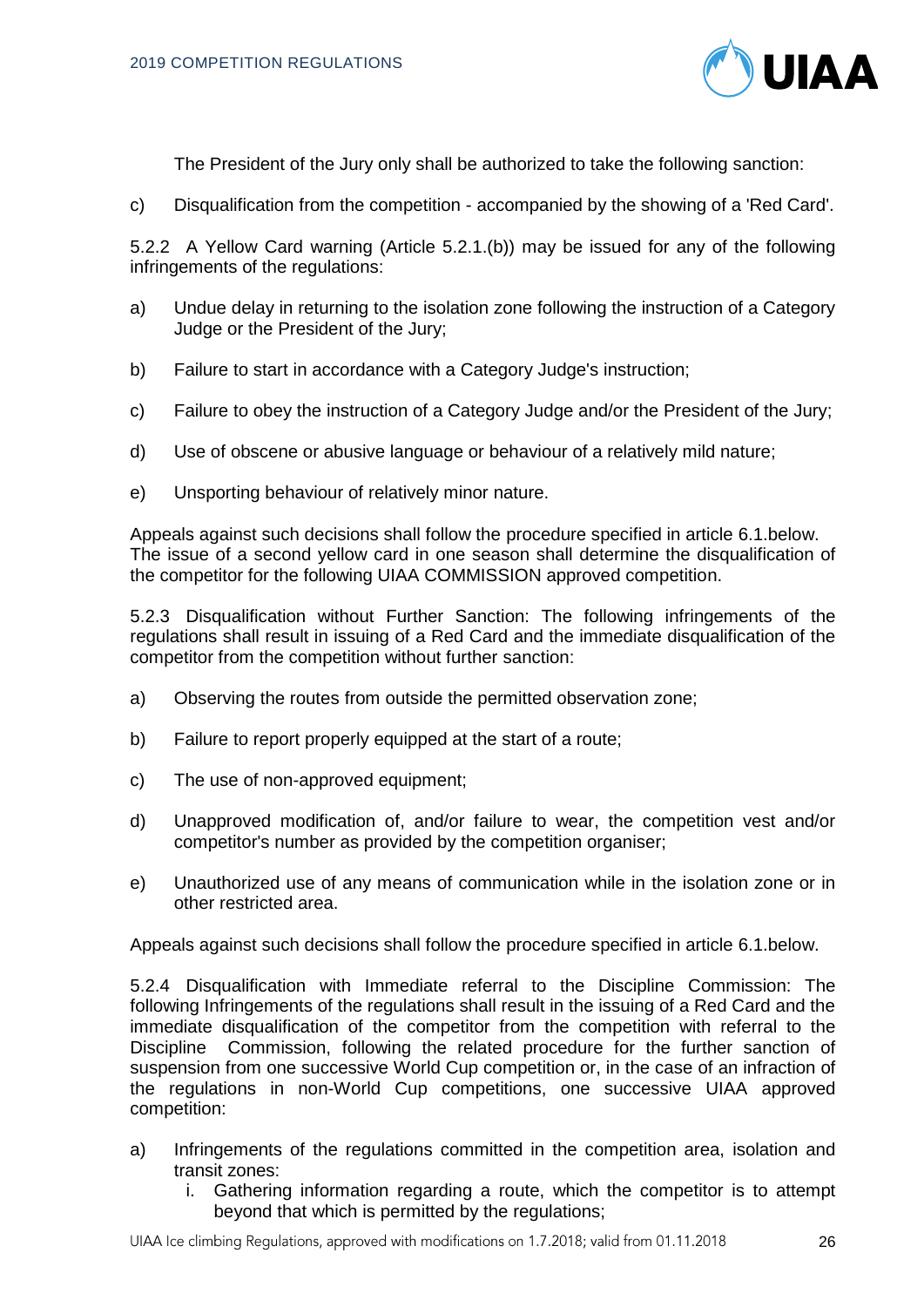The President of the Jury only shall be authorized to take the following sanction:

c) Disqualification from the competition - accompanied by the showing of a 'Red Card'.

5.2.2 A Yellow Card warning (Article 5.2.1.(b)) may be issued for any of the following infringements of the regulations:

a) Undue delay in returning to the isolation zone following the instruction of a Category Judge or the President of the Jury;

b) Failure to start in accordance with a Category Judge's instruction;

c) Failure to obey the instruction of a Category Judge and/or the President of the Jury;

d) Use of obscene or abusive language or behaviour of a relatively mild nature;

e) Unsporting behaviour of relatively minor nature.

Appeals against such decisions shall follow the procedure specified in article 6.1.below.
The issue of a second yellow card in one season shall determine the disqualification of the competitor for the following UIAA COMMISSION approved competition.

5.2.3 Disqualification without Further Sanction: The following infringements of the regulations shall result in issuing of a Red Card and the immediate disqualification of the competitor from the competition without further sanction:

a) Observing the routes from outside the permitted observation zone;

b) Failure to report properly equipped at the start of a route;

c) The use of non-approved equipment;

d) Unapproved modification of, and/or failure to wear, the competition vest and/or competitor's number as provided by the competition organiser;

e) Unauthorized use of any means of communication while in the isolation zone or in other restricted area.

Appeals against such decisions shall follow the procedure specified in article 6.1.below.

5.2.4 Disqualification with Immediate referral to the Discipline Commission: The following Infringements of the regulations shall result in the issuing of a Red Card and the immediate disqualification of the competitor from the competition with referral to the Discipline Commission, following the related procedure for the further sanction of suspension from one successive World Cup competition or, in the case of an infraction of the regulations in non-World Cup competitions, one successive UIAA approved competition:

a) Infringements of the regulations committed in the competition area, isolation and transit zones:
   i. Gathering information regarding a route, which the competitor is to attempt beyond that which is permitted by the regulations;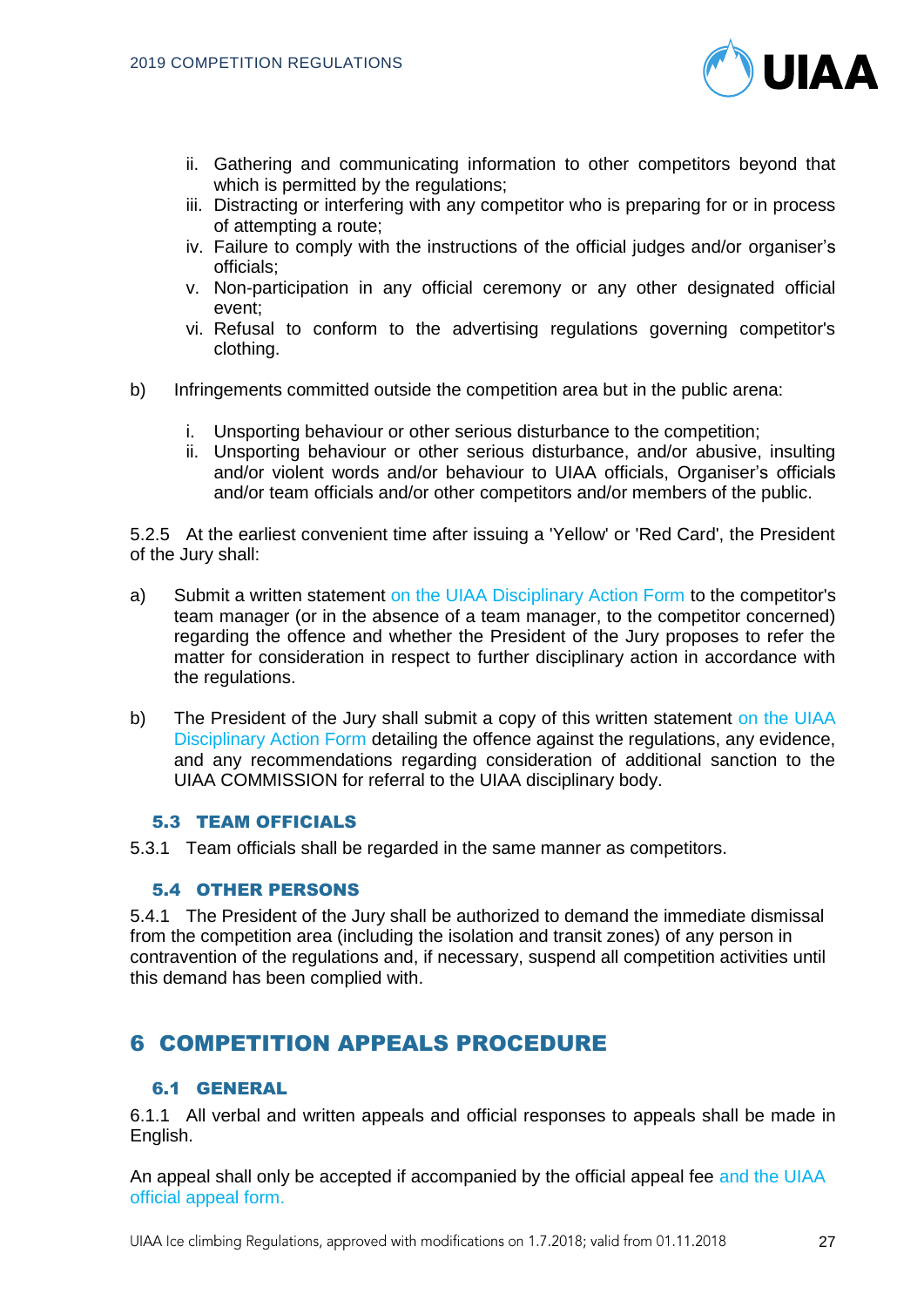ii. Gathering and communicating information to other competitors beyond that which is permitted by the regulations;
   iii. Distracting or interfering with any competitor who is preparing for or in process of attempting a route;
   iv. Failure to comply with the instructions of the official judges and/or organiser's officials;
   v. Non-participation in any official ceremony or any other designated official event;
   vi. Refusal to conform to the advertising regulations governing competitor's clothing.

b) Infringements committed outside the competition area but in the public arena:

   i. Unsporting behaviour or other serious disturbance to the competition;
   ii. Unsporting behaviour or other serious disturbance, and/or abusive, insulting and/or violent words and/or behaviour to UIAA officials, Organiser's officials and/or team officials and/or other competitors and/or members of the public.

5.2.5 At the earliest convenient time after issuing a 'Yellow' or 'Red Card', the President of the Jury shall:

a) Submit a written statement on the UIAA Disciplinary Action Form to the competitor's team manager (or in the absence of a team manager, to the competitor concerned) regarding the offence and whether the President of the Jury proposes to refer the matter for consideration in respect to further disciplinary action in accordance with the regulations.

b) The President of the Jury shall submit a copy of this written statement on the UIAA Disciplinary Action Form detailing the offence against the regulations, any evidence, and any recommendations regarding consideration of additional sanction to the UIAA COMMISSION for referral to the UIAA disciplinary body.

### 5.3 TEAM OFFICIALS

5.3.1 Team officials shall be regarded in the same manner as competitors.

### 5.4 OTHER PERSONS

5.4.1 The President of the Jury shall be authorized to demand the immediate dismissal from the competition area (including the isolation and transit zones) of any person in contravention of the regulations and, if necessary, suspend all competition activities until this demand has been complied with.

## 6 COMPETITION APPEALS PROCEDURE

### 6.1 GENERAL

6.1.1 All verbal and written appeals and official responses to appeals shall be made in English.

An appeal shall only be accepted if accompanied by the official appeal fee and the UIAA official appeal form.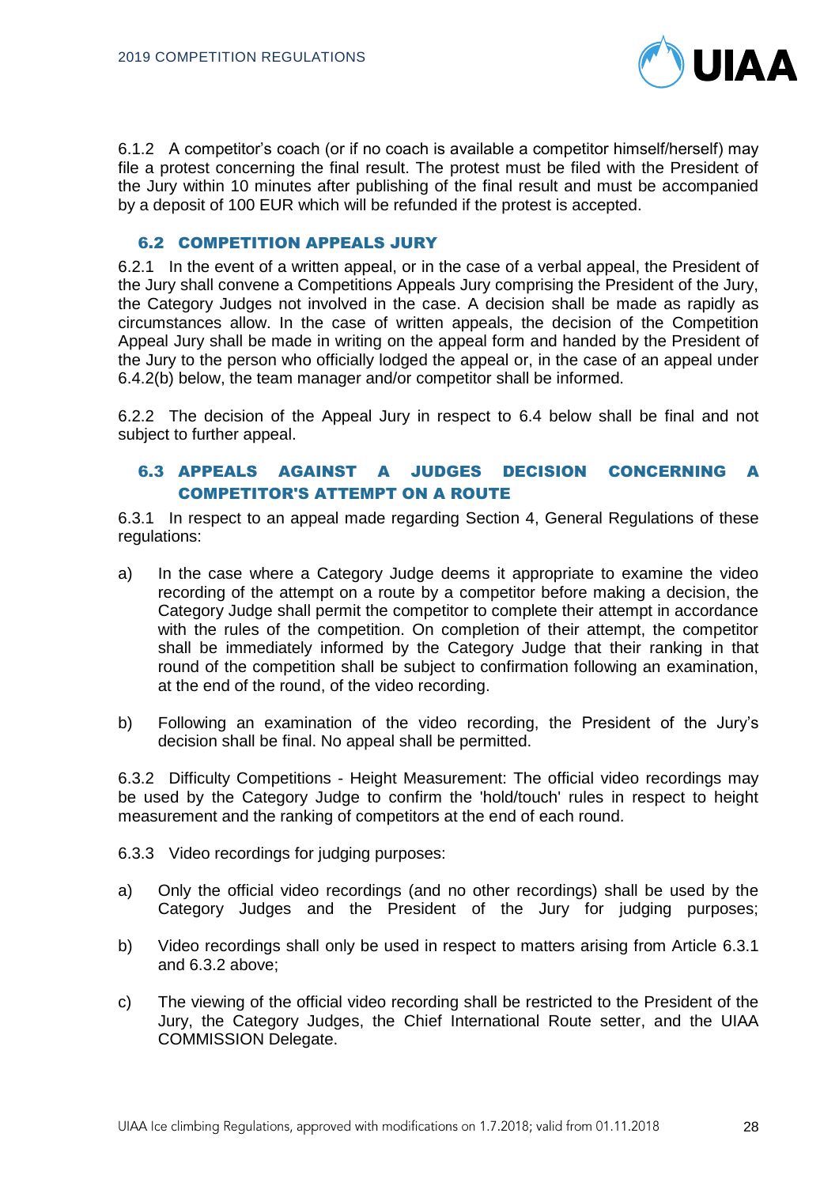6.1.2 A competitor's coach (or if no coach is available a competitor himself/herself) may file a protest concerning the final result. The protest must be filed with the President of the Jury within 10 minutes after publishing of the final result and must be accompanied by a deposit of 100 EUR which will be refunded if the protest is accepted.

## 6.2 COMPETITION APPEALS JURY

6.2.1 In the event of a written appeal, or in the case of a verbal appeal, the President of the Jury shall convene a Competitions Appeals Jury comprising the President of the Jury, the Category Judges not involved in the case. A decision shall be made as rapidly as circumstances allow. In the case of written appeals, the decision of the Competition Appeal Jury shall be made in writing on the appeal form and handed by the President of the Jury to the person who officially lodged the appeal or, in the case of an appeal under 6.4.2(b) below, the team manager and/or competitor shall be informed.

6.2.2 The decision of the Appeal Jury in respect to 6.4 below shall be final and not subject to further appeal.

## 6.3 APPEALS AGAINST A JUDGES DECISION CONCERNING A COMPETITOR'S ATTEMPT ON A ROUTE

6.3.1 In respect to an appeal made regarding Section 4, General Regulations of these regulations:

a) In the case where a Category Judge deems it appropriate to examine the video recording of the attempt on a route by a competitor before making a decision, the Category Judge shall permit the competitor to complete their attempt in accordance with the rules of the competition. On completion of their attempt, the competitor shall be immediately informed by the Category Judge that their ranking in that round of the competition shall be subject to confirmation following an examination, at the end of the round, of the video recording.

b) Following an examination of the video recording, the President of the Jury's decision shall be final. No appeal shall be permitted.

6.3.2 Difficulty Competitions - Height Measurement: The official video recordings may be used by the Category Judge to confirm the 'hold/touch' rules in respect to height measurement and the ranking of competitors at the end of each round.

6.3.3 Video recordings for judging purposes:

a) Only the official video recordings (and no other recordings) shall be used by the Category Judges and the President of the Jury for judging purposes;

b) Video recordings shall only be used in respect to matters arising from Article 6.3.1 and 6.3.2 above;

c) The viewing of the official video recording shall be restricted to the President of the Jury, the Category Judges, the Chief International Route setter, and the UIAA COMMISSION Delegate.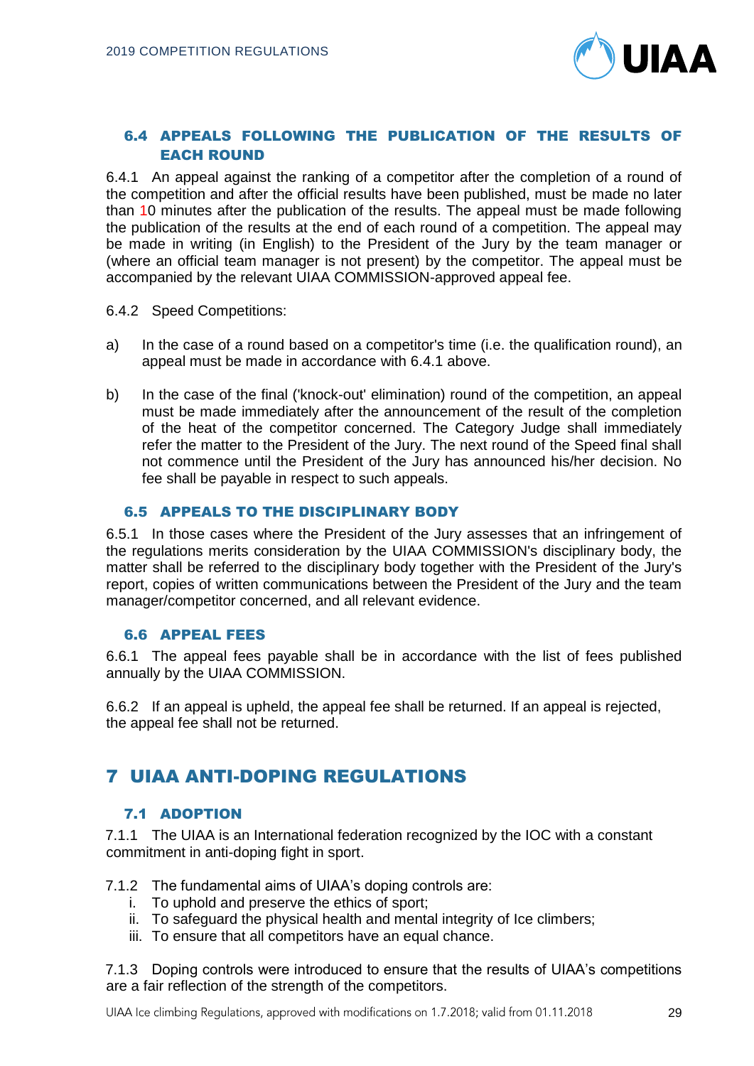### 6.4 APPEALS FOLLOWING THE PUBLICATION OF THE RESULTS OF EACH ROUND

6.4.1 An appeal against the ranking of a competitor after the completion of a round of the competition and after the official results have been published, must be made no later than 10 minutes after the publication of the results. The appeal must be made following the publication of the results at the end of each round of a competition. The appeal may be made in writing (in English) to the President of the Jury by the team manager or (where an official team manager is not present) by the competitor. The appeal must be accompanied by the relevant UIAA COMMISSION-approved appeal fee.

6.4.2 Speed Competitions:

a) In the case of a round based on a competitor's time (i.e. the qualification round), an appeal must be made in accordance with 6.4.1 above.

b) In the case of the final ('knock-out' elimination) round of the competition, an appeal must be made immediately after the announcement of the result of the completion of the heat of the competitor concerned. The Category Judge shall immediately refer the matter to the President of the Jury. The next round of the Speed final shall not commence until the President of the Jury has announced his/her decision. No fee shall be payable in respect to such appeals.

### 6.5 APPEALS TO THE DISCIPLINARY BODY

6.5.1 In those cases where the President of the Jury assesses that an infringement of the regulations merits consideration by the UIAA COMMISSION's disciplinary body, the matter shall be referred to the disciplinary body together with the President of the Jury's report, copies of written communications between the President of the Jury and the team manager/competitor concerned, and all relevant evidence.

### 6.6 APPEAL FEES

6.6.1 The appeal fees payable shall be in accordance with the list of fees published annually by the UIAA COMMISSION.

6.6.2 If an appeal is upheld, the appeal fee shall be returned. If an appeal is rejected, the appeal fee shall not be returned.

## 7 UIAA ANTI-DOPING REGULATIONS

### 7.1 ADOPTION

7.1.1 The UIAA is an International federation recognized by the IOC with a constant commitment in anti-doping fight in sport.

7.1.2 The fundamental aims of UIAA's doping controls are:

i. To uphold and preserve the ethics of sport;
ii. To safeguard the physical health and mental integrity of Ice climbers;
iii. To ensure that all competitors have an equal chance.

7.1.3 Doping controls were introduced to ensure that the results of UIAA's competitions are a fair reflection of the strength of the competitors.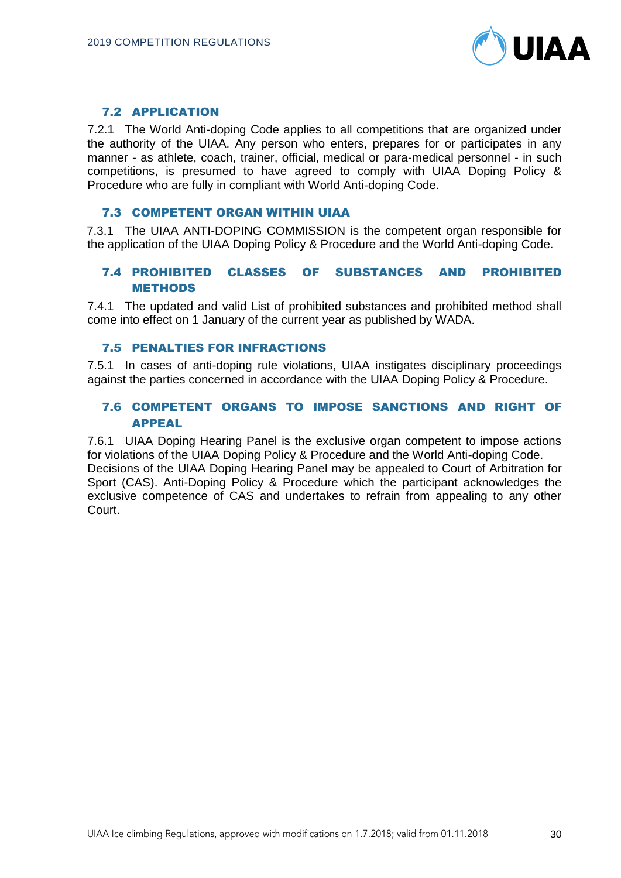## 7.2 APPLICATION

7.2.1 The World Anti-doping Code applies to all competitions that are organized under the authority of the UIAA. Any person who enters, prepares for or participates in any manner - as athlete, coach, trainer, official, medical or para-medical personnel - in such competitions, is presumed to have agreed to comply with UIAA Doping Policy & Procedure who are fully in compliant with World Anti-doping Code.

## 7.3 COMPETENT ORGAN WITHIN UIAA

7.3.1 The UIAA ANTI-DOPING COMMISSION is the competent organ responsible for the application of the UIAA Doping Policy & Procedure and the World Anti-doping Code.

## 7.4 PROHIBITED CLASSES OF SUBSTANCES AND PROHIBITED METHODS

7.4.1 The updated and valid List of prohibited substances and prohibited method shall come into effect on 1 January of the current year as published by WADA.

## 7.5 PENALTIES FOR INFRACTIONS

7.5.1 In cases of anti-doping rule violations, UIAA instigates disciplinary proceedings against the parties concerned in accordance with the UIAA Doping Policy & Procedure.

## 7.6 COMPETENT ORGANS TO IMPOSE SANCTIONS AND RIGHT OF APPEAL

7.6.1 UIAA Doping Hearing Panel is the exclusive organ competent to impose actions for violations of the UIAA Doping Policy & Procedure and the World Anti-doping Code.
Decisions of the UIAA Doping Hearing Panel may be appealed to Court of Arbitration for Sport (CAS). Anti-Doping Policy & Procedure which the participant acknowledges the exclusive competence of CAS and undertakes to refrain from appealing to any other Court.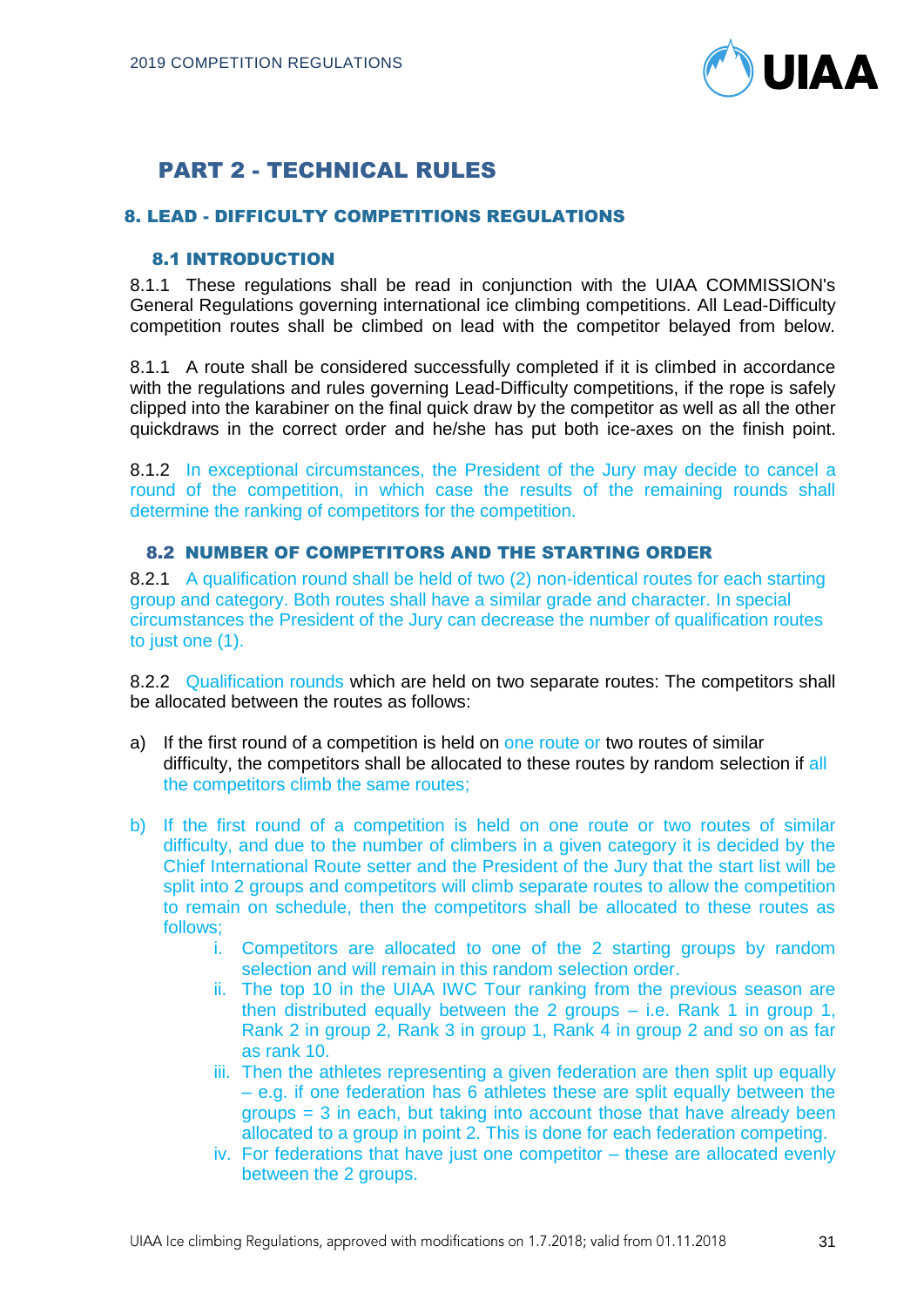# PART 2 - TECHNICAL RULES

## 8. LEAD - DIFFICULTY COMPETITIONS REGULATIONS

### 8.1 INTRODUCTION

8.1.1 These regulations shall be read in conjunction with the UIAA COMMISSION's General Regulations governing international ice climbing competitions. All Lead-Difficulty competition routes shall be climbed on lead with the competitor belayed from below.

8.1.1 A route shall be considered successfully completed if it is climbed in accordance with the regulations and rules governing Lead-Difficulty competitions, if the rope is safely clipped into the karabiner on the final quick draw by the competitor as well as all the other quickdraws in the correct order and he/she has put both ice-axes on the finish point.

8.1.2 In exceptional circumstances, the President of the Jury may decide to cancel a round of the competition, in which case the results of the remaining rounds shall determine the ranking of competitors for the competition.

### 8.2 NUMBER OF COMPETITORS AND THE STARTING ORDER

8.2.1 A qualification round shall be held of two (2) non-identical routes for each starting group and category. Both routes shall have a similar grade and character. In special circumstances the President of the Jury can decrease the number of qualification routes to just one (1).

8.2.2 Qualification rounds which are held on two separate routes: The competitors shall be allocated between the routes as follows:

a) If the first round of a competition is held on one route or two routes of similar difficulty, the competitors shall be allocated to these routes by random selection if all the competitors climb the same routes;

b) If the first round of a competition is held on one route or two routes of similar difficulty, and due to the number of climbers in a given category it is decided by the Chief International Route setter and the President of the Jury that the start list will be split into 2 groups and competitors will climb separate routes to allow the competition to remain on schedule, then the competitors shall be allocated to these routes as follows;

   i. Competitors are allocated to one of the 2 starting groups by random selection and will remain in this random selection order.
   ii. The top 10 in the UIAA IWC Tour ranking from the previous season are then distributed equally between the 2 groups – i.e. Rank 1 in group 1, Rank 2 in group 2, Rank 3 in group 1, Rank 4 in group 2 and so on as far as rank 10.
   iii. Then the athletes representing a given federation are then split up equally – e.g. if one federation has 6 athletes these are split equally between the groups = 3 in each, but taking into account those that have already been allocated to a group in point 2. This is done for each federation competing.
   iv. For federations that have just one competitor – these are allocated evenly between the 2 groups.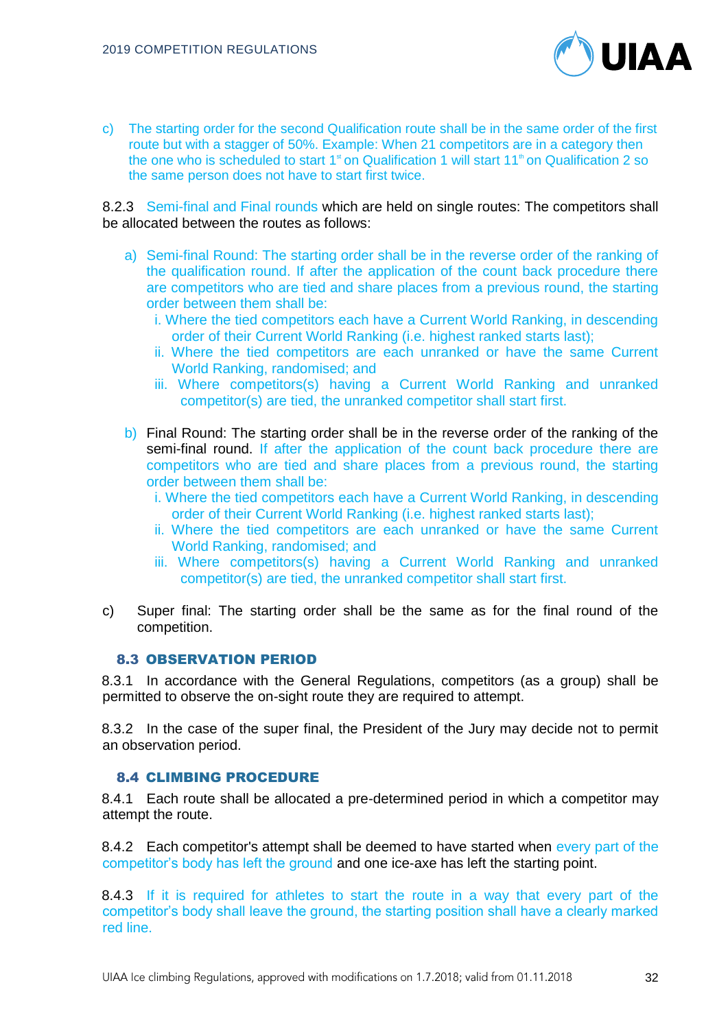c) The starting order for the second Qualification route shall be in the same order of the first route but with a stagger of 50%. Example: When 21 competitors are in a category then the one who is scheduled to start 1st on Qualification 1 will start 11th on Qualification 2 so the same person does not have to start first twice.

8.2.3 Semi-final and Final rounds which are held on single routes: The competitors shall be allocated between the routes as follows:

a) Semi-final Round: The starting order shall be in the reverse order of the ranking of the qualification round. If after the application of the count back procedure there are competitors who are tied and share places from a previous round, the starting order between them shall be:
   i. Where the tied competitors each have a Current World Ranking, in descending order of their Current World Ranking (i.e. highest ranked starts last);
   ii. Where the tied competitors are each unranked or have the same Current World Ranking, randomised; and
   iii. Where competitors(s) having a Current World Ranking and unranked competitor(s) are tied, the unranked competitor shall start first.

b) Final Round: The starting order shall be in the reverse order of the ranking of the semi-final round. If after the application of the count back procedure there are competitors who are tied and share places from a previous round, the starting order between them shall be:
   i. Where the tied competitors each have a Current World Ranking, in descending order of their Current World Ranking (i.e. highest ranked starts last);
   ii. Where the tied competitors are each unranked or have the same Current World Ranking, randomised; and
   iii. Where competitors(s) having a Current World Ranking and unranked competitor(s) are tied, the unranked competitor shall start first.

c) Super final: The starting order shall be the same as for the final round of the competition.

### 8.3 OBSERVATION PERIOD

8.3.1 In accordance with the General Regulations, competitors (as a group) shall be permitted to observe the on-sight route they are required to attempt.

8.3.2 In the case of the super final, the President of the Jury may decide not to permit an observation period.

### 8.4 CLIMBING PROCEDURE

8.4.1 Each route shall be allocated a pre-determined period in which a competitor may attempt the route.

8.4.2 Each competitor's attempt shall be deemed to have started when every part of the competitor's body has left the ground and one ice-axe has left the starting point.

8.4.3 If it is required for athletes to start the route in a way that every part of the competitor's body shall leave the ground, the starting position shall have a clearly marked red line.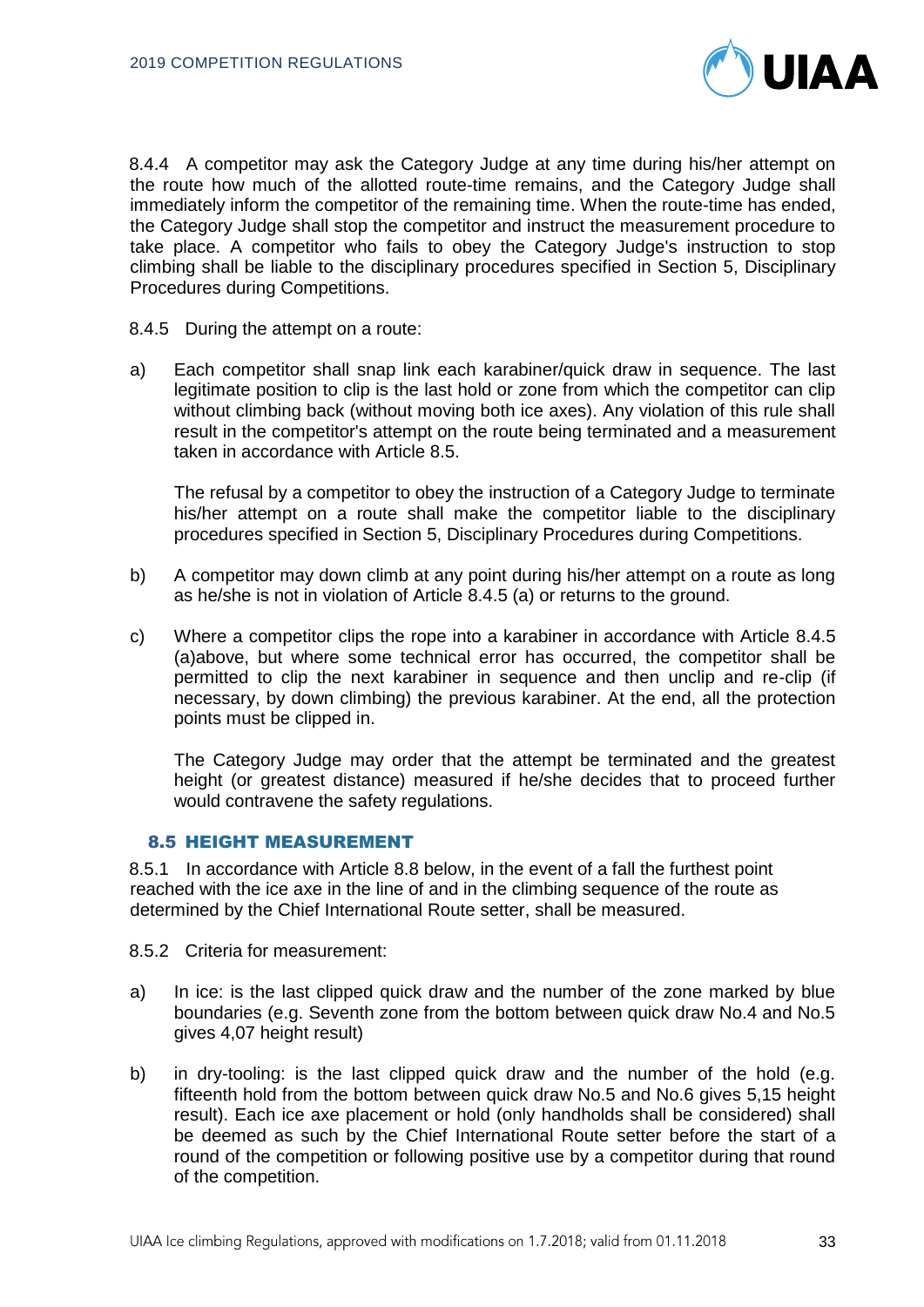8.4.4 A competitor may ask the Category Judge at any time during his/her attempt on the route how much of the allotted route-time remains, and the Category Judge shall immediately inform the competitor of the remaining time. When the route-time has ended, the Category Judge shall stop the competitor and instruct the measurement procedure to take place. A competitor who fails to obey the Category Judge's instruction to stop climbing shall be liable to the disciplinary procedures specified in Section 5, Disciplinary Procedures during Competitions.

8.4.5 During the attempt on a route:

a) Each competitor shall snap link each karabiner/quick draw in sequence. The last legitimate position to clip is the last hold or zone from which the competitor can clip without climbing back (without moving both ice axes). Any violation of this rule shall result in the competitor's attempt on the route being terminated and a measurement taken in accordance with Article 8.5.

The refusal by a competitor to obey the instruction of a Category Judge to terminate his/her attempt on a route shall make the competitor liable to the disciplinary procedures specified in Section 5, Disciplinary Procedures during Competitions.

b) A competitor may down climb at any point during his/her attempt on a route as long as he/she is not in violation of Article 8.4.5 (a) or returns to the ground.

c) Where a competitor clips the rope into a karabiner in accordance with Article 8.4.5 (a)above, but where some technical error has occurred, the competitor shall be permitted to clip the next karabiner in sequence and then unclip and re-clip (if necessary, by down climbing) the previous karabiner. At the end, all the protection points must be clipped in.

The Category Judge may order that the attempt be terminated and the greatest height (or greatest distance) measured if he/she decides that to proceed further would contravene the safety regulations.

## 8.5 HEIGHT MEASUREMENT

8.5.1 In accordance with Article 8.8 below, in the event of a fall the furthest point reached with the ice axe in the line of and in the climbing sequence of the route as determined by the Chief International Route setter, shall be measured.

8.5.2 Criteria for measurement:

a) In ice: is the last clipped quick draw and the number of the zone marked by blue boundaries (e.g. Seventh zone from the bottom between quick draw No.4 and No.5 gives 4,07 height result)

b) in dry-tooling: is the last clipped quick draw and the number of the hold (e.g. fifteenth hold from the bottom between quick draw No.5 and No.6 gives 5,15 height result). Each ice axe placement or hold (only handholds shall be considered) shall be deemed as such by the Chief International Route setter before the start of a round of the competition or following positive use by a competitor during that round of the competition.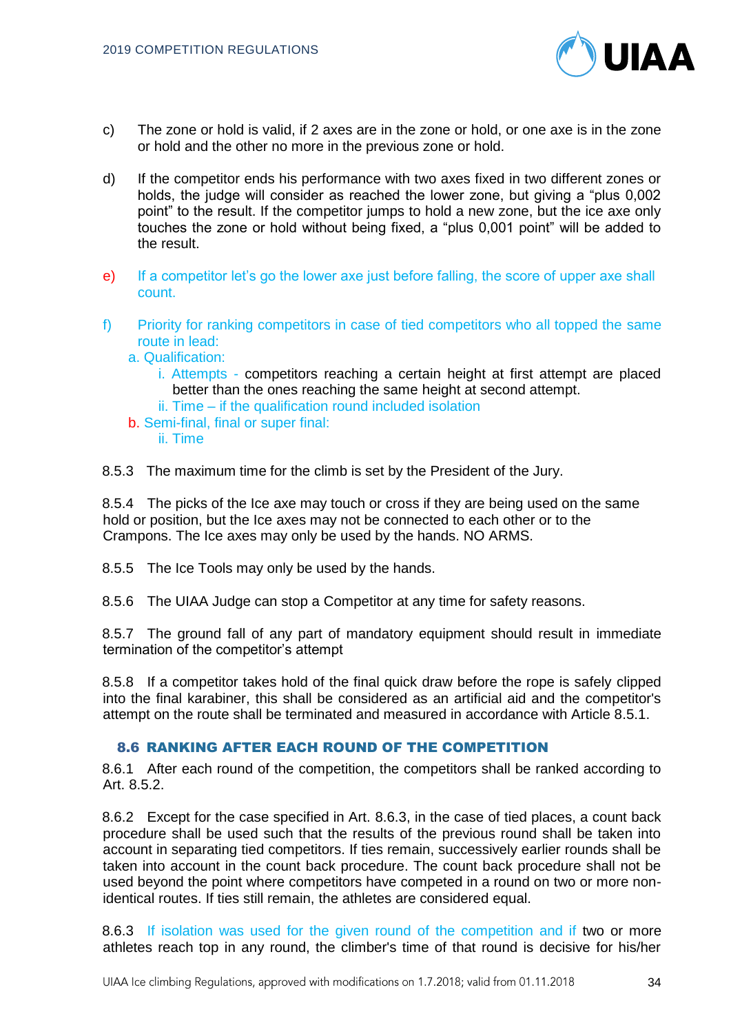c) The zone or hold is valid, if 2 axes are in the zone or hold, or one axe is in the zone or hold and the other no more in the previous zone or hold.

d) If the competitor ends his performance with two axes fixed in two different zones or holds, the judge will consider as reached the lower zone, but giving a “plus 0,002 point” to the result. If the competitor jumps to hold a new zone, but the ice axe only touches the zone or hold without being fixed, a “plus 0,001 point” will be added to the result.

e) If a competitor let’s go the lower axe just before falling, the score of upper axe shall count.

f) Priority for ranking competitors in case of tied competitors who all topped the same route in lead:

- a. Qualification:
  - i. Attempts - competitors reaching a certain height at first attempt are placed better than the ones reaching the same height at second attempt.
  - ii. Time – if the qualification round included isolation
- b. Semi-final, final or super final:
  - ii. Time

8.5.3 The maximum time for the climb is set by the President of the Jury.

8.5.4 The picks of the Ice axe may touch or cross if they are being used on the same hold or position, but the Ice axes may not be connected to each other or to the Crampons. The Ice axes may only be used by the hands. NO ARMS.

8.5.5 The Ice Tools may only be used by the hands.

8.5.6 The UIAA Judge can stop a Competitor at any time for safety reasons.

8.5.7 The ground fall of any part of mandatory equipment should result in immediate termination of the competitor’s attempt

8.5.8 If a competitor takes hold of the final quick draw before the rope is safely clipped into the final karabiner, this shall be considered as an artificial aid and the competitor's attempt on the route shall be terminated and measured in accordance with Article 8.5.1.

### 8.6 RANKING AFTER EACH ROUND OF THE COMPETITION

8.6.1 After each round of the competition, the competitors shall be ranked according to Art. 8.5.2.

8.6.2 Except for the case specified in Art. 8.6.3, in the case of tied places, a count back procedure shall be used such that the results of the previous round shall be taken into account in separating tied competitors. If ties remain, successively earlier rounds shall be taken into account in the count back procedure. The count back procedure shall not be used beyond the point where competitors have competed in a round on two or more non-identical routes. If ties still remain, the athletes are considered equal.

8.6.3 If isolation was used for the given round of the competition and if two or more athletes reach top in any round, the climber's time of that round is decisive for his/her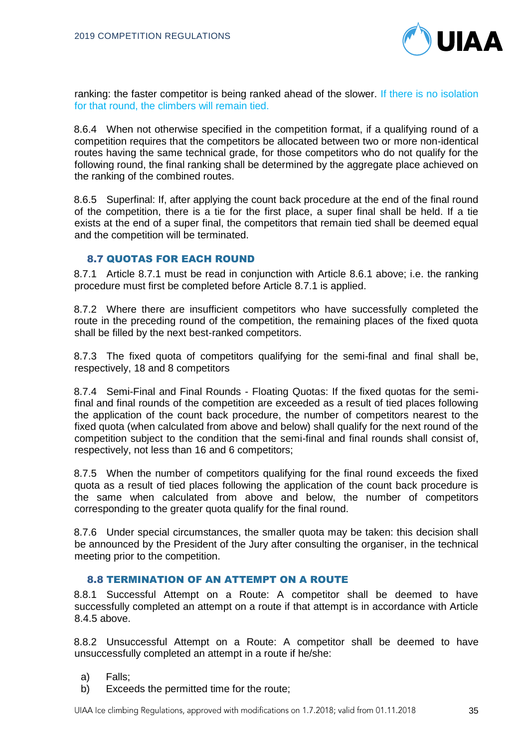ranking: the faster competitor is being ranked ahead of the slower. If there is no isolation for that round, the climbers will remain tied.

8.6.4 When not otherwise specified in the competition format, if a qualifying round of a competition requires that the competitors be allocated between two or more non-identical routes having the same technical grade, for those competitors who do not qualify for the following round, the final ranking shall be determined by the aggregate place achieved on the ranking of the combined routes.

8.6.5 Superfinal: If, after applying the count back procedure at the end of the final round of the competition, there is a tie for the first place, a super final shall be held. If a tie exists at the end of a super final, the competitors that remain tied shall be deemed equal and the competition will be terminated.

### 8.7 QUOTAS FOR EACH ROUND

8.7.1 Article 8.7.1 must be read in conjunction with Article 8.6.1 above; i.e. the ranking procedure must first be completed before Article 8.7.1 is applied.

8.7.2 Where there are insufficient competitors who have successfully completed the route in the preceding round of the competition, the remaining places of the fixed quota shall be filled by the next best-ranked competitors.

8.7.3 The fixed quota of competitors qualifying for the semi-final and final shall be, respectively, 18 and 8 competitors

8.7.4 Semi-Final and Final Rounds - Floating Quotas: If the fixed quotas for the semi-final and final rounds of the competition are exceeded as a result of tied places following the application of the count back procedure, the number of competitors nearest to the fixed quota (when calculated from above and below) shall qualify for the next round of the competition subject to the condition that the semi-final and final rounds shall consist of, respectively, not less than 16 and 6 competitors;

8.7.5 When the number of competitors qualifying for the final round exceeds the fixed quota as a result of tied places following the application of the count back procedure is the same when calculated from above and below, the number of competitors corresponding to the greater quota qualify for the final round.

8.7.6 Under special circumstances, the smaller quota may be taken: this decision shall be announced by the President of the Jury after consulting the organiser, in the technical meeting prior to the competition.

### 8.8 TERMINATION OF AN ATTEMPT ON A ROUTE

8.8.1 Successful Attempt on a Route: A competitor shall be deemed to have successfully completed an attempt on a route if that attempt is in accordance with Article 8.4.5 above.

8.8.2 Unsuccessful Attempt on a Route: A competitor shall be deemed to have unsuccessfully completed an attempt in a route if he/she:

a) Falls;
b) Exceeds the permitted time for the route;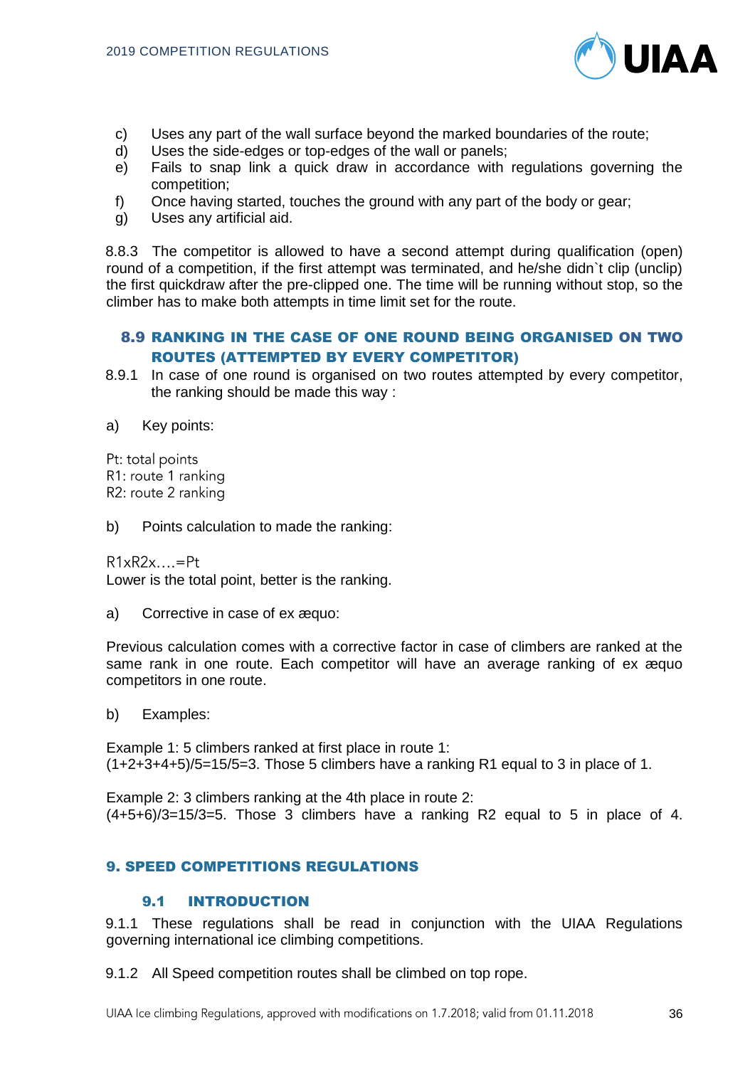c) Uses any part of the wall surface beyond the marked boundaries of the route;
d) Uses the side-edges or top-edges of the wall or panels;
e) Fails to snap link a quick draw in accordance with regulations governing the competition;
f) Once having started, touches the ground with any part of the body or gear;
g) Uses any artificial aid.

8.8.3 The competitor is allowed to have a second attempt during qualification (open) round of a competition, if the first attempt was terminated, and he/she didn`t clip (unclip) the first quickdraw after the pre-clipped one. The time will be running without stop, so the climber has to make both attempts in time limit set for the route.

### 8.9 RANKING IN THE CASE OF ONE ROUND BEING ORGANISED ON TWO ROUTES (ATTEMPTED BY EVERY COMPETITOR)

8.9.1 In case of one round is organised on two routes attempted by every competitor, the ranking should be made this way :

a) Key points:

Pt: total points
R1: route 1 ranking
R2: route 2 ranking

b) Points calculation to made the ranking:

R1xR2x….=Pt
Lower is the total point, better is the ranking.

a) Corrective in case of ex æquo:

Previous calculation comes with a corrective factor in case of climbers are ranked at the same rank in one route. Each competitor will have an average ranking of ex æquo competitors in one route.

b) Examples:

Example 1: 5 climbers ranked at first place in route 1:
(1+2+3+4+5)/5=15/5=3. Those 5 climbers have a ranking R1 equal to 3 in place of 1.

Example 2: 3 climbers ranking at the 4th place in route 2:
(4+5+6)/3=15/3=5. Those 3 climbers have a ranking R2 equal to 5 in place of 4.

## 9. SPEED COMPETITIONS REGULATIONS

### 9.1 INTRODUCTION

9.1.1 These regulations shall be read in conjunction with the UIAA Regulations governing international ice climbing competitions.

9.1.2 All Speed competition routes shall be climbed on top rope.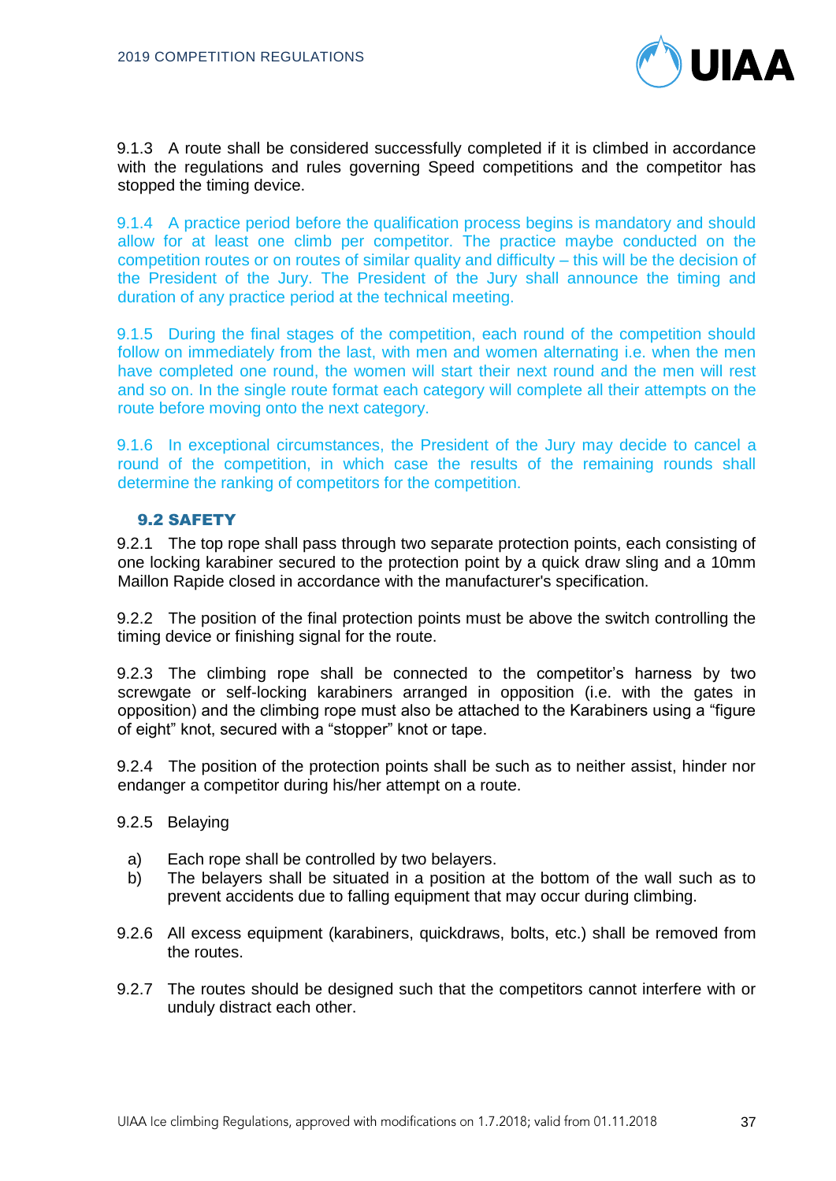9.1.3 A route shall be considered successfully completed if it is climbed in accordance with the regulations and rules governing Speed competitions and the competitor has stopped the timing device.

9.1.4 A practice period before the qualification process begins is mandatory and should allow for at least one climb per competitor. The practice maybe conducted on the competition routes or on routes of similar quality and difficulty – this will be the decision of the President of the Jury. The President of the Jury shall announce the timing and duration of any practice period at the technical meeting.

9.1.5 During the final stages of the competition, each round of the competition should follow on immediately from the last, with men and women alternating i.e. when the men have completed one round, the women will start their next round and the men will rest and so on. In the single route format each category will complete all their attempts on the route before moving onto the next category.

9.1.6 In exceptional circumstances, the President of the Jury may decide to cancel a round of the competition, in which case the results of the remaining rounds shall determine the ranking of competitors for the competition.

### 9.2 SAFETY

9.2.1 The top rope shall pass through two separate protection points, each consisting of one locking karabiner secured to the protection point by a quick draw sling and a 10mm Maillon Rapide closed in accordance with the manufacturer's specification.

9.2.2 The position of the final protection points must be above the switch controlling the timing device or finishing signal for the route.

9.2.3 The climbing rope shall be connected to the competitor's harness by two screwgate or self-locking karabiners arranged in opposition (i.e. with the gates in opposition) and the climbing rope must also be attached to the Karabiners using a "figure of eight" knot, secured with a "stopper" knot or tape.

9.2.4 The position of the protection points shall be such as to neither assist, hinder nor endanger a competitor during his/her attempt on a route.

9.2.5 Belaying

a) Each rope shall be controlled by two belayers.
b) The belayers shall be situated in a position at the bottom of the wall such as to prevent accidents due to falling equipment that may occur during climbing.

9.2.6 All excess equipment (karabiners, quickdraws, bolts, etc.) shall be removed from the routes.

9.2.7 The routes should be designed such that the competitors cannot interfere with or unduly distract each other.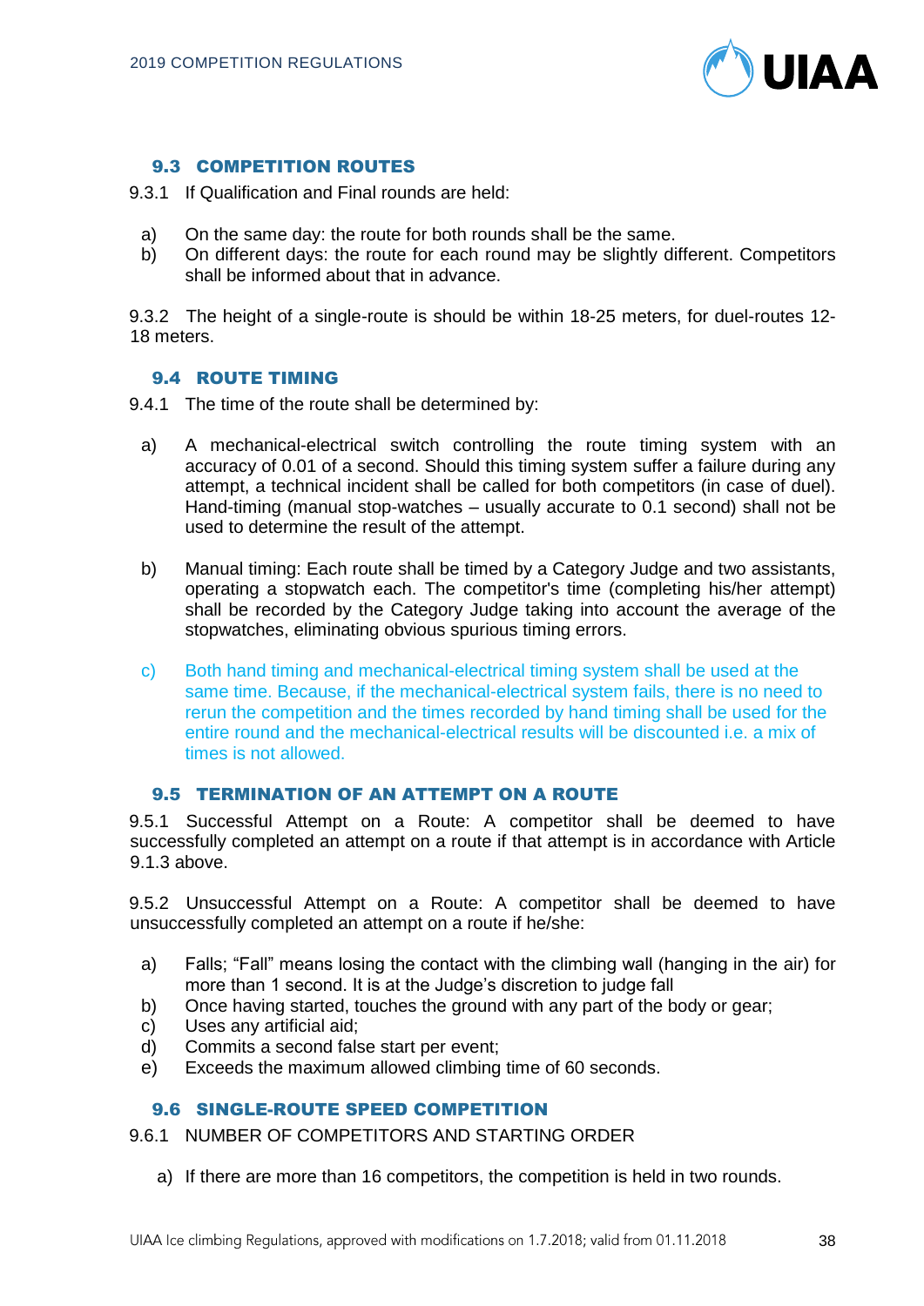### 9.3 COMPETITION ROUTES

9.3.1 If Qualification and Final rounds are held:

a) On the same day: the route for both rounds shall be the same.
b) On different days: the route for each round may be slightly different. Competitors shall be informed about that in advance.

9.3.2 The height of a single-route is should be within 18-25 meters, for duel-routes 12-18 meters.

### 9.4 ROUTE TIMING

9.4.1 The time of the route shall be determined by:

a) A mechanical-electrical switch controlling the route timing system with an accuracy of 0.01 of a second. Should this timing system suffer a failure during any attempt, a technical incident shall be called for both competitors (in case of duel). Hand-timing (manual stop-watches – usually accurate to 0.1 second) shall not be used to determine the result of the attempt.

b) Manual timing: Each route shall be timed by a Category Judge and two assistants, operating a stopwatch each. The competitor's time (completing his/her attempt) shall be recorded by the Category Judge taking into account the average of the stopwatches, eliminating obvious spurious timing errors.

c) Both hand timing and mechanical-electrical timing system shall be used at the same time. Because, if the mechanical-electrical system fails, there is no need to rerun the competition and the times recorded by hand timing shall be used for the entire round and the mechanical-electrical results will be discounted i.e. a mix of times is not allowed.

### 9.5 TERMINATION OF AN ATTEMPT ON A ROUTE

9.5.1 Successful Attempt on a Route: A competitor shall be deemed to have successfully completed an attempt on a route if that attempt is in accordance with Article 9.1.3 above.

9.5.2 Unsuccessful Attempt on a Route: A competitor shall be deemed to have unsuccessfully completed an attempt on a route if he/she:

a) Falls; "Fall" means losing the contact with the climbing wall (hanging in the air) for more than 1 second. It is at the Judge's discretion to judge fall
b) Once having started, touches the ground with any part of the body or gear;
c) Uses any artificial aid;
d) Commits a second false start per event;
e) Exceeds the maximum allowed climbing time of 60 seconds.

### 9.6 SINGLE-ROUTE SPEED COMPETITION

9.6.1 NUMBER OF COMPETITORS AND STARTING ORDER

a) If there are more than 16 competitors, the competition is held in two rounds.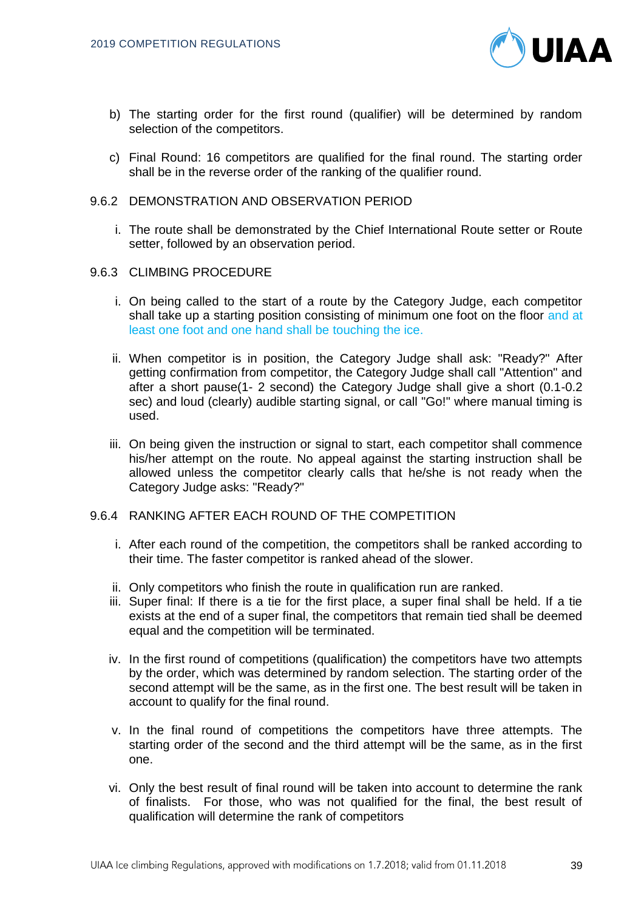b) The starting order for the first round (qualifier) will be determined by random selection of the competitors.

c) Final Round: 16 competitors are qualified for the final round. The starting order shall be in the reverse order of the ranking of the qualifier round.

### 9.6.2 DEMONSTRATION AND OBSERVATION PERIOD

i. The route shall be demonstrated by the Chief International Route setter or Route setter, followed by an observation period.

### 9.6.3 CLIMBING PROCEDURE

i. On being called to the start of a route by the Category Judge, each competitor shall take up a starting position consisting of minimum one foot on the floor and at least one foot and one hand shall be touching the ice.

ii. When competitor is in position, the Category Judge shall ask: "Ready?" After getting confirmation from competitor, the Category Judge shall call "Attention" and after a short pause(1- 2 second) the Category Judge shall give a short (0.1-0.2 sec) and loud (clearly) audible starting signal, or call "Go!" where manual timing is used.

iii. On being given the instruction or signal to start, each competitor shall commence his/her attempt on the route. No appeal against the starting instruction shall be allowed unless the competitor clearly calls that he/she is not ready when the Category Judge asks: "Ready?"

### 9.6.4 RANKING AFTER EACH ROUND OF THE COMPETITION

i. After each round of the competition, the competitors shall be ranked according to their time. The faster competitor is ranked ahead of the slower.

ii. Only competitors who finish the route in qualification run are ranked.

iii. Super final: If there is a tie for the first place, a super final shall be held. If a tie exists at the end of a super final, the competitors that remain tied shall be deemed equal and the competition will be terminated.

iv. In the first round of competitions (qualification) the competitors have two attempts by the order, which was determined by random selection. The starting order of the second attempt will be the same, as in the first one. The best result will be taken in account to qualify for the final round.

v. In the final round of competitions the competitors have three attempts. The starting order of the second and the third attempt will be the same, as in the first one.

vi. Only the best result of final round will be taken into account to determine the rank of finalists. For those, who was not qualified for the final, the best result of qualification will determine the rank of competitors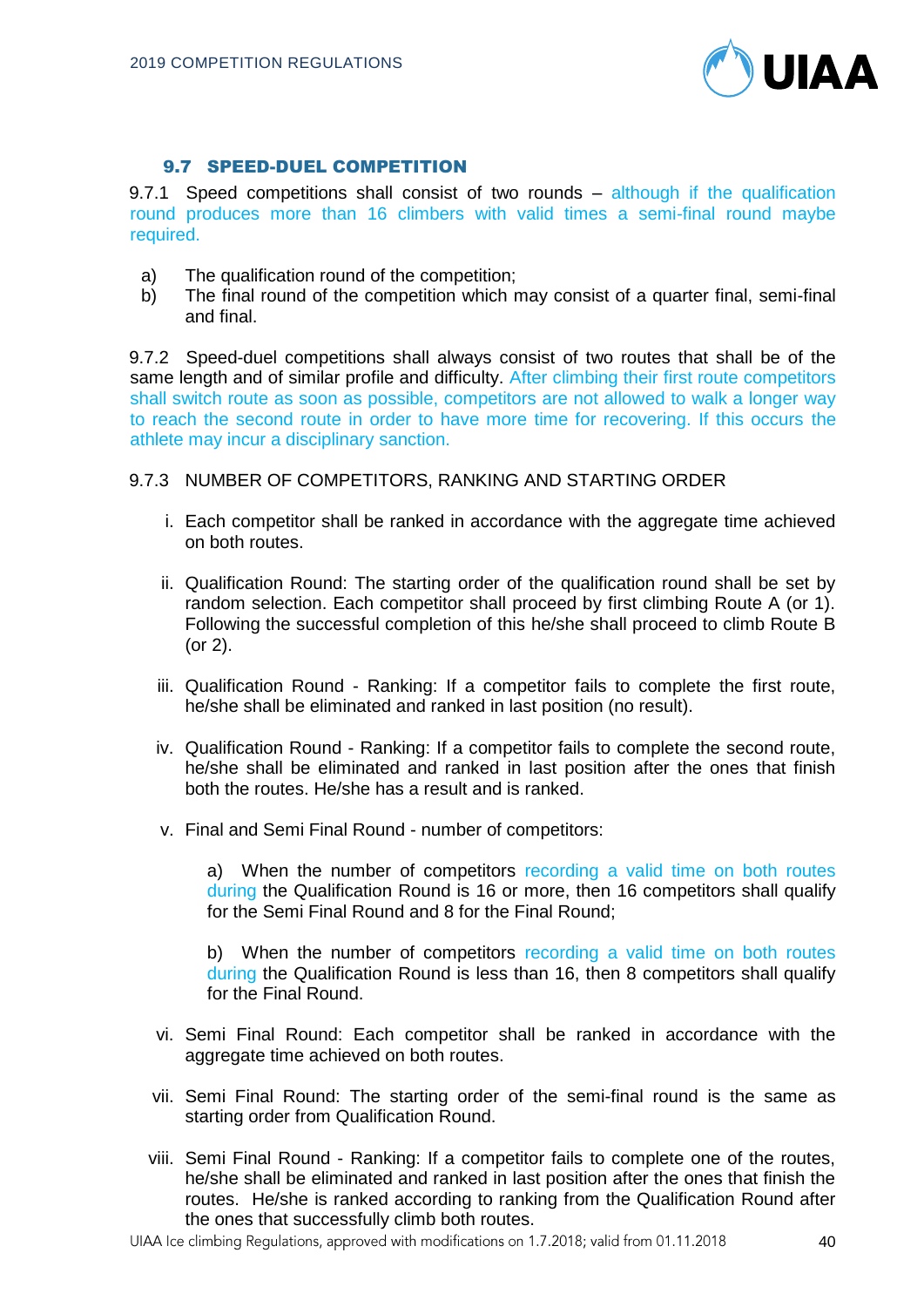### 9.7 SPEED-DUEL COMPETITION

9.7.1 Speed competitions shall consist of two rounds – although if the qualification round produces more than 16 climbers with valid times a semi-final round maybe required.

a) The qualification round of the competition;
b) The final round of the competition which may consist of a quarter final, semi-final and final.

9.7.2 Speed-duel competitions shall always consist of two routes that shall be of the same length and of similar profile and difficulty. After climbing their first route competitors shall switch route as soon as possible, competitors are not allowed to walk a longer way to reach the second route in order to have more time for recovering. If this occurs the athlete may incur a disciplinary sanction.

9.7.3 NUMBER OF COMPETITORS, RANKING AND STARTING ORDER

i. Each competitor shall be ranked in accordance with the aggregate time achieved on both routes.

ii. Qualification Round: The starting order of the qualification round shall be set by random selection. Each competitor shall proceed by first climbing Route A (or 1). Following the successful completion of this he/she shall proceed to climb Route B (or 2).

iii. Qualification Round - Ranking: If a competitor fails to complete the first route, he/she shall be eliminated and ranked in last position (no result).

iv. Qualification Round - Ranking: If a competitor fails to complete the second route, he/she shall be eliminated and ranked in last position after the ones that finish both the routes. He/she has a result and is ranked.

v. Final and Semi Final Round - number of competitors:

a) When the number of competitors recording a valid time on both routes during the Qualification Round is 16 or more, then 16 competitors shall qualify for the Semi Final Round and 8 for the Final Round;

b) When the number of competitors recording a valid time on both routes during the Qualification Round is less than 16, then 8 competitors shall qualify for the Final Round.

vi. Semi Final Round: Each competitor shall be ranked in accordance with the aggregate time achieved on both routes.

vii. Semi Final Round: The starting order of the semi-final round is the same as starting order from Qualification Round.

viii. Semi Final Round - Ranking: If a competitor fails to complete one of the routes, he/she shall be eliminated and ranked in last position after the ones that finish the routes. He/she is ranked according to ranking from the Qualification Round after the ones that successfully climb both routes.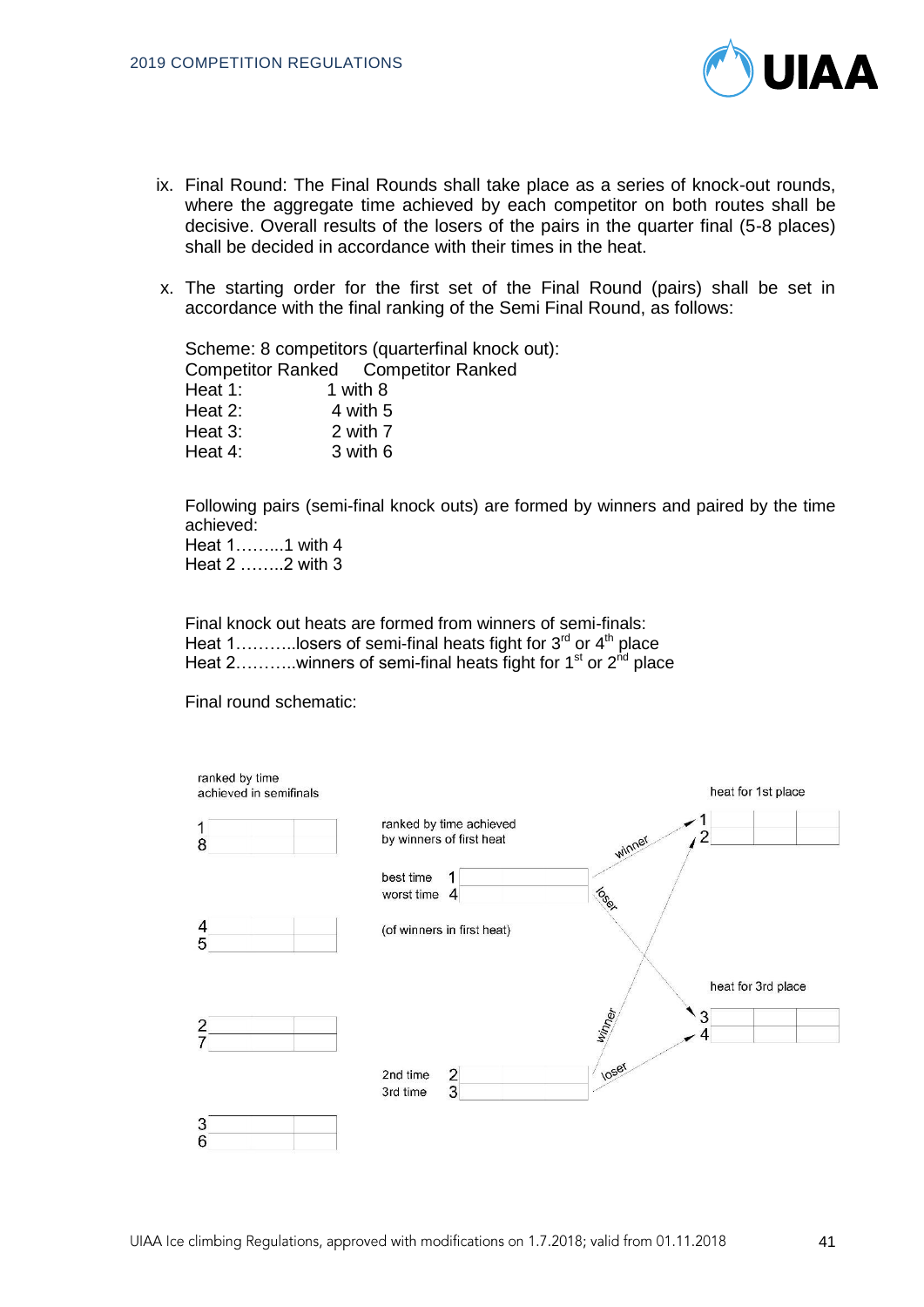ix. Final Round: The Final Rounds shall take place as a series of knock-out rounds, where the aggregate time achieved by each competitor on both routes shall be decisive. Overall results of the losers of the pairs in the quarter final (5-8 places) shall be decided in accordance with their times in the heat.

x. The starting order for the first set of the Final Round (pairs) shall be set in accordance with the final ranking of the Semi Final Round, as follows:

Scheme: 8 competitors (quarterfinal knock out):

| Competitor Ranked | Competitor Ranked |
|---|---|
| Heat 1: | 1 with 8 |
| Heat 2: | 4 with 5 |
| Heat 3: | 2 with 7 |
| Heat 4: | 3 with 6 |

Following pairs (semi-final knock outs) are formed by winners and paired by the time achieved:
Heat 1………1 with 4
Heat 2 ……..2 with 3

Final knock out heats are formed from winners of semi-finals:
Heat 1………..losers of semi-final heats fight for 3rd or 4th place
Heat 2………..winners of semi-final heats fight for 1st or 2nd place

Final round schematic:

ranked by time achieved in semifinals

1
8

4
5

2
7

3
6

ranked by time achieved by winners of first heat

best time 1
worst time 4

(of winners in first heat)

2nd time 2
3rd time 3

winner / loser / winner / loser

heat for 1st place
1
2

heat for 3rd place
3
4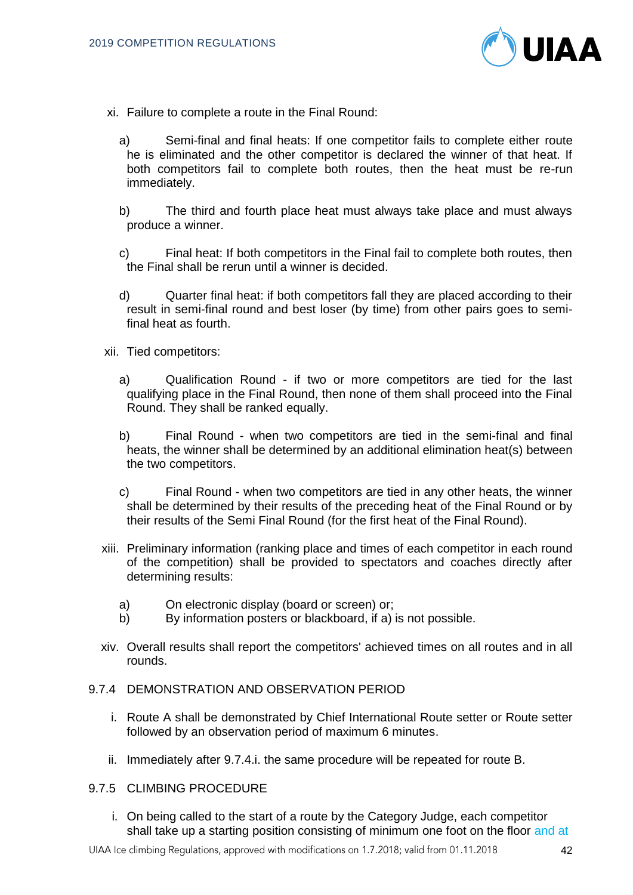xi. Failure to complete a route in the Final Round:

a) Semi-final and final heats: If one competitor fails to complete either route he is eliminated and the other competitor is declared the winner of that heat. If both competitors fail to complete both routes, then the heat must be re-run immediately.

b) The third and fourth place heat must always take place and must always produce a winner.

c) Final heat: If both competitors in the Final fail to complete both routes, then the Final shall be rerun until a winner is decided.

d) Quarter final heat: if both competitors fall they are placed according to their result in semi-final round and best loser (by time) from other pairs goes to semi-final heat as fourth.

xii. Tied competitors:

a) Qualification Round - if two or more competitors are tied for the last qualifying place in the Final Round, then none of them shall proceed into the Final Round. They shall be ranked equally.

b) Final Round - when two competitors are tied in the semi-final and final heats, the winner shall be determined by an additional elimination heat(s) between the two competitors.

c) Final Round - when two competitors are tied in any other heats, the winner shall be determined by their results of the preceding heat of the Final Round or by their results of the Semi Final Round (for the first heat of the Final Round).

xiii. Preliminary information (ranking place and times of each competitor in each round of the competition) shall be provided to spectators and coaches directly after determining results:

a) On electronic display (board or screen) or;
b) By information posters or blackboard, if a) is not possible.

xiv. Overall results shall report the competitors' achieved times on all routes and in all rounds.

9.7.4 DEMONSTRATION AND OBSERVATION PERIOD

i. Route A shall be demonstrated by Chief International Route setter or Route setter followed by an observation period of maximum 6 minutes.

ii. Immediately after 9.7.4.i. the same procedure will be repeated for route B.

9.7.5 CLIMBING PROCEDURE

i. On being called to the start of a route by the Category Judge, each competitor shall take up a starting position consisting of minimum one foot on the floor and at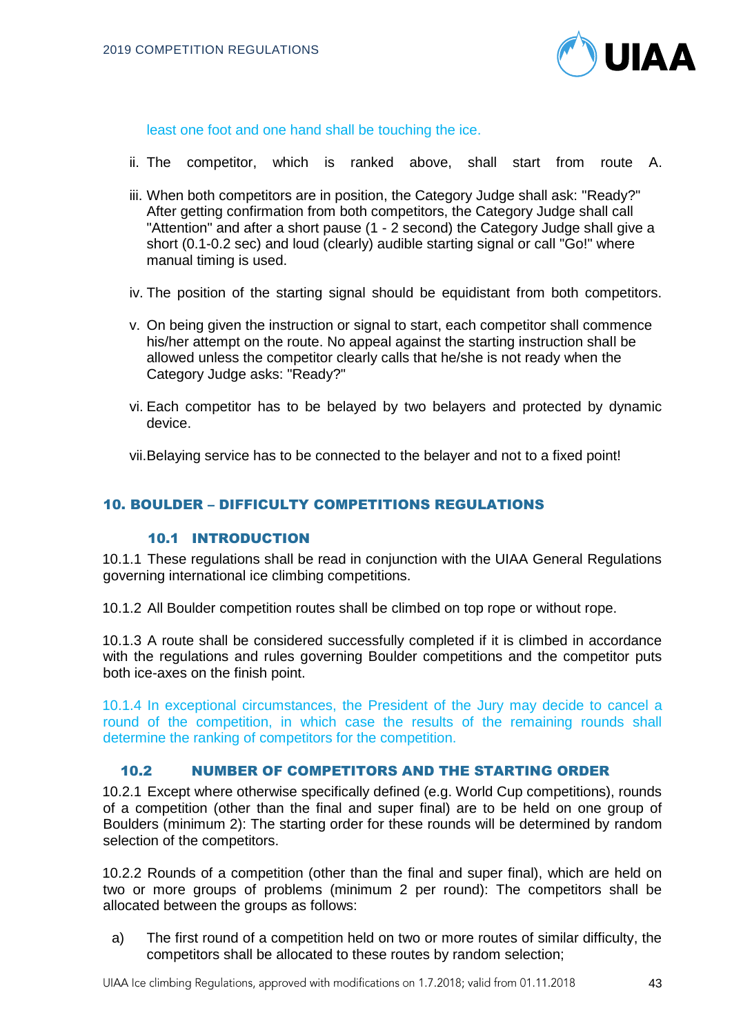least one foot and one hand shall be touching the ice.

ii. The competitor, which is ranked above, shall start from route A.

iii. When both competitors are in position, the Category Judge shall ask: "Ready?" After getting confirmation from both competitors, the Category Judge shall call "Attention" and after a short pause (1 - 2 second) the Category Judge shall give a short (0.1-0.2 sec) and loud (clearly) audible starting signal or call "Go!" where manual timing is used.

iv. The position of the starting signal should be equidistant from both competitors.

v. On being given the instruction or signal to start, each competitor shall commence his/her attempt on the route. No appeal against the starting instruction shall be allowed unless the competitor clearly calls that he/she is not ready when the Category Judge asks: "Ready?"

vi. Each competitor has to be belayed by two belayers and protected by dynamic device.

vii. Belaying service has to be connected to the belayer and not to a fixed point!

## 10. BOULDER – DIFFICULTY COMPETITIONS REGULATIONS

### 10.1 INTRODUCTION

10.1.1 These regulations shall be read in conjunction with the UIAA General Regulations governing international ice climbing competitions.

10.1.2 All Boulder competition routes shall be climbed on top rope or without rope.

10.1.3 A route shall be considered successfully completed if it is climbed in accordance with the regulations and rules governing Boulder competitions and the competitor puts both ice-axes on the finish point.

10.1.4 In exceptional circumstances, the President of the Jury may decide to cancel a round of the competition, in which case the results of the remaining rounds shall determine the ranking of competitors for the competition.

### 10.2 NUMBER OF COMPETITORS AND THE STARTING ORDER

10.2.1 Except where otherwise specifically defined (e.g. World Cup competitions), rounds of a competition (other than the final and super final) are to be held on one group of Boulders (minimum 2): The starting order for these rounds will be determined by random selection of the competitors.

10.2.2 Rounds of a competition (other than the final and super final), which are held on two or more groups of problems (minimum 2 per round): The competitors shall be allocated between the groups as follows:

a) The first round of a competition held on two or more routes of similar difficulty, the competitors shall be allocated to these routes by random selection;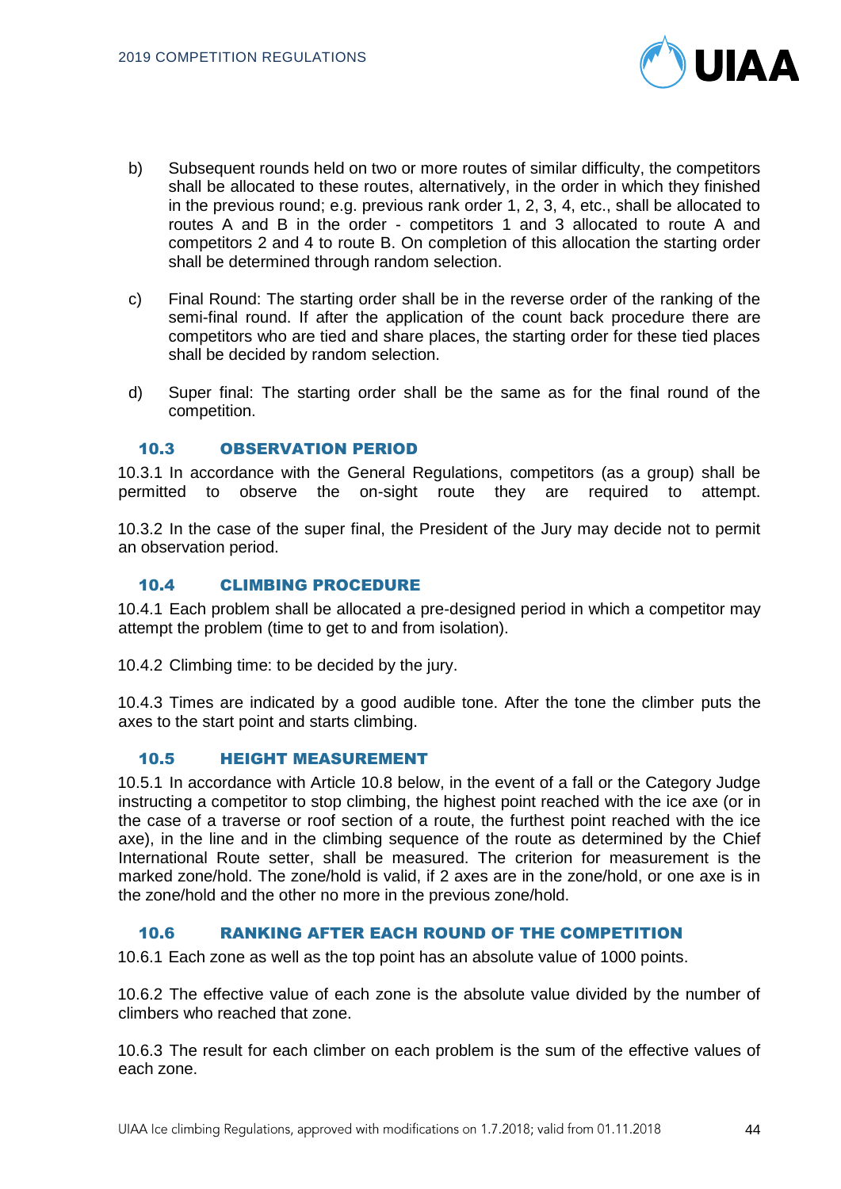b) Subsequent rounds held on two or more routes of similar difficulty, the competitors shall be allocated to these routes, alternatively, in the order in which they finished in the previous round; e.g. previous rank order 1, 2, 3, 4, etc., shall be allocated to routes A and B in the order - competitors 1 and 3 allocated to route A and competitors 2 and 4 to route B. On completion of this allocation the starting order shall be determined through random selection.

c) Final Round: The starting order shall be in the reverse order of the ranking of the semi-final round. If after the application of the count back procedure there are competitors who are tied and share places, the starting order for these tied places shall be decided by random selection.

d) Super final: The starting order shall be the same as for the final round of the competition.

### 10.3 OBSERVATION PERIOD

10.3.1 In accordance with the General Regulations, competitors (as a group) shall be permitted to observe the on-sight route they are required to attempt.

10.3.2 In the case of the super final, the President of the Jury may decide not to permit an observation period.

### 10.4 CLIMBING PROCEDURE

10.4.1 Each problem shall be allocated a pre-designed period in which a competitor may attempt the problem (time to get to and from isolation).

10.4.2 Climbing time: to be decided by the jury.

10.4.3 Times are indicated by a good audible tone. After the tone the climber puts the axes to the start point and starts climbing.

### 10.5 HEIGHT MEASUREMENT

10.5.1 In accordance with Article 10.8 below, in the event of a fall or the Category Judge instructing a competitor to stop climbing, the highest point reached with the ice axe (or in the case of a traverse or roof section of a route, the furthest point reached with the ice axe), in the line and in the climbing sequence of the route as determined by the Chief International Route setter, shall be measured. The criterion for measurement is the marked zone/hold. The zone/hold is valid, if 2 axes are in the zone/hold, or one axe is in the zone/hold and the other no more in the previous zone/hold.

### 10.6 RANKING AFTER EACH ROUND OF THE COMPETITION

10.6.1 Each zone as well as the top point has an absolute value of 1000 points.

10.6.2 The effective value of each zone is the absolute value divided by the number of climbers who reached that zone.

10.6.3 The result for each climber on each problem is the sum of the effective values of each zone.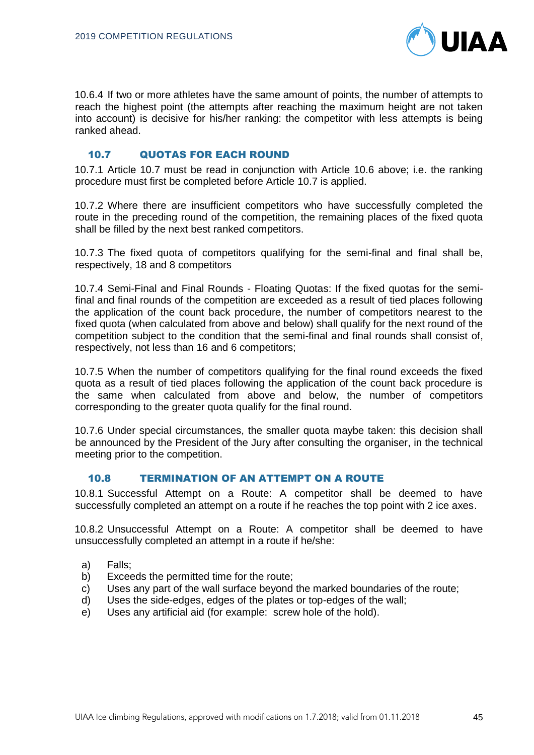10.6.4 If two or more athletes have the same amount of points, the number of attempts to reach the highest point (the attempts after reaching the maximum height are not taken into account) is decisive for his/her ranking: the competitor with less attempts is being ranked ahead.

## 10.7 QUOTAS FOR EACH ROUND

10.7.1 Article 10.7 must be read in conjunction with Article 10.6 above; i.e. the ranking procedure must first be completed before Article 10.7 is applied.

10.7.2 Where there are insufficient competitors who have successfully completed the route in the preceding round of the competition, the remaining places of the fixed quota shall be filled by the next best ranked competitors.

10.7.3 The fixed quota of competitors qualifying for the semi-final and final shall be, respectively, 18 and 8 competitors

10.7.4 Semi-Final and Final Rounds - Floating Quotas: If the fixed quotas for the semi-final and final rounds of the competition are exceeded as a result of tied places following the application of the count back procedure, the number of competitors nearest to the fixed quota (when calculated from above and below) shall qualify for the next round of the competition subject to the condition that the semi-final and final rounds shall consist of, respectively, not less than 16 and 6 competitors;

10.7.5 When the number of competitors qualifying for the final round exceeds the fixed quota as a result of tied places following the application of the count back procedure is the same when calculated from above and below, the number of competitors corresponding to the greater quota qualify for the final round.

10.7.6 Under special circumstances, the smaller quota maybe taken: this decision shall be announced by the President of the Jury after consulting the organiser, in the technical meeting prior to the competition.

## 10.8 TERMINATION OF AN ATTEMPT ON A ROUTE

10.8.1 Successful Attempt on a Route: A competitor shall be deemed to have successfully completed an attempt on a route if he reaches the top point with 2 ice axes.

10.8.2 Unsuccessful Attempt on a Route: A competitor shall be deemed to have unsuccessfully completed an attempt in a route if he/she:

a) Falls;
b) Exceeds the permitted time for the route;
c) Uses any part of the wall surface beyond the marked boundaries of the route;
d) Uses the side-edges, edges of the plates or top-edges of the wall;
e) Uses any artificial aid (for example: screw hole of the hold).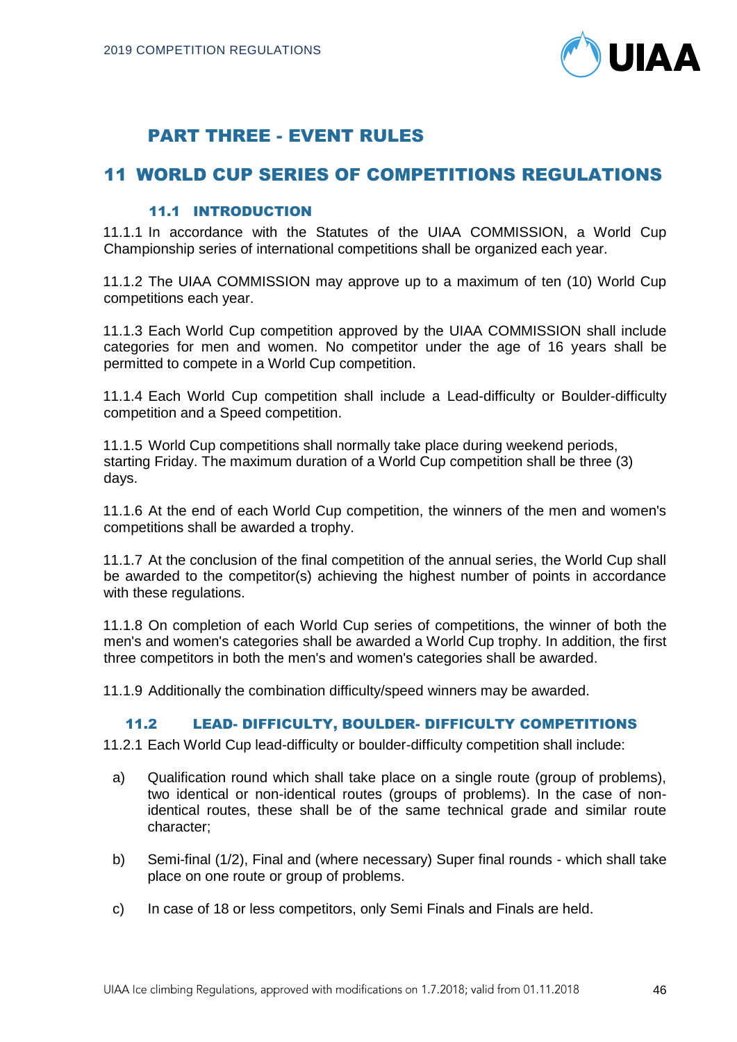# PART THREE - EVENT RULES

## 11 WORLD CUP SERIES OF COMPETITIONS REGULATIONS

### 11.1 INTRODUCTION

11.1.1 In accordance with the Statutes of the UIAA COMMISSION, a World Cup Championship series of international competitions shall be organized each year.

11.1.2 The UIAA COMMISSION may approve up to a maximum of ten (10) World Cup competitions each year.

11.1.3 Each World Cup competition approved by the UIAA COMMISSION shall include categories for men and women. No competitor under the age of 16 years shall be permitted to compete in a World Cup competition.

11.1.4 Each World Cup competition shall include a Lead-difficulty or Boulder-difficulty competition and a Speed competition.

11.1.5 World Cup competitions shall normally take place during weekend periods, starting Friday. The maximum duration of a World Cup competition shall be three (3) days.

11.1.6 At the end of each World Cup competition, the winners of the men and women's competitions shall be awarded a trophy.

11.1.7 At the conclusion of the final competition of the annual series, the World Cup shall be awarded to the competitor(s) achieving the highest number of points in accordance with these regulations.

11.1.8 On completion of each World Cup series of competitions, the winner of both the men's and women's categories shall be awarded a World Cup trophy. In addition, the first three competitors in both the men's and women's categories shall be awarded.

11.1.9 Additionally the combination difficulty/speed winners may be awarded.

### 11.2 LEAD- DIFFICULTY, BOULDER- DIFFICULTY COMPETITIONS

11.2.1 Each World Cup lead-difficulty or boulder-difficulty competition shall include:

a) Qualification round which shall take place on a single route (group of problems), two identical or non-identical routes (groups of problems). In the case of non-identical routes, these shall be of the same technical grade and similar route character;

b) Semi-final (1/2), Final and (where necessary) Super final rounds - which shall take place on one route or group of problems.

c) In case of 18 or less competitors, only Semi Finals and Finals are held.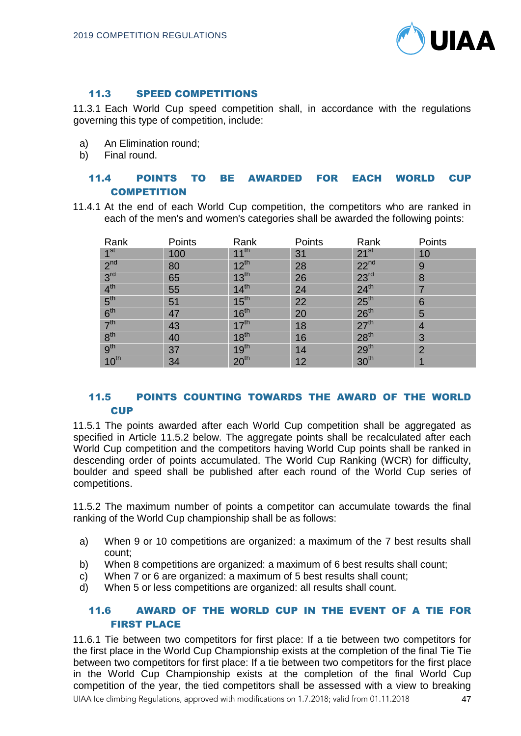### 11.3 SPEED COMPETITIONS

11.3.1 Each World Cup speed competition shall, in accordance with the regulations governing this type of competition, include:

a) An Elimination round;
b) Final round.

### 11.4 POINTS TO BE AWARDED FOR EACH WORLD CUP COMPETITION

11.4.1 At the end of each World Cup competition, the competitors who are ranked in each of the men's and women's categories shall be awarded the following points:

| Rank | Points | Rank | Points | Rank | Points |
|---|---|---|---|---|---|
| 1st | 100 | 11th | 31 | 21st | 10 |
| 2nd | 80 | 12th | 28 | 22nd | 9 |
| 3rd | 65 | 13th | 26 | 23rd | 8 |
| 4th | 55 | 14th | 24 | 24th | 7 |
| 5th | 51 | 15th | 22 | 25th | 6 |
| 6th | 47 | 16th | 20 | 26th | 5 |
| 7th | 43 | 17th | 18 | 27th | 4 |
| 8th | 40 | 18th | 16 | 28th | 3 |
| 9th | 37 | 19th | 14 | 29th | 2 |
| 10th | 34 | 20th | 12 | 30th | 1 |

### 11.5 POINTS COUNTING TOWARDS THE AWARD OF THE WORLD CUP

11.5.1 The points awarded after each World Cup competition shall be aggregated as specified in Article 11.5.2 below. The aggregate points shall be recalculated after each World Cup competition and the competitors having World Cup points shall be ranked in descending order of points accumulated. The World Cup Ranking (WCR) for difficulty, boulder and speed shall be published after each round of the World Cup series of competitions.

11.5.2 The maximum number of points a competitor can accumulate towards the final ranking of the World Cup championship shall be as follows:

a) When 9 or 10 competitions are organized: a maximum of the 7 best results shall count;
b) When 8 competitions are organized: a maximum of 6 best results shall count;
c) When 7 or 6 are organized: a maximum of 5 best results shall count;
d) When 5 or less competitions are organized: all results shall count.

### 11.6 AWARD OF THE WORLD CUP IN THE EVENT OF A TIE FOR FIRST PLACE

11.6.1 Tie between two competitors for first place: If a tie between two competitors for the first place in the World Cup Championship exists at the completion of the final Tie Tie between two competitors for first place: If a tie between two competitors for the first place in the World Cup Championship exists at the completion of the final World Cup competition of the year, the tied competitors shall be assessed with a view to breaking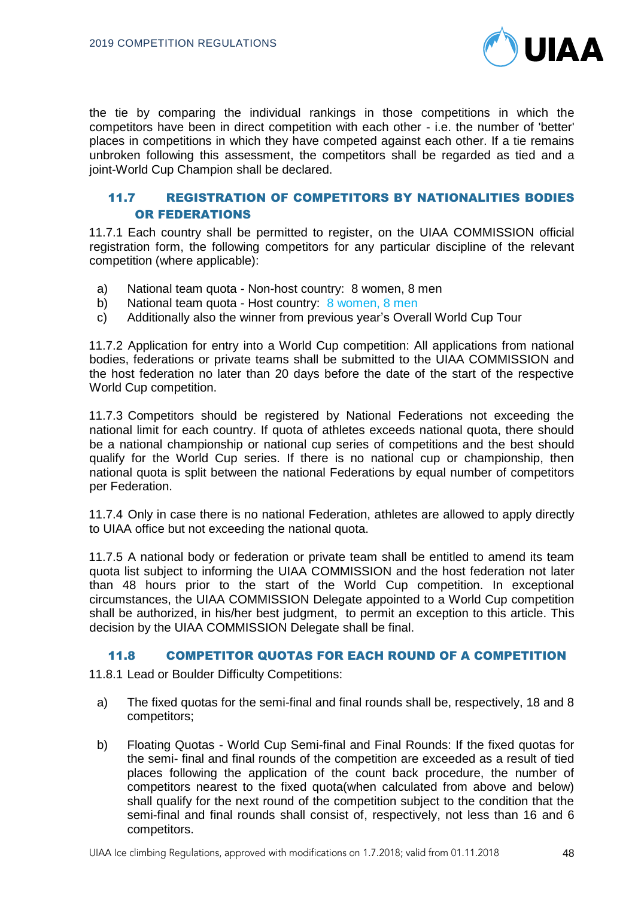the tie by comparing the individual rankings in those competitions in which the competitors have been in direct competition with each other - i.e. the number of 'better' places in competitions in which they have competed against each other. If a tie remains unbroken following this assessment, the competitors shall be regarded as tied and a joint-World Cup Champion shall be declared.

## 11.7 REGISTRATION OF COMPETITORS BY NATIONALITIES BODIES OR FEDERATIONS

11.7.1 Each country shall be permitted to register, on the UIAA COMMISSION official registration form, the following competitors for any particular discipline of the relevant competition (where applicable):

a) National team quota - Non-host country: 8 women, 8 men
b) National team quota - Host country: 8 women, 8 men
c) Additionally also the winner from previous year's Overall World Cup Tour

11.7.2 Application for entry into a World Cup competition: All applications from national bodies, federations or private teams shall be submitted to the UIAA COMMISSION and the host federation no later than 20 days before the date of the start of the respective World Cup competition.

11.7.3 Competitors should be registered by National Federations not exceeding the national limit for each country. If quota of athletes exceeds national quota, there should be a national championship or national cup series of competitions and the best should qualify for the World Cup series. If there is no national cup or championship, then national quota is split between the national Federations by equal number of competitors per Federation.

11.7.4 Only in case there is no national Federation, athletes are allowed to apply directly to UIAA office but not exceeding the national quota.

11.7.5 A national body or federation or private team shall be entitled to amend its team quota list subject to informing the UIAA COMMISSION and the host federation not later than 48 hours prior to the start of the World Cup competition. In exceptional circumstances, the UIAA COMMISSION Delegate appointed to a World Cup competition shall be authorized, in his/her best judgment, to permit an exception to this article. This decision by the UIAA COMMISSION Delegate shall be final.

## 11.8 COMPETITOR QUOTAS FOR EACH ROUND OF A COMPETITION

11.8.1 Lead or Boulder Difficulty Competitions:

a) The fixed quotas for the semi-final and final rounds shall be, respectively, 18 and 8 competitors;

b) Floating Quotas - World Cup Semi-final and Final Rounds: If the fixed quotas for the semi- final and final rounds of the competition are exceeded as a result of tied places following the application of the count back procedure, the number of competitors nearest to the fixed quota(when calculated from above and below) shall qualify for the next round of the competition subject to the condition that the semi-final and final rounds shall consist of, respectively, not less than 16 and 6 competitors.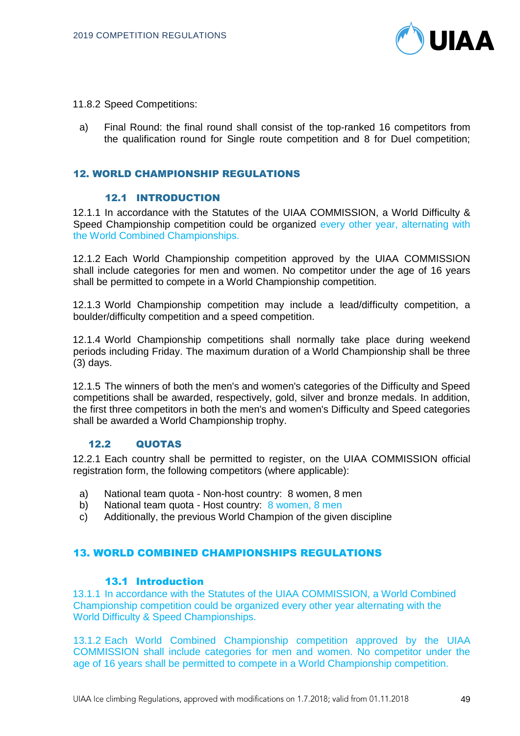11.8.2 Speed Competitions:

a) Final Round: the final round shall consist of the top-ranked 16 competitors from the qualification round for Single route competition and 8 for Duel competition;

## 12. WORLD CHAMPIONSHIP REGULATIONS

### 12.1 INTRODUCTION

12.1.1 In accordance with the Statutes of the UIAA COMMISSION, a World Difficulty & Speed Championship competition could be organized every other year, alternating with the World Combined Championships.

12.1.2 Each World Championship competition approved by the UIAA COMMISSION shall include categories for men and women. No competitor under the age of 16 years shall be permitted to compete in a World Championship competition.

12.1.3 World Championship competition may include a lead/difficulty competition, a boulder/difficulty competition and a speed competition.

12.1.4 World Championship competitions shall normally take place during weekend periods including Friday. The maximum duration of a World Championship shall be three (3) days.

12.1.5 The winners of both the men's and women's categories of the Difficulty and Speed competitions shall be awarded, respectively, gold, silver and bronze medals. In addition, the first three competitors in both the men's and women's Difficulty and Speed categories shall be awarded a World Championship trophy.

### 12.2 QUOTAS

12.2.1 Each country shall be permitted to register, on the UIAA COMMISSION official registration form, the following competitors (where applicable):

a) National team quota - Non-host country: 8 women, 8 men
b) National team quota - Host country: 8 women, 8 men
c) Additionally, the previous World Champion of the given discipline

## 13. WORLD COMBINED CHAMPIONSHIPS REGULATIONS

### 13.1 Introduction

13.1.1 In accordance with the Statutes of the UIAA COMMISSION, a World Combined Championship competition could be organized every other year alternating with the World Difficulty & Speed Championships.

13.1.2 Each World Combined Championship competition approved by the UIAA COMMISSION shall include categories for men and women. No competitor under the age of 16 years shall be permitted to compete in a World Championship competition.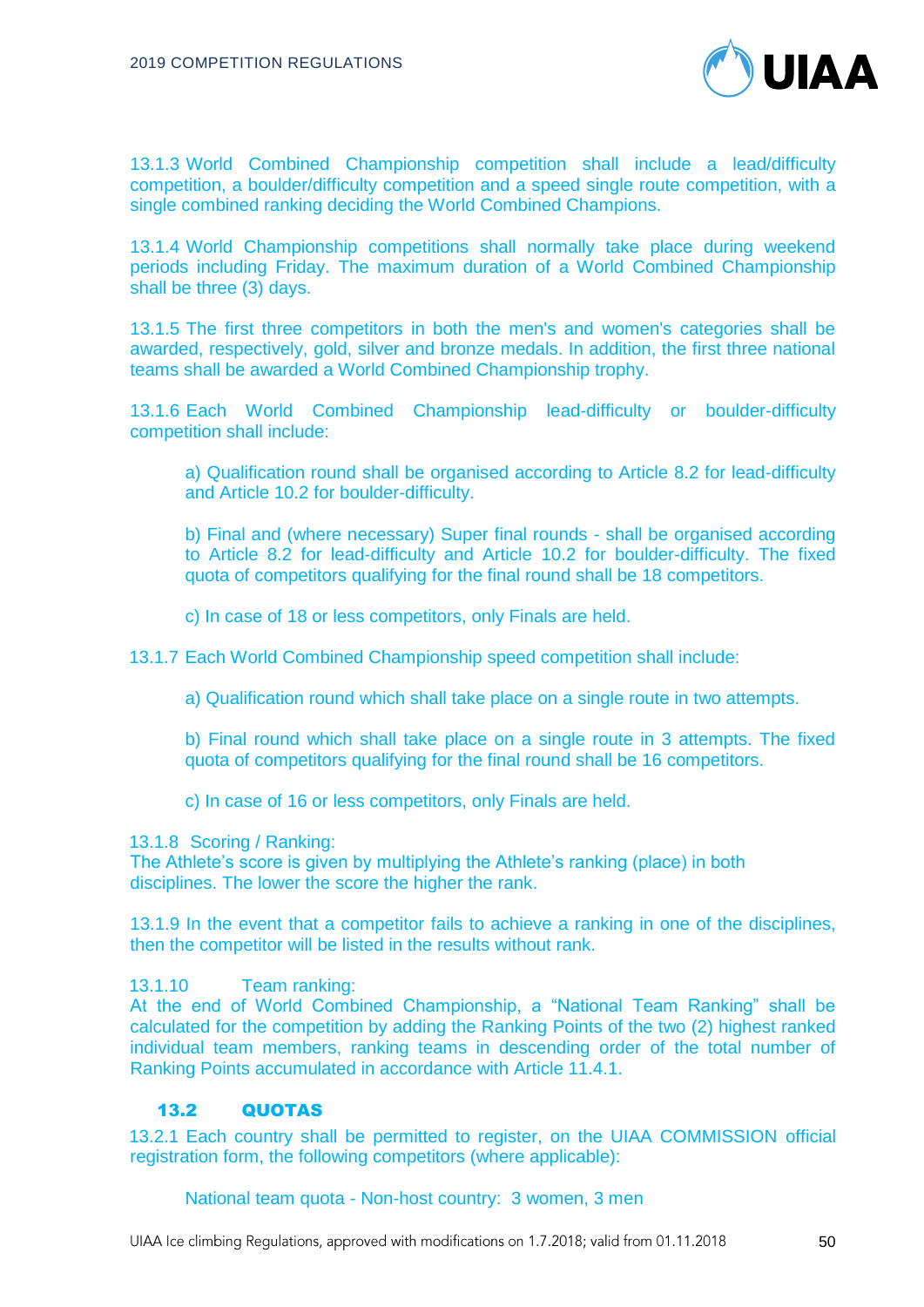13.1.3 World Combined Championship competition shall include a lead/difficulty competition, a boulder/difficulty competition and a speed single route competition, with a single combined ranking deciding the World Combined Champions.

13.1.4 World Championship competitions shall normally take place during weekend periods including Friday. The maximum duration of a World Combined Championship shall be three (3) days.

13.1.5 The first three competitors in both the men's and women's categories shall be awarded, respectively, gold, silver and bronze medals. In addition, the first three national teams shall be awarded a World Combined Championship trophy.

13.1.6 Each World Combined Championship lead-difficulty or boulder-difficulty competition shall include:

a) Qualification round shall be organised according to Article 8.2 for lead-difficulty and Article 10.2 for boulder-difficulty.

b) Final and (where necessary) Super final rounds - shall be organised according to Article 8.2 for lead-difficulty and Article 10.2 for boulder-difficulty. The fixed quota of competitors qualifying for the final round shall be 18 competitors.

c) In case of 18 or less competitors, only Finals are held.

13.1.7 Each World Combined Championship speed competition shall include:

a) Qualification round which shall take place on a single route in two attempts.

b) Final round which shall take place on a single route in 3 attempts. The fixed quota of competitors qualifying for the final round shall be 16 competitors.

c) In case of 16 or less competitors, only Finals are held.

13.1.8 Scoring / Ranking:
The Athlete's score is given by multiplying the Athlete's ranking (place) in both disciplines. The lower the score the higher the rank.

13.1.9 In the event that a competitor fails to achieve a ranking in one of the disciplines, then the competitor will be listed in the results without rank.

13.1.10 Team ranking:
At the end of World Combined Championship, a "National Team Ranking" shall be calculated for the competition by adding the Ranking Points of the two (2) highest ranked individual team members, ranking teams in descending order of the total number of Ranking Points accumulated in accordance with Article 11.4.1.

## 13.2 QUOTAS

13.2.1 Each country shall be permitted to register, on the UIAA COMMISSION official registration form, the following competitors (where applicable):

National team quota - Non-host country: 3 women, 3 men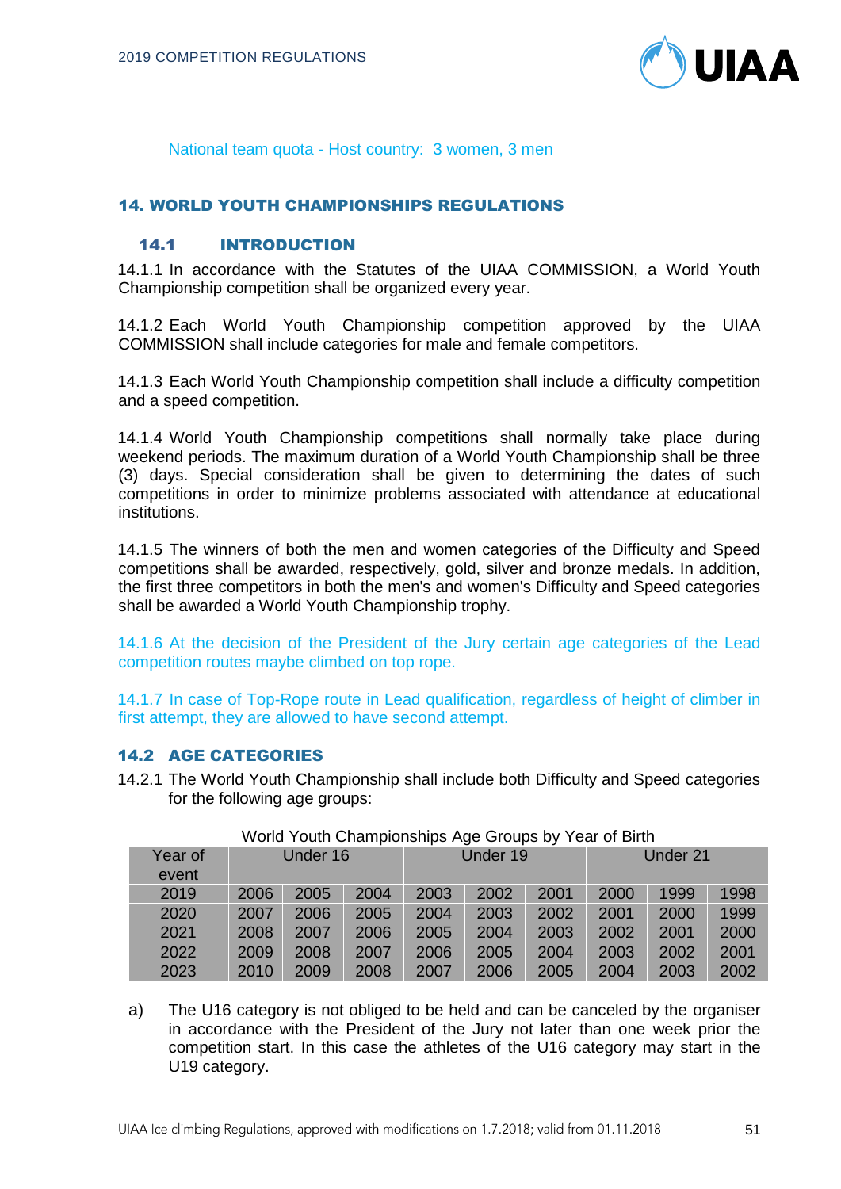National team quota - Host country: 3 women, 3 men

## 14. WORLD YOUTH CHAMPIONSHIPS REGULATIONS

### 14.1 INTRODUCTION

14.1.1 In accordance with the Statutes of the UIAA COMMISSION, a World Youth Championship competition shall be organized every year.

14.1.2 Each World Youth Championship competition approved by the UIAA COMMISSION shall include categories for male and female competitors.

14.1.3 Each World Youth Championship competition shall include a difficulty competition and a speed competition.

14.1.4 World Youth Championship competitions shall normally take place during weekend periods. The maximum duration of a World Youth Championship shall be three (3) days. Special consideration shall be given to determining the dates of such competitions in order to minimize problems associated with attendance at educational institutions.

14.1.5 The winners of both the men and women categories of the Difficulty and Speed competitions shall be awarded, respectively, gold, silver and bronze medals. In addition, the first three competitors in both the men's and women's Difficulty and Speed categories shall be awarded a World Youth Championship trophy.

14.1.6 At the decision of the President of the Jury certain age categories of the Lead competition routes maybe climbed on top rope.

14.1.7 In case of Top-Rope route in Lead qualification, regardless of height of climber in first attempt, they are allowed to have second attempt.

### 14.2 AGE CATEGORIES

14.2.1 The World Youth Championship shall include both Difficulty and Speed categories for the following age groups:

World Youth Championships Age Groups by Year of Birth

| Year of event | Under 16 | | | Under 19 | | | Under 21 | | |
|---|---|---|---|---|---|---|---|---|---|
| 2019 | 2006 | 2005 | 2004 | 2003 | 2002 | 2001 | 2000 | 1999 | 1998 |
| 2020 | 2007 | 2006 | 2005 | 2004 | 2003 | 2002 | 2001 | 2000 | 1999 |
| 2021 | 2008 | 2007 | 2006 | 2005 | 2004 | 2003 | 2002 | 2001 | 2000 |
| 2022 | 2009 | 2008 | 2007 | 2006 | 2005 | 2004 | 2003 | 2002 | 2001 |
| 2023 | 2010 | 2009 | 2008 | 2007 | 2006 | 2005 | 2004 | 2003 | 2002 |

a) The U16 category is not obliged to be held and can be canceled by the organiser in accordance with the President of the Jury not later than one week prior the competition start. In this case the athletes of the U16 category may start in the U19 category.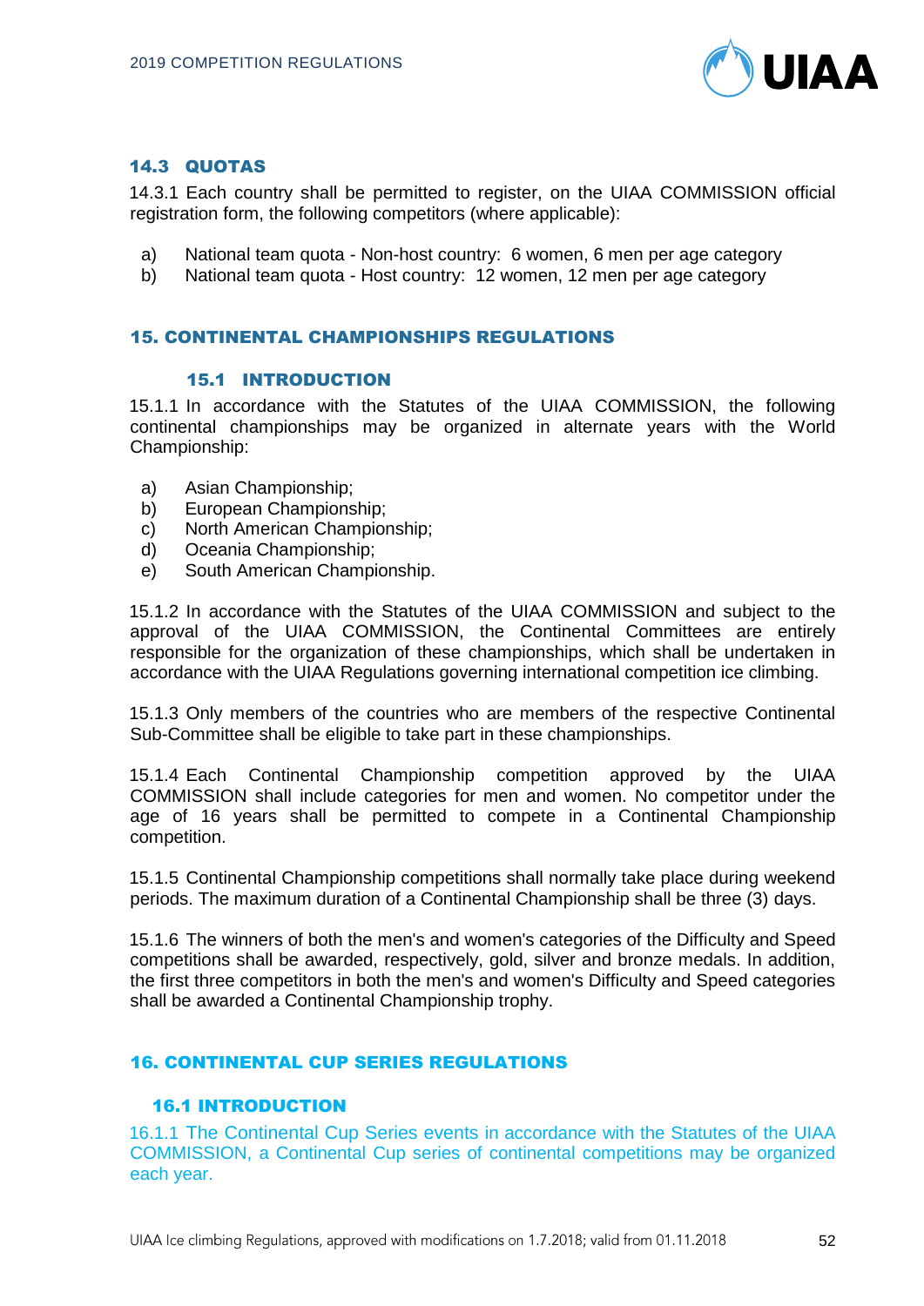### 14.3 QUOTAS

14.3.1 Each country shall be permitted to register, on the UIAA COMMISSION official registration form, the following competitors (where applicable):

a) National team quota - Non-host country: 6 women, 6 men per age category
b) National team quota - Host country: 12 women, 12 men per age category

## 15. CONTINENTAL CHAMPIONSHIPS REGULATIONS

### 15.1 INTRODUCTION

15.1.1 In accordance with the Statutes of the UIAA COMMISSION, the following continental championships may be organized in alternate years with the World Championship:

a) Asian Championship;
b) European Championship;
c) North American Championship;
d) Oceania Championship;
e) South American Championship.

15.1.2 In accordance with the Statutes of the UIAA COMMISSION and subject to the approval of the UIAA COMMISSION, the Continental Committees are entirely responsible for the organization of these championships, which shall be undertaken in accordance with the UIAA Regulations governing international competition ice climbing.

15.1.3 Only members of the countries who are members of the respective Continental Sub-Committee shall be eligible to take part in these championships.

15.1.4 Each Continental Championship competition approved by the UIAA COMMISSION shall include categories for men and women. No competitor under the age of 16 years shall be permitted to compete in a Continental Championship competition.

15.1.5 Continental Championship competitions shall normally take place during weekend periods. The maximum duration of a Continental Championship shall be three (3) days.

15.1.6 The winners of both the men's and women's categories of the Difficulty and Speed competitions shall be awarded, respectively, gold, silver and bronze medals. In addition, the first three competitors in both the men's and women's Difficulty and Speed categories shall be awarded a Continental Championship trophy.

## 16. CONTINENTAL CUP SERIES REGULATIONS

### 16.1 INTRODUCTION

16.1.1 The Continental Cup Series events in accordance with the Statutes of the UIAA COMMISSION, a Continental Cup series of continental competitions may be organized each year.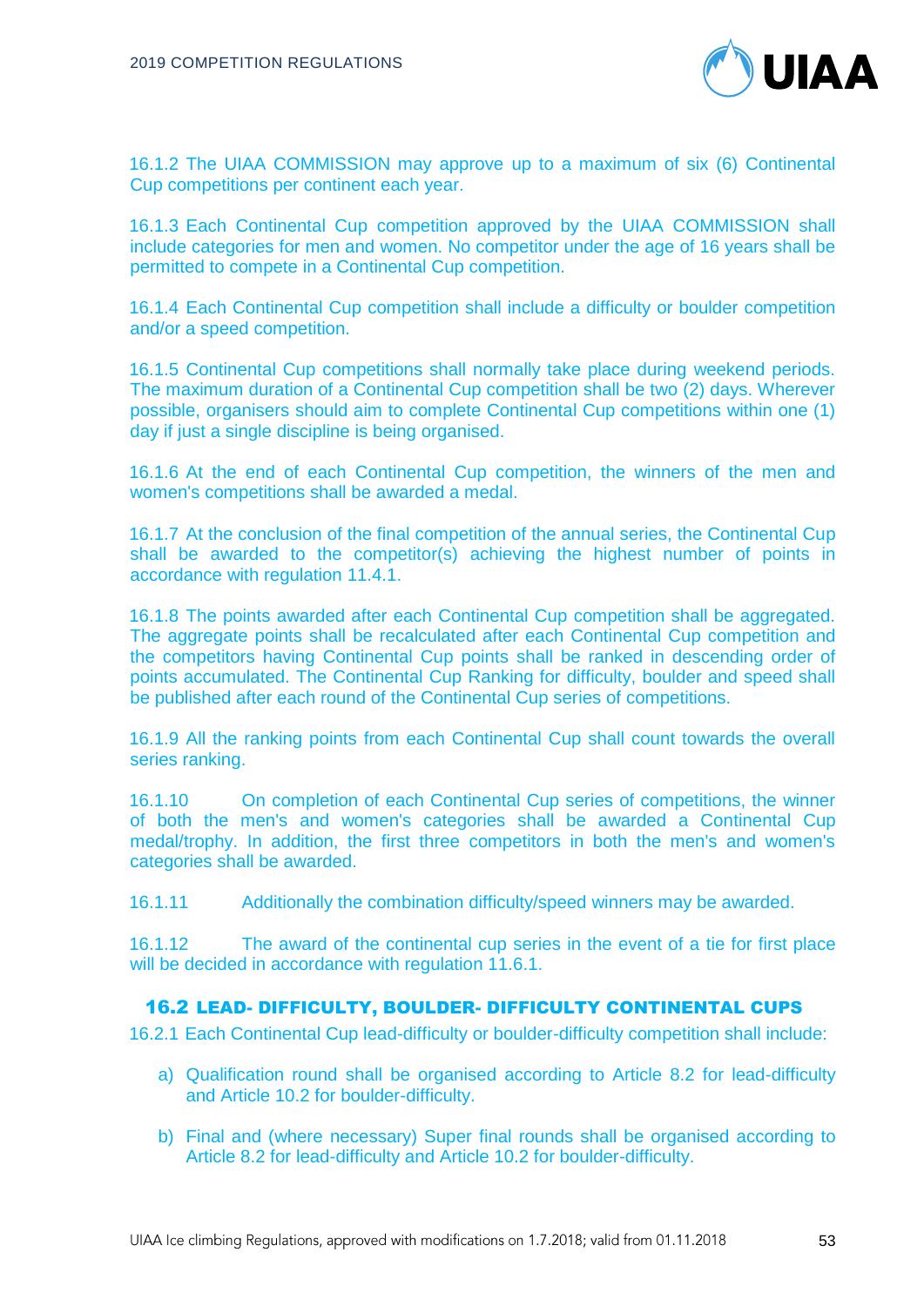16.1.2 The UIAA COMMISSION may approve up to a maximum of six (6) Continental Cup competitions per continent each year.

16.1.3 Each Continental Cup competition approved by the UIAA COMMISSION shall include categories for men and women. No competitor under the age of 16 years shall be permitted to compete in a Continental Cup competition.

16.1.4 Each Continental Cup competition shall include a difficulty or boulder competition and/or a speed competition.

16.1.5 Continental Cup competitions shall normally take place during weekend periods. The maximum duration of a Continental Cup competition shall be two (2) days. Wherever possible, organisers should aim to complete Continental Cup competitions within one (1) day if just a single discipline is being organised.

16.1.6 At the end of each Continental Cup competition, the winners of the men and women's competitions shall be awarded a medal.

16.1.7 At the conclusion of the final competition of the annual series, the Continental Cup shall be awarded to the competitor(s) achieving the highest number of points in accordance with regulation 11.4.1.

16.1.8 The points awarded after each Continental Cup competition shall be aggregated. The aggregate points shall be recalculated after each Continental Cup competition and the competitors having Continental Cup points shall be ranked in descending order of points accumulated. The Continental Cup Ranking for difficulty, boulder and speed shall be published after each round of the Continental Cup series of competitions.

16.1.9 All the ranking points from each Continental Cup shall count towards the overall series ranking.

16.1.10 On completion of each Continental Cup series of competitions, the winner of both the men's and women's categories shall be awarded a Continental Cup medal/trophy. In addition, the first three competitors in both the men's and women's categories shall be awarded.

16.1.11 Additionally the combination difficulty/speed winners may be awarded.

16.1.12 The award of the continental cup series in the event of a tie for first place will be decided in accordance with regulation 11.6.1.

## 16.2 LEAD- DIFFICULTY, BOULDER- DIFFICULTY CONTINENTAL CUPS

16.2.1 Each Continental Cup lead-difficulty or boulder-difficulty competition shall include:

a) Qualification round shall be organised according to Article 8.2 for lead-difficulty and Article 10.2 for boulder-difficulty.

b) Final and (where necessary) Super final rounds shall be organised according to Article 8.2 for lead-difficulty and Article 10.2 for boulder-difficulty.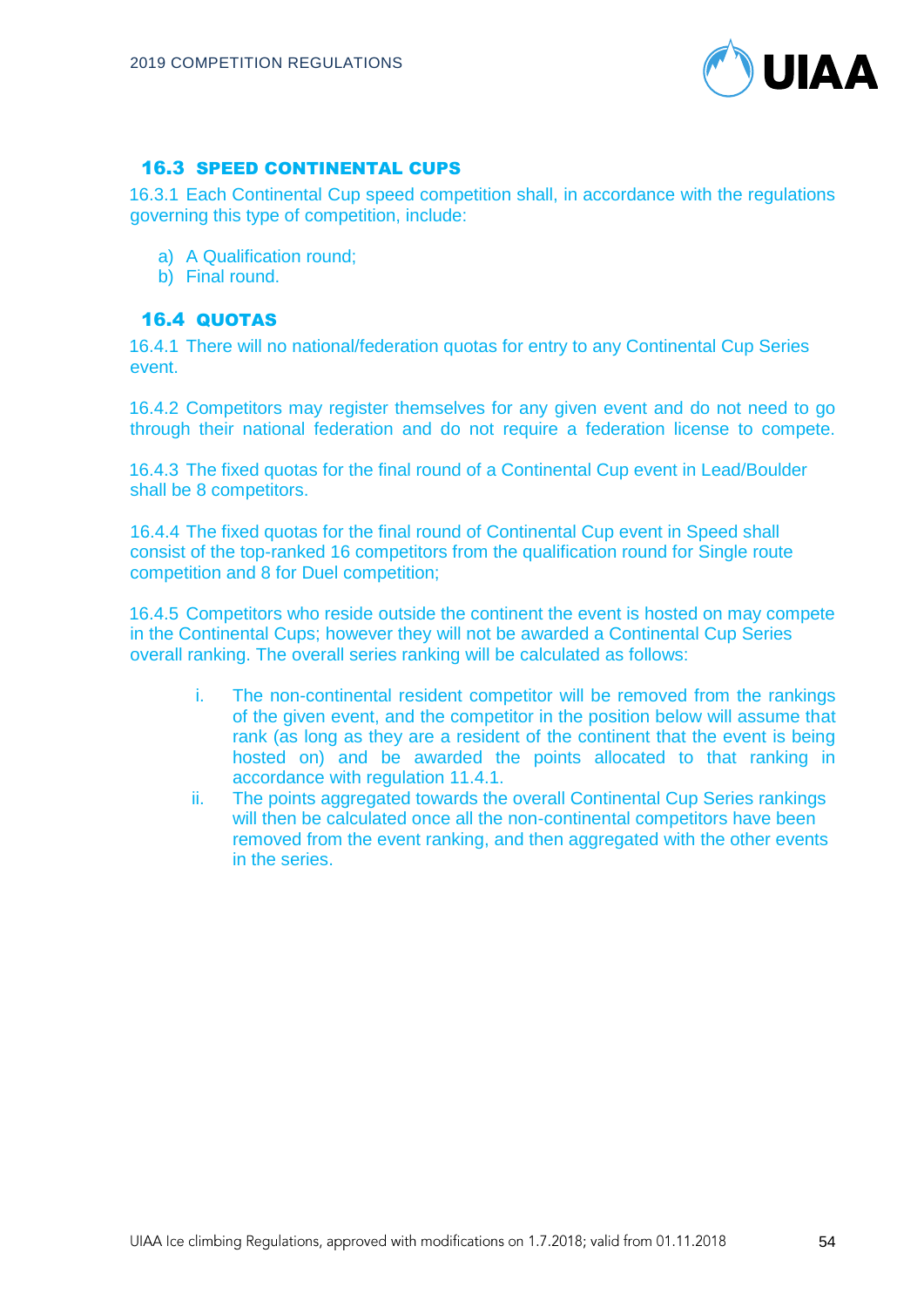## 16.3 SPEED CONTINENTAL CUPS

16.3.1 Each Continental Cup speed competition shall, in accordance with the regulations governing this type of competition, include:

a) A Qualification round;
b) Final round.

## 16.4 QUOTAS

16.4.1 There will no national/federation quotas for entry to any Continental Cup Series event.

16.4.2 Competitors may register themselves for any given event and do not need to go through their national federation and do not require a federation license to compete.

16.4.3 The fixed quotas for the final round of a Continental Cup event in Lead/Boulder shall be 8 competitors.

16.4.4 The fixed quotas for the final round of Continental Cup event in Speed shall consist of the top-ranked 16 competitors from the qualification round for Single route competition and 8 for Duel competition;

16.4.5 Competitors who reside outside the continent the event is hosted on may compete in the Continental Cups; however they will not be awarded a Continental Cup Series overall ranking. The overall series ranking will be calculated as follows:

i. The non-continental resident competitor will be removed from the rankings of the given event, and the competitor in the position below will assume that rank (as long as they are a resident of the continent that the event is being hosted on) and be awarded the points allocated to that ranking in accordance with regulation 11.4.1.

ii. The points aggregated towards the overall Continental Cup Series rankings will then be calculated once all the non-continental competitors have been removed from the event ranking, and then aggregated with the other events in the series.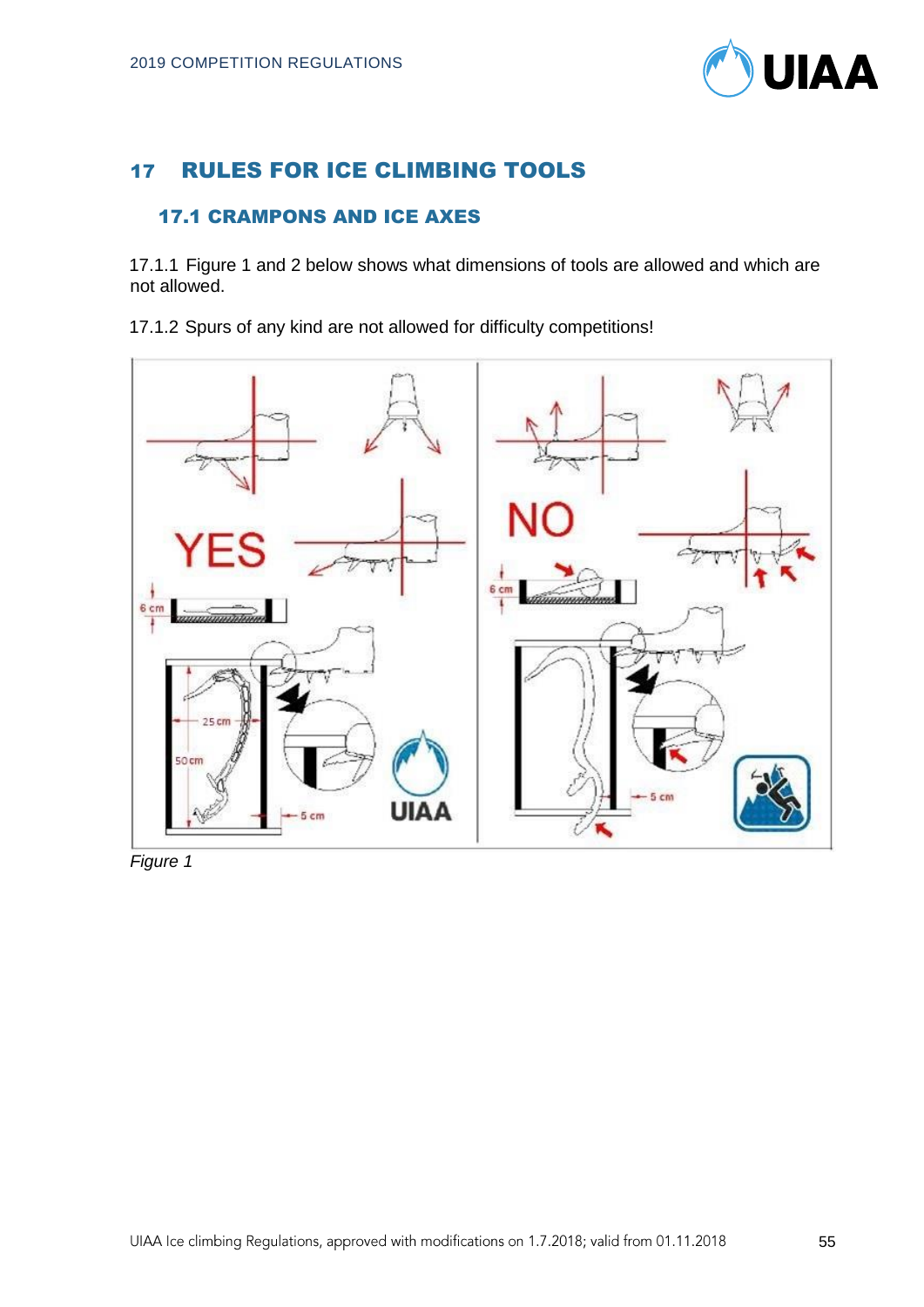## 17 RULES FOR ICE CLIMBING TOOLS

### 17.1 CRAMPONS AND ICE AXES

17.1.1 Figure 1 and 2 below shows what dimensions of tools are allowed and which are not allowed.

17.1.2 Spurs of any kind are not allowed for difficulty competitions!

*Figure 1*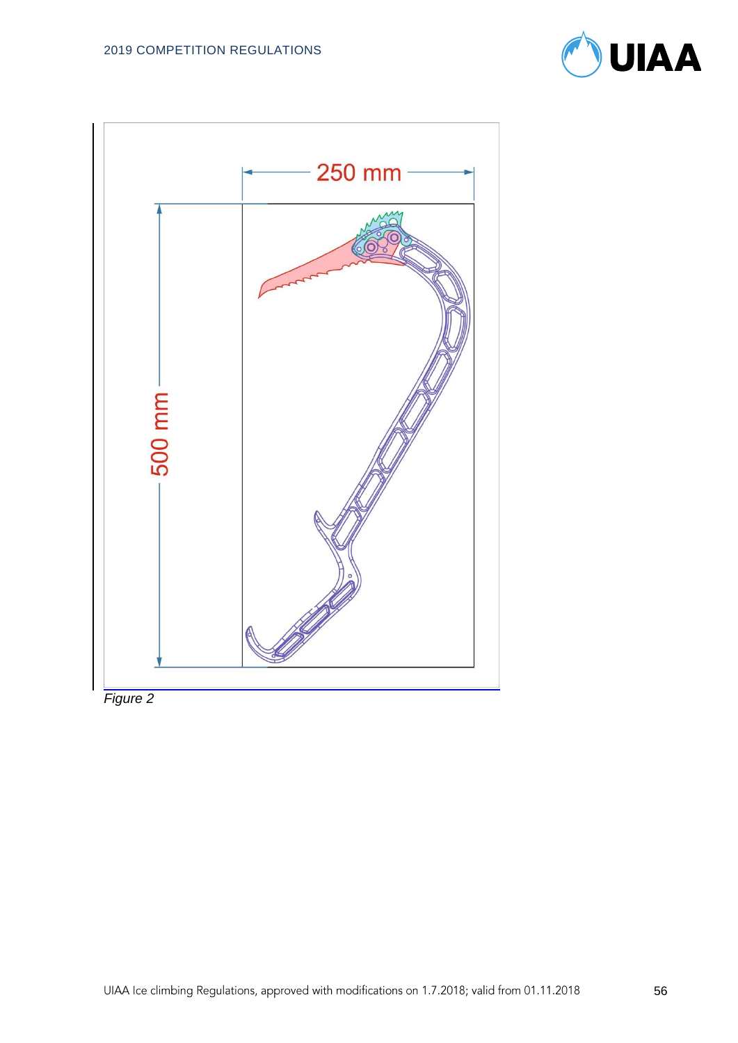250 mm

500 mm

*Figure 2*